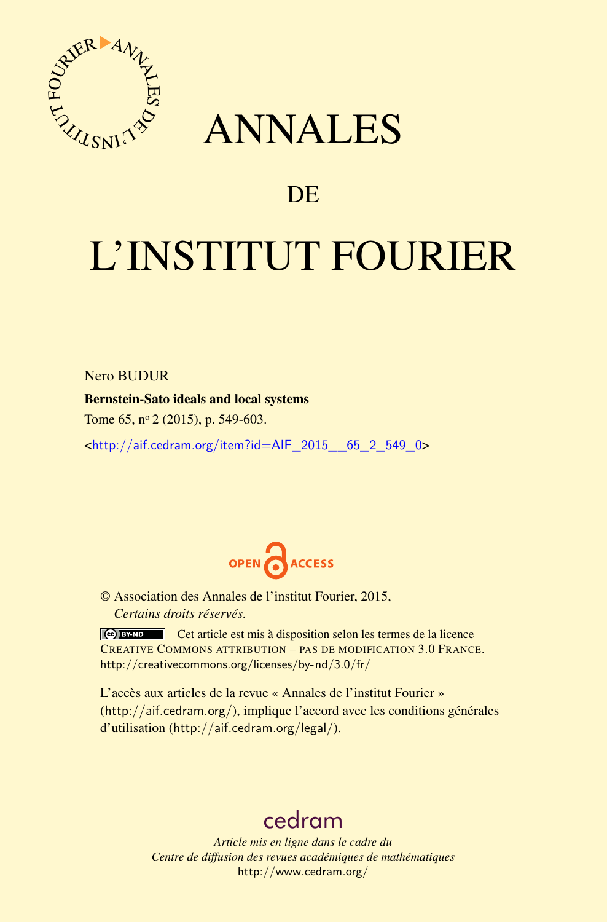# ANNALES

## DE

# L'INSTITUT FOURIER

Nero BUDUR

**Bernstein-Sato ideals and local systems**

Tome 65, nº 2 (2015), p. 549-603.

<http://aif.cedram.org/item?id=AIF_2015__65_2_549_0>

OPEN ACCESS

© Association des Annales de l'institut Fourier, 2015,
*Certains droits réservés.*

Cet article est mis à disposition selon les termes de la licence CREATIVE COMMONS ATTRIBUTION – PAS DE MODIFICATION 3.0 FRANCE.
http://creativecommons.org/licenses/by-nd/3.0/fr/

L'accès aux articles de la revue « Annales de l'institut Fourier » (http://aif.cedram.org/), implique l'accord avec les conditions générales d'utilisation (http://aif.cedram.org/legal/).

cedram

*Article mis en ligne dans le cadre du*
*Centre de diffusion des revues académiques de mathématiques*
http://www.cedram.org/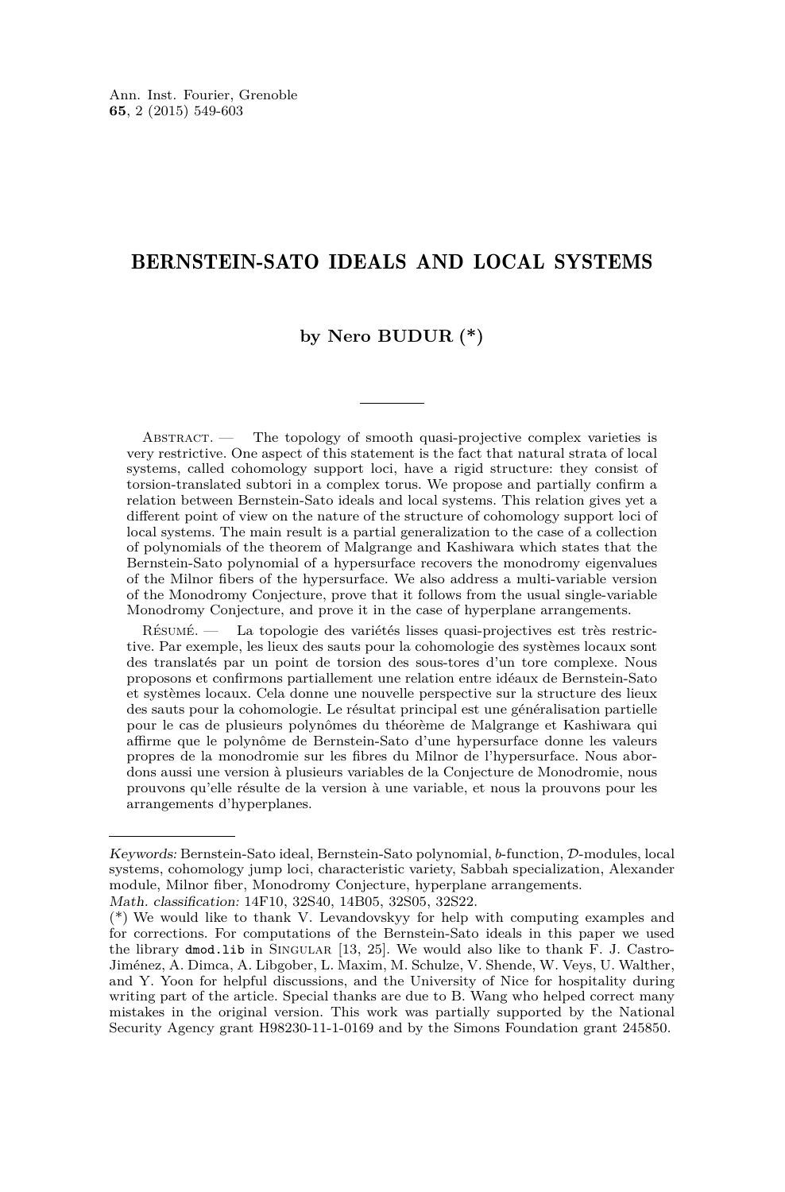# BERNSTEIN-SATO IDEALS AND LOCAL SYSTEMS

**by Nero BUDUR (\*)**

---

Abstract. — The topology of smooth quasi-projective complex varieties is very restrictive. One aspect of this statement is the fact that natural strata of local systems, called cohomology support loci, have a rigid structure: they consist of torsion-translated subtori in a complex torus. We propose and partially confirm a relation between Bernstein-Sato ideals and local systems. This relation gives yet a different point of view on the nature of the structure of cohomology support loci of local systems. The main result is a partial generalization to the case of a collection of polynomials of the theorem of Malgrange and Kashiwara which states that the Bernstein-Sato polynomial of a hypersurface recovers the monodromy eigenvalues of the Milnor fibers of the hypersurface. We also address a multi-variable version of the Monodromy Conjecture, prove that it follows from the usual single-variable Monodromy Conjecture, and prove it in the case of hyperplane arrangements.

Résumé. — La topologie des variétés lisses quasi-projectives est très restrictive. Par exemple, les lieux des sauts pour la cohomologie des systèmes locaux sont des translatés par un point de torsion des sous-tores d'un tore complexe. Nous proposons et confirmons partiellement une relation entre idéaux de Bernstein-Sato et systèmes locaux. Cela donne une nouvelle perspective sur la structure des lieux des sauts pour la cohomologie. Le résultat principal est une généralisation partielle pour le cas de plusieurs polynômes du théorème de Malgrange et Kashiwara qui affirme que le polynôme de Bernstein-Sato d'une hypersurface donne les valeurs propres de la monodromie sur les fibres du Milnor de l'hypersurface. Nous abordons aussi une version à plusieurs variables de la Conjecture de Monodromie, nous prouvons qu'elle résulte de la version à une variable, et nous la prouvons pour les arrangements d'hyperplanes.

---

*Keywords:* Bernstein-Sato ideal, Bernstein-Sato polynomial, $b$-function, $\mathcal{D}$-modules, local systems, cohomology jump loci, characteristic variety, Sabbah specialization, Alexander module, Milnor fiber, Monodromy Conjecture, hyperplane arrangements.

*Math. classification:* 14F10, 32S40, 14B05, 32S05, 32S22.

(\*) We would like to thank V. Levandovskyy for help with computing examples and for corrections. For computations of the Bernstein-Sato ideals in this paper we used the library `dmod.lib` in Singular [13, 25]. We would also like to thank F. J. Castro-Jiménez, A. Dimca, A. Libgober, L. Maxim, M. Schulze, V. Shende, W. Veys, U. Walther, and Y. Yoon for helpful discussions, and the University of Nice for hospitality during writing part of the article. Special thanks are due to B. Wang who helped correct many mistakes in the original version. This work was partially supported by the National Security Agency grant H98230-11-1-0169 and by the Simons Foundation grant 245850.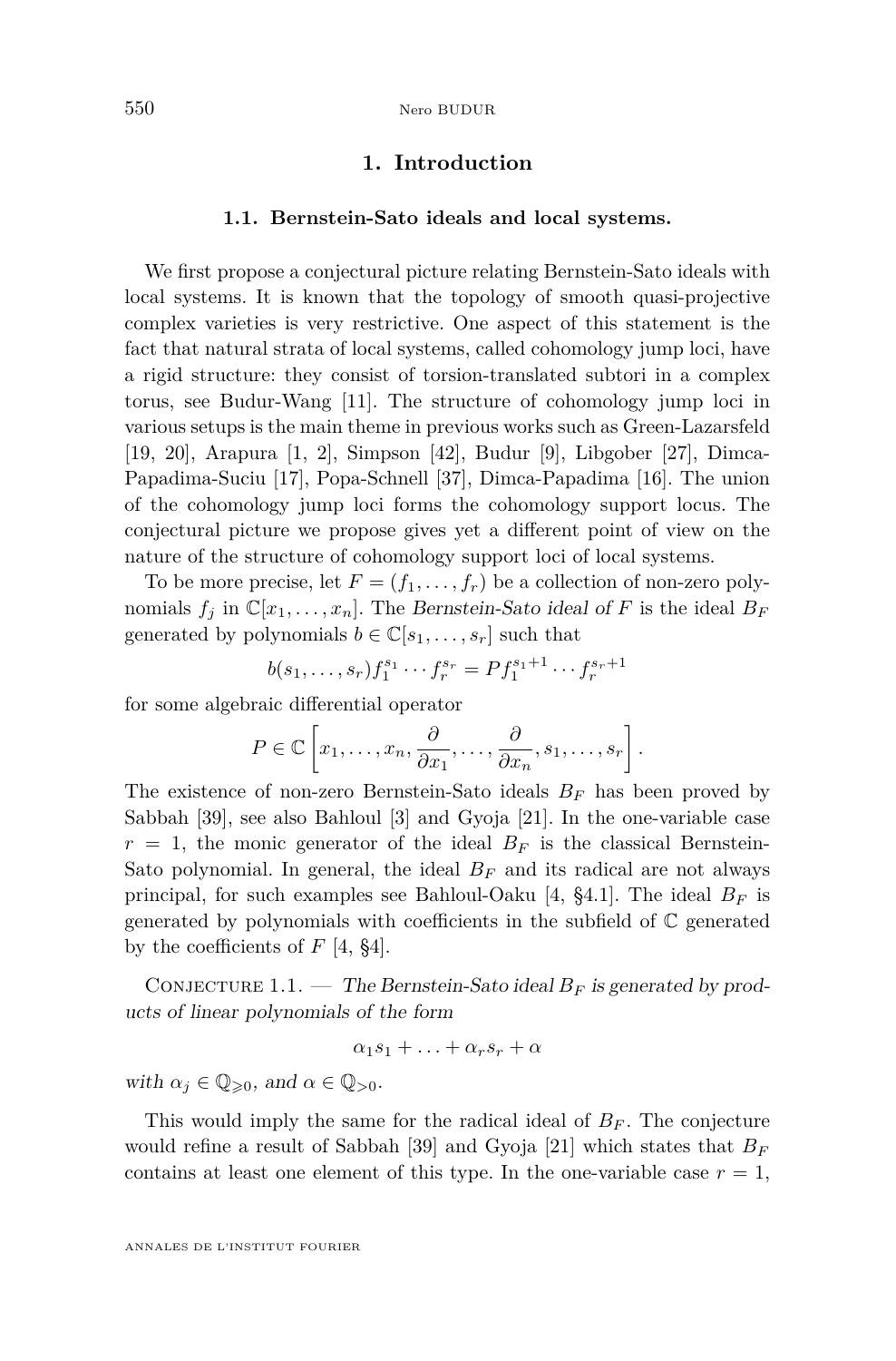# 1. Introduction

## 1.1. Bernstein-Sato ideals and local systems.

We first propose a conjectural picture relating Bernstein-Sato ideals with local systems. It is known that the topology of smooth quasi-projective complex varieties is very restrictive. One aspect of this statement is the fact that natural strata of local systems, called cohomology jump loci, have a rigid structure: they consist of torsion-translated subtori in a complex torus, see Budur-Wang [11]. The structure of cohomology jump loci in various setups is the main theme in previous works such as Green-Lazarsfeld [19, 20], Arapura [1, 2], Simpson [42], Budur [9], Libgober [27], Dimca-Papadima-Suciu [17], Popa-Schnell [37], Dimca-Papadima [16]. The union of the cohomology jump loci forms the cohomology support locus. The conjectural picture we propose gives yet a different point of view on the nature of the structure of cohomology support loci of local systems.

To be more precise, let $F = (f_1, \dots, f_r)$ be a collection of non-zero polynomials $f_j$ in $\mathbb{C}[x_1, \dots, x_n]$. The *Bernstein-Sato ideal of* $F$ is the ideal $B_F$ generated by polynomials $b \in \mathbb{C}[s_1, \dots, s_r]$ such that

$$b(s_1, \dots, s_r) f_1^{s_1} \cdots f_r^{s_r} = P f_1^{s_1+1} \cdots f_r^{s_r+1}$$

for some algebraic differential operator

$$P \in \mathbb{C}\left[x_1, \dots, x_n, \frac{\partial}{\partial x_1}, \dots, \frac{\partial}{\partial x_n}, s_1, \dots, s_r\right].$$

The existence of non-zero Bernstein-Sato ideals $B_F$ has been proved by Sabbah [39], see also Bahloul [3] and Gyoja [21]. In the one-variable case $r = 1$, the monic generator of the ideal $B_F$ is the classical Bernstein-Sato polynomial. In general, the ideal $B_F$ and its radical are not always principal, for such examples see Bahloul-Oaku [4, §4.1]. The ideal $B_F$ is generated by polynomials with coefficients in the subfield of $\mathbb{C}$ generated by the coefficients of $F$ [4, §4].

Conjecture 1.1. — *The Bernstein-Sato ideal $B_F$ is generated by products of linear polynomials of the form*

$$\alpha_1 s_1 + \dots + \alpha_r s_r + \alpha$$

*with $\alpha_j \in \mathbb{Q}_{\geqslant 0}$, and $\alpha \in \mathbb{Q}_{>0}$.*

This would imply the same for the radical ideal of $B_F$. The conjecture would refine a result of Sabbah [39] and Gyoja [21] which states that $B_F$ contains at least one element of this type. In the one-variable case $r = 1$,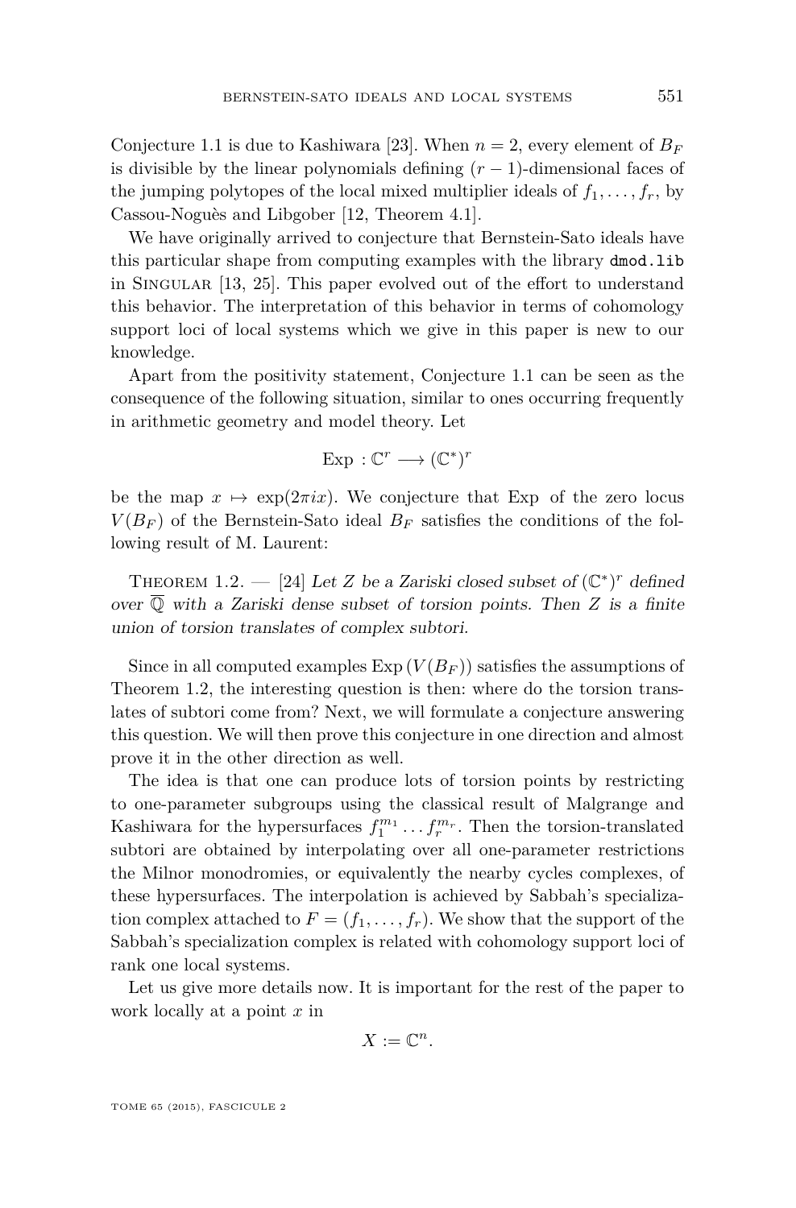Conjecture 1.1 is due to Kashiwara [23]. When $n = 2$, every element of $B_F$ is divisible by the linear polynomials defining $(r-1)$-dimensional faces of the jumping polytopes of the local mixed multiplier ideals of $f_1, \dots, f_r$, by Cassou-Noguès and Libgober [12, Theorem 4.1].

We have originally arrived to conjecture that Bernstein-Sato ideals have this particular shape from computing examples with the library `dmod.lib` in Singular [13, 25]. This paper evolved out of the effort to understand this behavior. The interpretation of this behavior in terms of cohomology support loci of local systems which we give in this paper is new to our knowledge.

Apart from the positivity statement, Conjecture 1.1 can be seen as the consequence of the following situation, similar to ones occurring frequently in arithmetic geometry and model theory. Let

$$\text{Exp} : \mathbb{C}^r \longrightarrow (\mathbb{C}^*)^r$$

be the map $x \mapsto \exp(2\pi i x)$. We conjecture that Exp of the zero locus $V(B_F)$ of the Bernstein-Sato ideal $B_F$ satisfies the conditions of the following result of M. Laurent:

Theorem 1.2. — [24] *Let $Z$ be a Zariski closed subset of $(\mathbb{C}^*)^r$ defined over $\overline{\mathbb{Q}}$ with a Zariski dense subset of torsion points. Then $Z$ is a finite union of torsion translates of complex subtori.*

Since in all computed examples $\text{Exp}\,(V(B_F))$ satisfies the assumptions of Theorem 1.2, the interesting question is then: where do the torsion translates of subtori come from? Next, we will formulate a conjecture answering this question. We will then prove this conjecture in one direction and almost prove it in the other direction as well.

The idea is that one can produce lots of torsion points by restricting to one-parameter subgroups using the classical result of Malgrange and Kashiwara for the hypersurfaces $f_1^{m_1} \dots f_r^{m_r}$. Then the torsion-translated subtori are obtained by interpolating over all one-parameter restrictions the Milnor monodromies, or equivalently the nearby cycles complexes, of these hypersurfaces. The interpolation is achieved by Sabbah's specialization complex attached to $F = (f_1, \dots, f_r)$. We show that the support of the Sabbah's specialization complex is related with cohomology support loci of rank one local systems.

Let us give more details now. It is important for the rest of the paper to work locally at a point $x$ in

$$X := \mathbb{C}^n.$$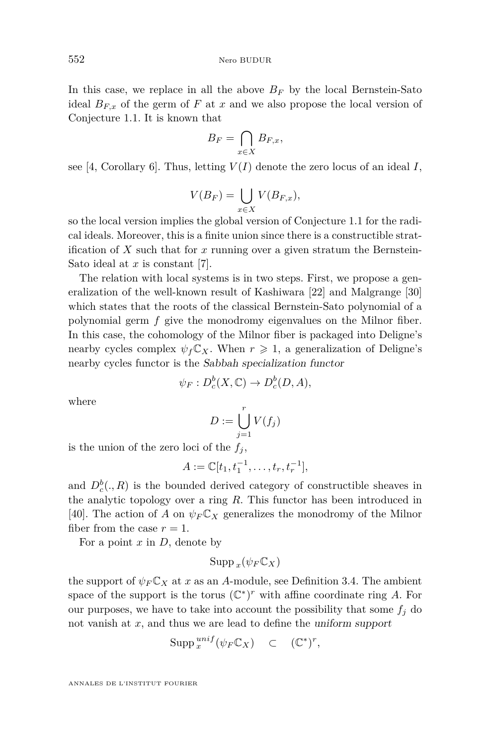In this case, we replace in all the above $B_F$ by the local Bernstein-Sato ideal $B_{F,x}$ of the germ of $F$ at $x$ and we also propose the local version of Conjecture 1.1. It is known that

$$B_F = \bigcap_{x \in X} B_{F,x},$$

see [4, Corollary 6]. Thus, letting $V(I)$ denote the zero locus of an ideal $I$,

$$V(B_F) = \bigcup_{x \in X} V(B_{F,x}),$$

so the local version implies the global version of Conjecture 1.1 for the radical ideals. Moreover, this is a finite union since there is a constructible stratification of $X$ such that for $x$ running over a given stratum the Bernstein-Sato ideal at $x$ is constant [7].

The relation with local systems is in two steps. First, we propose a generalization of the well-known result of Kashiwara [22] and Malgrange [30] which states that the roots of the classical Bernstein-Sato polynomial of a polynomial germ $f$ give the monodromy eigenvalues on the Milnor fiber. In this case, the cohomology of the Milnor fiber is packaged into Deligne's nearby cycles complex $\psi_f \mathbb{C}_X$. When $r \geqslant 1$, a generalization of Deligne's nearby cycles functor is the *Sabbah specialization functor*

$$\psi_F : D^b_c(X, \mathbb{C}) \to D^b_c(D, A),$$

where

$$D := \bigcup_{j=1}^{r} V(f_j)$$

is the union of the zero loci of the $f_j$,

$$A := \mathbb{C}[t_1, t_1^{-1}, \dots, t_r, t_r^{-1}],$$

and $D^b_c(., R)$ is the bounded derived category of constructible sheaves in the analytic topology over a ring $R$. This functor has been introduced in [40]. The action of $A$ on $\psi_F \mathbb{C}_X$ generalizes the monodromy of the Milnor fiber from the case $r = 1$.

For a point $x$ in $D$, denote by

$$\mathrm{Supp}_x(\psi_F \mathbb{C}_X)$$

the support of $\psi_F \mathbb{C}_X$ at $x$ as an $A$-module, see Definition 3.4. The ambient space of the support is the torus $(\mathbb{C}^*)^r$ with affine coordinate ring $A$. For our purposes, we have to take into account the possibility that some $f_j$ do not vanish at $x$, and thus we are lead to define the *uniform support*

$$\mathrm{Supp}^{unif}_x(\psi_F \mathbb{C}_X) \quad \subset \quad (\mathbb{C}^*)^r,$$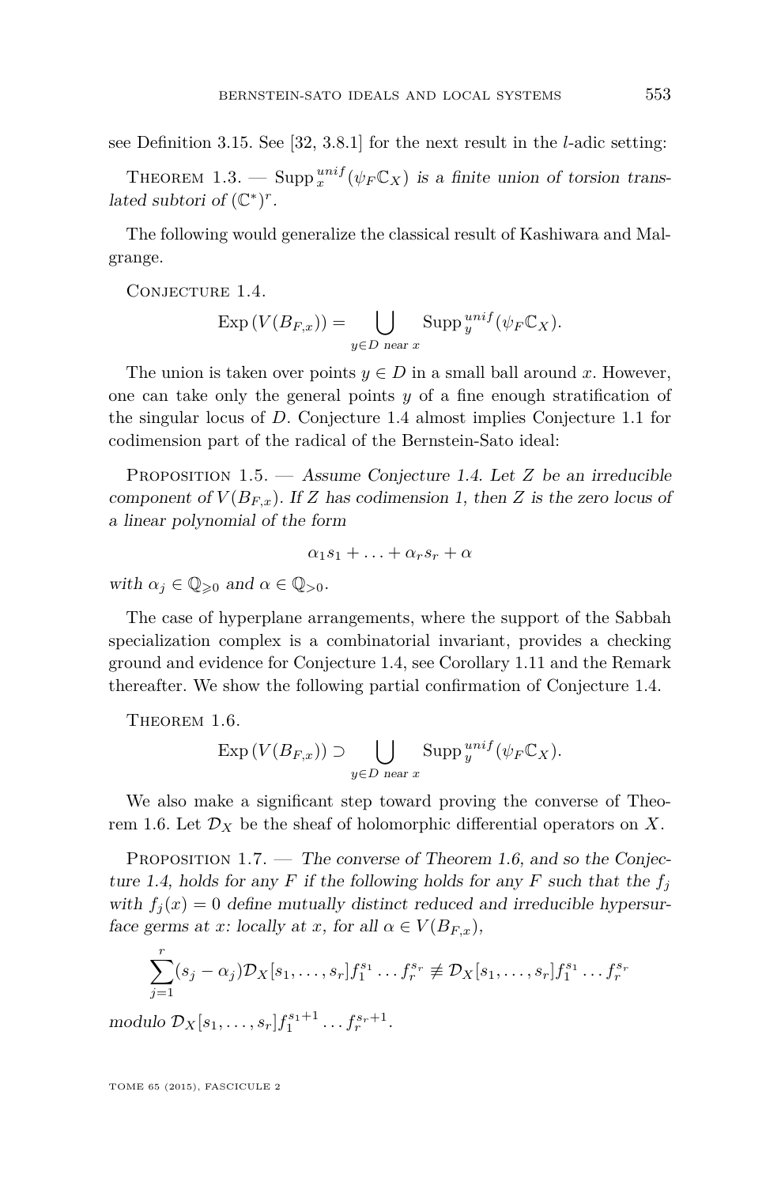see Definition 3.15. See [32, 3.8.1] for the next result in the $l$-adic setting:

Theorem 1.3. — *$\mathrm{Supp}_x^{unif}(\psi_F\mathbb{C}_X)$ is a finite union of torsion translated subtori of $(\mathbb{C}^*)^r$.*

The following would generalize the classical result of Kashiwara and Malgrange.

Conjecture 1.4.

$$\mathrm{Exp}\,(V(B_{F,x})) = \bigcup_{y\in D \text{ near } x} \mathrm{Supp}_y^{unif}(\psi_F\mathbb{C}_X).$$

The union is taken over points $y \in D$ in a small ball around $x$. However, one can take only the general points $y$ of a fine enough stratification of the singular locus of $D$. Conjecture 1.4 almost implies Conjecture 1.1 for codimension part of the radical of the Bernstein-Sato ideal:

Proposition 1.5. — *Assume Conjecture 1.4. Let $Z$ be an irreducible component of $V(B_{F,x})$. If $Z$ has codimension 1, then $Z$ is the zero locus of a linear polynomial of the form*

$$\alpha_1 s_1 + \ldots + \alpha_r s_r + \alpha$$

*with $\alpha_j \in \mathbb{Q}_{\geqslant 0}$ and $\alpha \in \mathbb{Q}_{>0}$.*

The case of hyperplane arrangements, where the support of the Sabbah specialization complex is a combinatorial invariant, provides a checking ground and evidence for Conjecture 1.4, see Corollary 1.11 and the Remark thereafter. We show the following partial confirmation of Conjecture 1.4.

Theorem 1.6.

$$\mathrm{Exp}\,(V(B_{F,x})) \supset \bigcup_{y\in D \text{ near } x} \mathrm{Supp}_y^{unif}(\psi_F\mathbb{C}_X).$$

We also make a significant step toward proving the converse of Theorem 1.6. Let $\mathcal{D}_X$ be the sheaf of holomorphic differential operators on $X$.

Proposition 1.7. — *The converse of Theorem 1.6, and so the Conjecture 1.4, holds for any $F$ if the following holds for any $F$ such that the $f_j$ with $f_j(x) = 0$ define mutually distinct reduced and irreducible hypersurface germs at $x$: locally at $x$, for all $\alpha \in V(B_{F,x})$,*

$$\sum_{j=1}^{r}(s_j - \alpha_j)\mathcal{D}_X[s_1,\ldots,s_r]f_1^{s_1}\ldots f_r^{s_r} \not\equiv \mathcal{D}_X[s_1,\ldots,s_r]f_1^{s_1}\ldots f_r^{s_r}$$

*modulo $\mathcal{D}_X[s_1,\ldots,s_r]f_1^{s_1+1}\ldots f_r^{s_r+1}$.*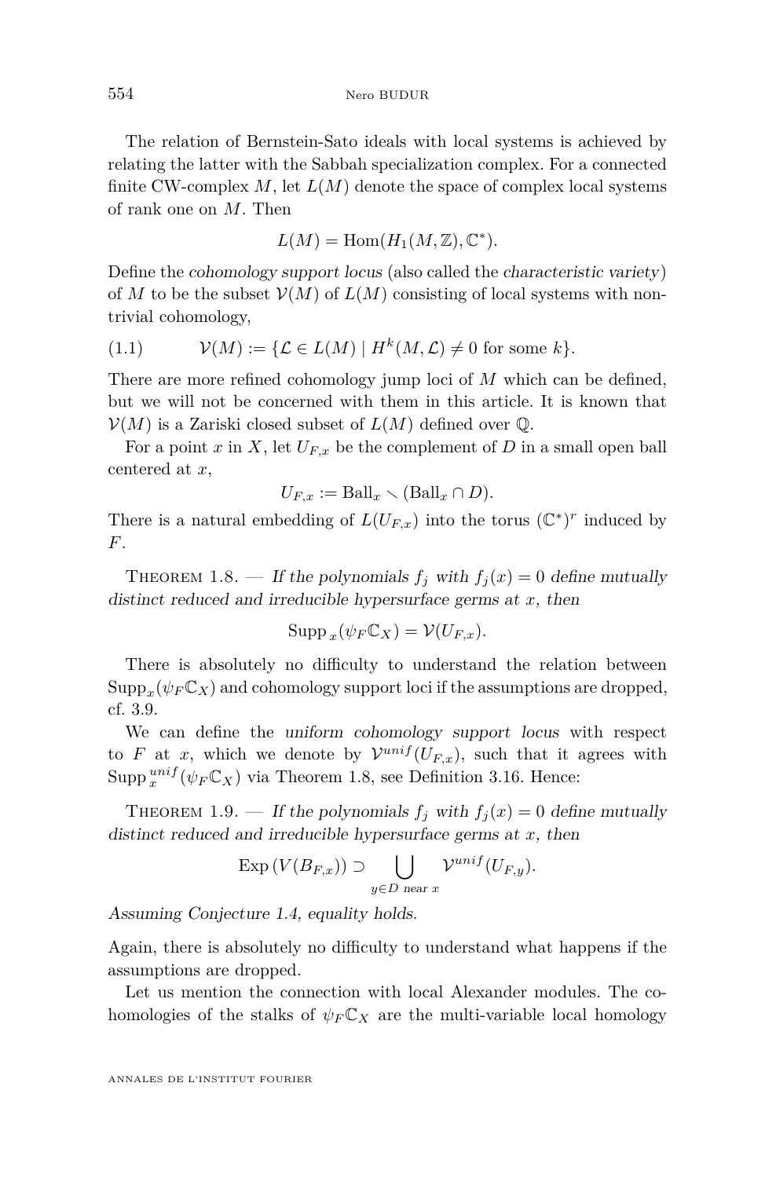The relation of Bernstein-Sato ideals with local systems is achieved by relating the latter with the Sabbah specialization complex. For a connected finite CW-complex $M$, let $L(M)$ denote the space of complex local systems of rank one on $M$. Then

$$L(M) = \mathrm{Hom}(H_1(M, \mathbb{Z}), \mathbb{C}^*).$$

Define the *cohomology support locus* (also called the *characteristic variety*) of $M$ to be the subset $\mathcal{V}(M)$ of $L(M)$ consisting of local systems with non-trivial cohomology,

$$\mathcal{V}(M) := \{\mathcal{L} \in L(M) \mid H^k(M, \mathcal{L}) \neq 0 \text{ for some } k\}. \tag{1.1}$$

There are more refined cohomology jump loci of $M$ which can be defined, but we will not be concerned with them in this article. It is known that $\mathcal{V}(M)$ is a Zariski closed subset of $L(M)$ defined over $\mathbb{Q}$.

For a point $x$ in $X$, let $U_{F,x}$ be the complement of $D$ in a small open ball centered at $x$,

$$U_{F,x} := \mathrm{Ball}_x \smallsetminus (\mathrm{Ball}_x \cap D).$$

There is a natural embedding of $L(U_{F,x})$ into the torus $(\mathbb{C}^*)^r$ induced by $F$.

Theorem 1.8. — *If the polynomials $f_j$ with $f_j(x) = 0$ define mutually distinct reduced and irreducible hypersurface germs at $x$, then*

$$\mathrm{Supp}_x(\psi_F \mathbb{C}_X) = \mathcal{V}(U_{F,x}).$$

There is absolutely no difficulty to understand the relation between $\mathrm{Supp}_x(\psi_F \mathbb{C}_X)$ and cohomology support loci if the assumptions are dropped, cf. 3.9.

We can define the *uniform cohomology support locus* with respect to $F$ at $x$, which we denote by $\mathcal{V}^{unif}(U_{F,x})$, such that it agrees with $\mathrm{Supp}_x^{unif}(\psi_F \mathbb{C}_X)$ via Theorem 1.8, see Definition 3.16. Hence:

Theorem 1.9. — *If the polynomials $f_j$ with $f_j(x) = 0$ define mutually distinct reduced and irreducible hypersurface germs at $x$, then*

$$\mathrm{Exp}\,(V(B_{F,x})) \supset \bigcup_{y \in D \text{ near } x} \mathcal{V}^{unif}(U_{F,y}).$$

*Assuming Conjecture 1.4, equality holds.*

Again, there is absolutely no difficulty to understand what happens if the assumptions are dropped.

Let us mention the connection with local Alexander modules. The cohomologies of the stalks of $\psi_F \mathbb{C}_X$ are the multi-variable local homology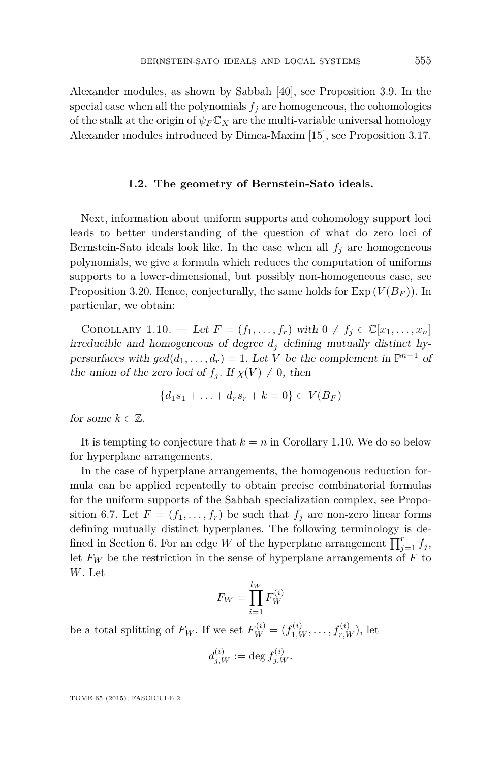Alexander modules, as shown by Sabbah [40], see Proposition 3.9. In the special case when all the polynomials $f_j$ are homogeneous, the cohomologies of the stalk at the origin of $\psi_F\mathbb{C}_X$ are the multi-variable universal homology Alexander modules introduced by Dimca-Maxim [15], see Proposition 3.17.

### 1.2. The geometry of Bernstein-Sato ideals.

Next, information about uniform supports and cohomology support loci leads to better understanding of the question of what do zero loci of Bernstein-Sato ideals look like. In the case when all $f_j$ are homogeneous polynomials, we give a formula which reduces the computation of uniforms supports to a lower-dimensional, but possibly non-homogeneous case, see Proposition 3.20. Hence, conjecturally, the same holds for $\operatorname{Exp}(V(B_F))$. In particular, we obtain:

Corollary 1.10. — *Let $F = (f_1, \dots, f_r)$ with $0 \neq f_j \in \mathbb{C}[x_1, \dots, x_n]$ irreducible and homogeneous of degree $d_j$ defining mutually distinct hypersurfaces with $gcd(d_1, \dots, d_r) = 1$. Let $V$ be the complement in $\mathbb{P}^{n-1}$ of the union of the zero loci of $f_j$. If $\chi(V) \neq 0$, then*

$$\{d_1 s_1 + \ldots + d_r s_r + k = 0\} \subset V(B_F)$$

*for some $k \in \mathbb{Z}$.*

It is tempting to conjecture that $k = n$ in Corollary 1.10. We do so below for hyperplane arrangements.

In the case of hyperplane arrangements, the homogenous reduction formula can be applied repeatedly to obtain precise combinatorial formulas for the uniform supports of the Sabbah specialization complex, see Proposition 6.7. Let $F = (f_1, \dots, f_r)$ be such that $f_j$ are non-zero linear forms defining mutually distinct hyperplanes. The following terminology is defined in Section 6. For an edge $W$ of the hyperplane arrangement $\prod_{j=1}^r f_j$, let $F_W$ be the restriction in the sense of hyperplane arrangements of $F$ to $W$. Let

$$F_W = \prod_{i=1}^{l_W} F_W^{(i)}$$

be a total splitting of $F_W$. If we set $F_W^{(i)} = (f_{1,W}^{(i)}, \dots, f_{r,W}^{(i)})$, let

$$d_{j,W}^{(i)} := \deg f_{j,W}^{(i)}.$$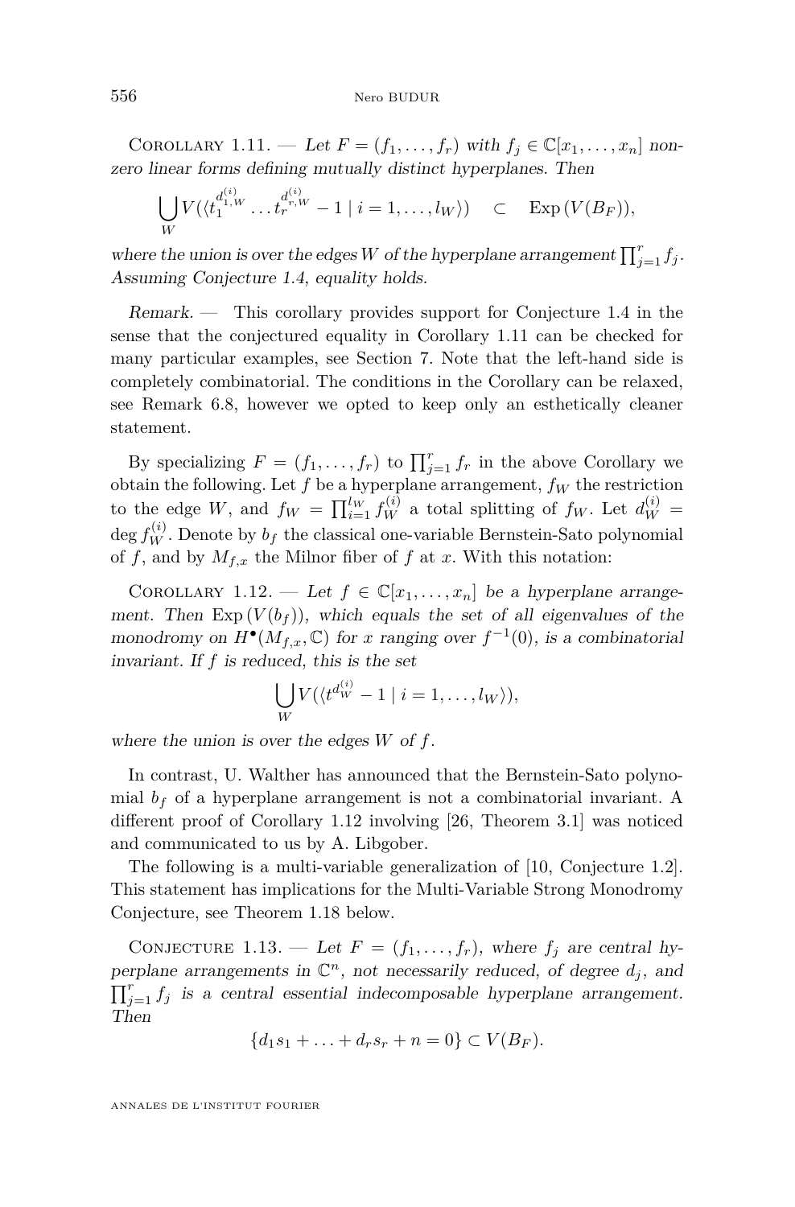Corollary 1.11. — *Let $F = (f_1, \ldots, f_r)$ with $f_j \in \mathbb{C}[x_1, \ldots, x_n]$ non-zero linear forms defining mutually distinct hyperplanes. Then*

$$\bigcup_W V(\langle t_1^{d_{1,W}^{(i)}} \ldots t_r^{d_{r,W}^{(i)}} - 1 \mid i = 1, \ldots, l_W \rangle) \quad \subset \quad \operatorname{Exp}(V(B_F)),$$

*where the union is over the edges $W$ of the hyperplane arrangement $\prod_{j=1}^r f_j$. Assuming Conjecture 1.4, equality holds.*

*Remark.* — This corollary provides support for Conjecture 1.4 in the sense that the conjectured equality in Corollary 1.11 can be checked for many particular examples, see Section 7. Note that the left-hand side is completely combinatorial. The conditions in the Corollary can be relaxed, see Remark 6.8, however we opted to keep only an esthetically cleaner statement.

By specializing $F = (f_1, \ldots, f_r)$ to $\prod_{j=1}^r f_r$ in the above Corollary we obtain the following. Let $f$ be a hyperplane arrangement, $f_W$ the restriction to the edge $W$, and $f_W = \prod_{i=1}^{l_W} f_W^{(i)}$ a total splitting of $f_W$. Let $d_W^{(i)} = \deg f_W^{(i)}$. Denote by $b_f$ the classical one-variable Bernstein-Sato polynomial of $f$, and by $M_{f,x}$ the Milnor fiber of $f$ at $x$. With this notation:

Corollary 1.12. — *Let $f \in \mathbb{C}[x_1, \ldots, x_n]$ be a hyperplane arrangement. Then $\operatorname{Exp}(V(b_f))$, which equals the set of all eigenvalues of the monodromy on $H^\bullet(M_{f,x}, \mathbb{C})$ for $x$ ranging over $f^{-1}(0)$, is a combinatorial invariant. If $f$ is reduced, this is the set*

$$\bigcup_W V(\langle t^{d_W^{(i)}} - 1 \mid i = 1, \ldots, l_W \rangle),$$

*where the union is over the edges $W$ of $f$.*

In contrast, U. Walther has announced that the Bernstein-Sato polynomial $b_f$ of a hyperplane arrangement is not a combinatorial invariant. A different proof of Corollary 1.12 involving [26, Theorem 3.1] was noticed and communicated to us by A. Libgober.

The following is a multi-variable generalization of [10, Conjecture 1.2]. This statement has implications for the Multi-Variable Strong Monodromy Conjecture, see Theorem 1.18 below.

Conjecture 1.13. — *Let $F = (f_1, \ldots, f_r)$, where $f_j$ are central hyperplane arrangements in $\mathbb{C}^n$, not necessarily reduced, of degree $d_j$, and $\prod_{j=1}^r f_j$ is a central essential indecomposable hyperplane arrangement. Then*

$$\{d_1 s_1 + \ldots + d_r s_r + n = 0\} \subset V(B_F).$$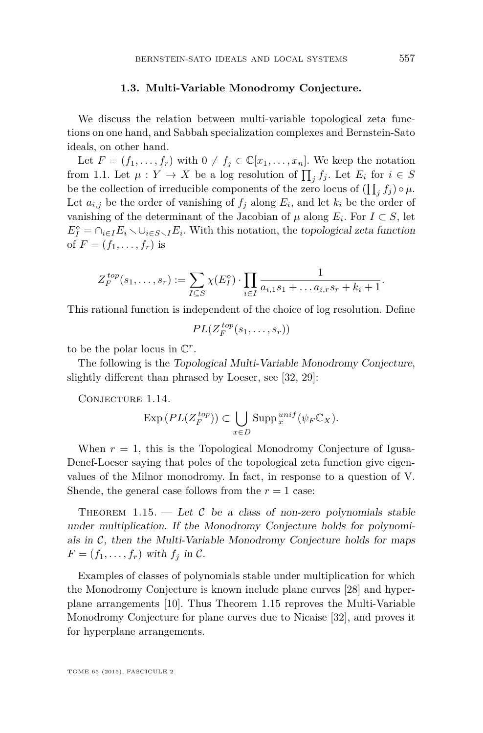### 1.3. Multi-Variable Monodromy Conjecture.

We discuss the relation between multi-variable topological zeta functions on one hand, and Sabbah specialization complexes and Bernstein-Sato ideals, on other hand.

Let $F = (f_1, \ldots, f_r)$ with $0 \neq f_j \in \mathbb{C}[x_1, \ldots, x_n]$. We keep the notation from 1.1. Let $\mu : Y \to X$ be a log resolution of $\prod_j f_j$. Let $E_i$ for $i \in S$ be the collection of irreducible components of the zero locus of $(\prod_j f_j) \circ \mu$. Let $a_{i,j}$ be the order of vanishing of $f_j$ along $E_i$, and let $k_i$ be the order of vanishing of the determinant of the Jacobian of $\mu$ along $E_i$. For $I \subset S$, let $E_I^\circ = \cap_{i \in I} E_i \smallsetminus \cup_{i \in S \smallsetminus I} E_i$. With this notation, the *topological zeta function* of $F = (f_1, \ldots, f_r)$ is

$$Z_F^{top}(s_1, \ldots, s_r) := \sum_{I \subseteq S} \chi(E_I^\circ) \cdot \prod_{i \in I} \frac{1}{a_{i,1}s_1 + \ldots a_{i,r}s_r + k_i + 1}.$$

This rational function is independent of the choice of log resolution. Define

$$PL(Z_F^{top}(s_1, \ldots, s_r))$$

to be the polar locus in $\mathbb{C}^r$.

The following is the *Topological Multi-Variable Monodromy Conjecture*, slightly different than phrased by Loeser, see [32, 29]:

Conjecture 1.14.

$$\operatorname{Exp}(PL(Z_F^{top})) \subset \bigcup_{x \in D} \operatorname{Supp}_x^{unif}(\psi_F \mathbb{C}_X).$$

When $r = 1$, this is the Topological Monodromy Conjecture of Igusa-Denef-Loeser saying that poles of the topological zeta function give eigenvalues of the Milnor monodromy. In fact, in response to a question of V. Shende, the general case follows from the $r = 1$ case:

Theorem 1.15. — *Let $\mathcal{C}$ be a class of non-zero polynomials stable under multiplication. If the Monodromy Conjecture holds for polynomials in $\mathcal{C}$, then the Multi-Variable Monodromy Conjecture holds for maps $F = (f_1, \ldots, f_r)$ with $f_j$ in $\mathcal{C}$.*

Examples of classes of polynomials stable under multiplication for which the Monodromy Conjecture is known include plane curves [28] and hyperplane arrangements [10]. Thus Theorem 1.15 reproves the Multi-Variable Monodromy Conjecture for plane curves due to Nicaise [32], and proves it for hyperplane arrangements.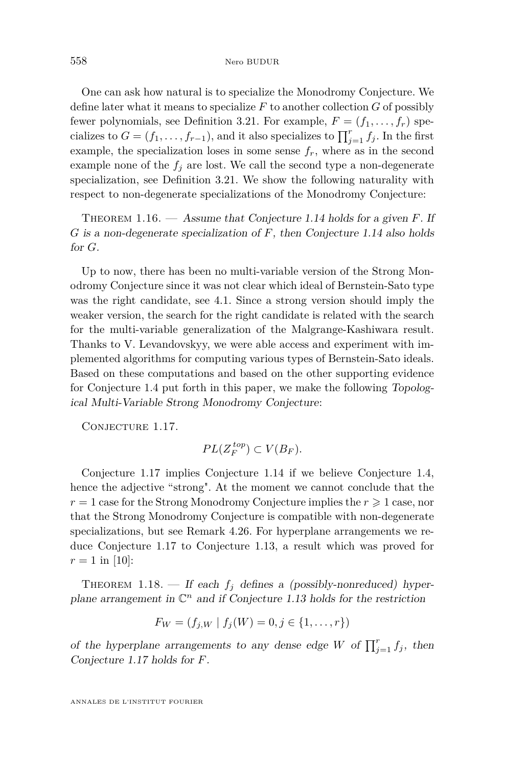One can ask how natural is to specialize the Monodromy Conjecture. We define later what it means to specialize $F$ to another collection $G$ of possibly fewer polynomials, see Definition 3.21. For example, $F = (f_1, \ldots, f_r)$ specializes to $G = (f_1, \ldots, f_{r-1})$, and it also specializes to $\prod_{j=1}^{r} f_j$. In the first example, the specialization loses in some sense $f_r$, where as in the second example none of the $f_j$ are lost. We call the second type a non-degenerate specialization, see Definition 3.21. We show the following naturality with respect to non-degenerate specializations of the Monodromy Conjecture:

Theorem 1.16. — *Assume that Conjecture 1.14 holds for a given $F$. If $G$ is a non-degenerate specialization of $F$, then Conjecture 1.14 also holds for $G$.*

Up to now, there has been no multi-variable version of the Strong Monodromy Conjecture since it was not clear which ideal of Bernstein-Sato type was the right candidate, see 4.1. Since a strong version should imply the weaker version, the search for the right candidate is related with the search for the multi-variable generalization of the Malgrange-Kashiwara result. Thanks to V. Levandovskyy, we were able access and experiment with implemented algorithms for computing various types of Bernstein-Sato ideals. Based on these computations and based on the other supporting evidence for Conjecture 1.4 put forth in this paper, we make the following *Topological Multi-Variable Strong Monodromy Conjecture*:

Conjecture 1.17.

$$PL(Z_F^{top}) \subset V(B_F).$$

Conjecture 1.17 implies Conjecture 1.14 if we believe Conjecture 1.4, hence the adjective "strong". At the moment we cannot conclude that the $r = 1$ case for the Strong Monodromy Conjecture implies the $r \geqslant 1$ case, nor that the Strong Monodromy Conjecture is compatible with non-degenerate specializations, but see Remark 4.26. For hyperplane arrangements we reduce Conjecture 1.17 to Conjecture 1.13, a result which was proved for $r = 1$ in [10]:

Theorem 1.18. — *If each $f_j$ defines a (possibly-nonreduced) hyperplane arrangement in $\mathbb{C}^n$ and if Conjecture 1.13 holds for the restriction*

$$F_W = (f_{j,W} \mid f_j(W) = 0, j \in \{1, \ldots, r\})$$

*of the hyperplane arrangements to any dense edge $W$ of $\prod_{j=1}^{r} f_j$, then Conjecture 1.17 holds for $F$.*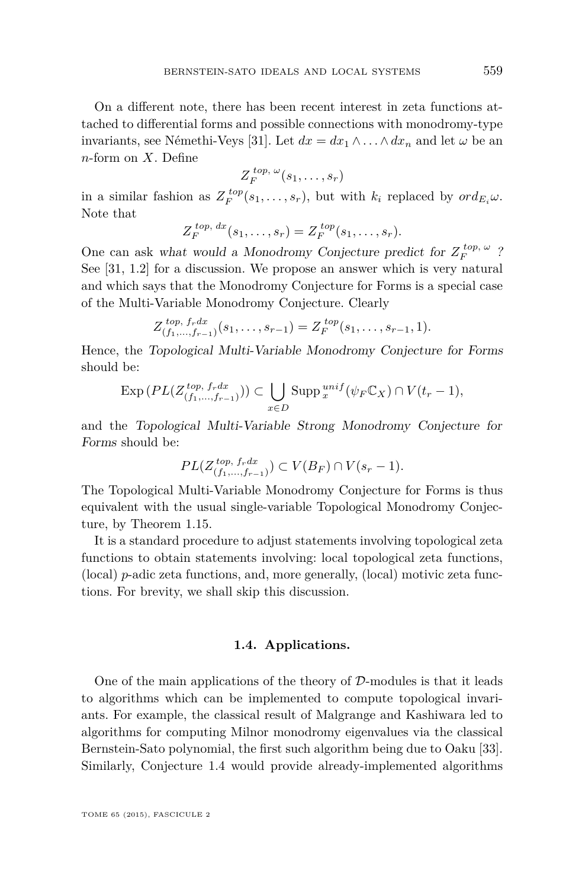On a different note, there has been recent interest in zeta functions attached to differential forms and possible connections with monodromy-type invariants, see Némethi-Veys [31]. Let $dx = dx_1 \wedge \ldots \wedge dx_n$ and let $\omega$ be an $n$-form on $X$. Define

$$Z_F^{top,\,\omega}(s_1, \ldots, s_r)$$

in a similar fashion as $Z_F^{top}(s_1, \ldots, s_r)$, but with $k_i$ replaced by $ord_{E_i}\omega$. Note that

$$Z_F^{top,\,dx}(s_1, \ldots, s_r) = Z_F^{top}(s_1, \ldots, s_r).$$

One can ask *what would a Monodromy Conjecture predict for $Z_F^{top,\,\omega}$ ?* See [31, 1.2] for a discussion. We propose an answer which is very natural and which says that the Monodromy Conjecture for Forms is a special case of the Multi-Variable Monodromy Conjecture. Clearly

$$Z_{(f_1,\ldots,f_{r-1})}^{top,\,f_r dx}(s_1, \ldots, s_{r-1}) = Z_F^{top}(s_1, \ldots, s_{r-1}, 1).$$

Hence, the *Topological Multi-Variable Monodromy Conjecture for Forms* should be:

$$\operatorname{Exp}\left(PL(Z_{(f_1,\ldots,f_{r-1})}^{top,\,f_r dx})\right) \subset \bigcup_{x\in D} \operatorname{Supp}_x^{unif}(\psi_F \mathbb{C}_X) \cap V(t_r - 1),$$

and the *Topological Multi-Variable Strong Monodromy Conjecture for Forms* should be:

$$PL(Z_{(f_1,\ldots,f_{r-1})}^{top,\,f_r dx}) \subset V(B_F) \cap V(s_r - 1).$$

The Topological Multi-Variable Monodromy Conjecture for Forms is thus equivalent with the usual single-variable Topological Monodromy Conjecture, by Theorem 1.15.

It is a standard procedure to adjust statements involving topological zeta functions to obtain statements involving: local topological zeta functions, (local) $p$-adic zeta functions, and, more generally, (local) motivic zeta functions. For brevity, we shall skip this discussion.

### 1.4. Applications.

One of the main applications of the theory of $\mathcal{D}$-modules is that it leads to algorithms which can be implemented to compute topological invariants. For example, the classical result of Malgrange and Kashiwara led to algorithms for computing Milnor monodromy eigenvalues via the classical Bernstein-Sato polynomial, the first such algorithm being due to Oaku [33]. Similarly, Conjecture 1.4 would provide already-implemented algorithms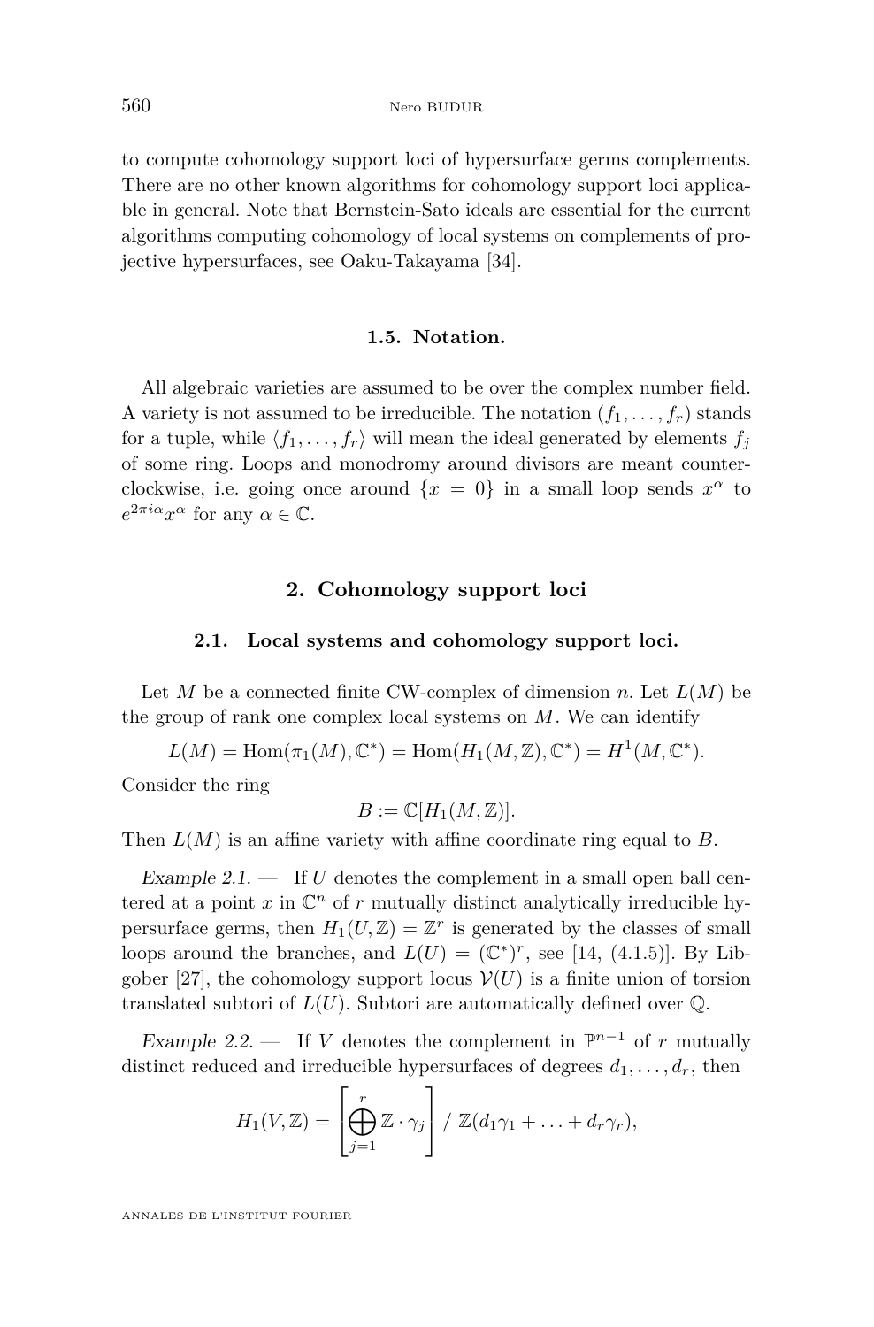to compute cohomology support loci of hypersurface germs complements. There are no other known algorithms for cohomology support loci applicable in general. Note that Bernstein-Sato ideals are essential for the current algorithms computing cohomology of local systems on complements of projective hypersurfaces, see Oaku-Takayama [34].

### 1.5. Notation.

All algebraic varieties are assumed to be over the complex number field. A variety is not assumed to be irreducible. The notation $(f_1, \dots, f_r)$ stands for a tuple, while $\langle f_1, \dots, f_r \rangle$ will mean the ideal generated by elements $f_j$ of some ring. Loops and monodromy around divisors are meant counterclockwise, i.e. going once around $\{x = 0\}$ in a small loop sends $x^\alpha$ to $e^{2\pi i \alpha} x^\alpha$ for any $\alpha \in \mathbb{C}$.

## 2. Cohomology support loci

### 2.1. Local systems and cohomology support loci.

Let $M$ be a connected finite CW-complex of dimension $n$. Let $L(M)$ be the group of rank one complex local systems on $M$. We can identify

$$L(M) = \mathrm{Hom}(\pi_1(M), \mathbb{C}^*) = \mathrm{Hom}(H_1(M, \mathbb{Z}), \mathbb{C}^*) = H^1(M, \mathbb{C}^*).$$

Consider the ring

$$B := \mathbb{C}[H_1(M, \mathbb{Z})].$$

Then $L(M)$ is an affine variety with affine coordinate ring equal to $B$.

*Example 2.1.* — If $U$ denotes the complement in a small open ball centered at a point $x$ in $\mathbb{C}^n$ of $r$ mutually distinct analytically irreducible hypersurface germs, then $H_1(U, \mathbb{Z}) = \mathbb{Z}^r$ is generated by the classes of small loops around the branches, and $L(U) = (\mathbb{C}^*)^r$, see [14, (4.1.5)]. By Libgober [27], the cohomology support locus $\mathcal{V}(U)$ is a finite union of torsion translated subtori of $L(U)$. Subtori are automatically defined over $\mathbb{Q}$.

*Example 2.2.* — If $V$ denotes the complement in $\mathbb{P}^{n-1}$ of $r$ mutually distinct reduced and irreducible hypersurfaces of degrees $d_1, \dots, d_r$, then

$$H_1(V, \mathbb{Z}) = \left[ \bigoplus_{j=1}^{r} \mathbb{Z} \cdot \gamma_j \right] / \mathbb{Z}(d_1\gamma_1 + \ldots + d_r\gamma_r),$$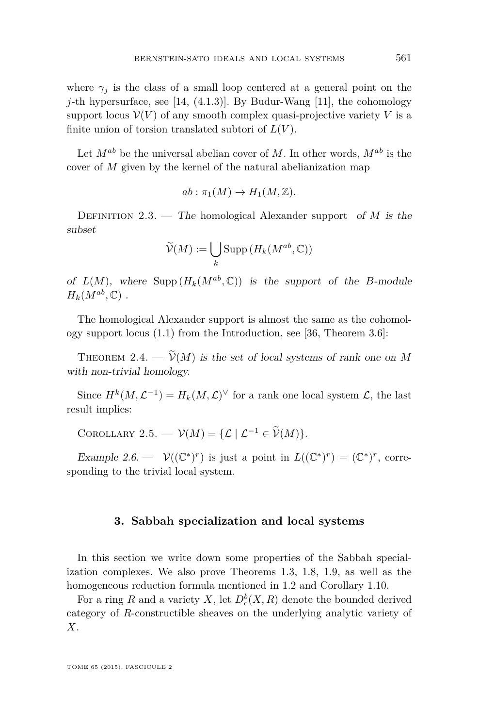where $\gamma_j$ is the class of a small loop centered at a general point on the $j$-th hypersurface, see [14, (4.1.3)]. By Budur-Wang [11], the cohomology support locus $\mathcal{V}(V)$ of any smooth complex quasi-projective variety $V$ is a finite union of torsion translated subtori of $L(V)$.

Let $M^{ab}$ be the universal abelian cover of $M$. In other words, $M^{ab}$ is the cover of $M$ given by the kernel of the natural abelianization map

$$ab : \pi_1(M) \to H_1(M, \mathbb{Z}).$$

Definition 2.3. — *The* homological Alexander support *of $M$ is the subset*

$$\widetilde{\mathcal{V}}(M) := \bigcup_k \operatorname{Supp}(H_k(M^{ab}, \mathbb{C}))$$

*of $L(M)$, where $\operatorname{Supp}(H_k(M^{ab}, \mathbb{C}))$ is the support of the $B$-module $H_k(M^{ab}, \mathbb{C})$ .*

The homological Alexander support is almost the same as the cohomology support locus (1.1) from the Introduction, see [36, Theorem 3.6]:

Theorem 2.4. — *$\widetilde{\mathcal{V}}(M)$ is the set of local systems of rank one on $M$ with non-trivial homology.*

Since $H^k(M, \mathcal{L}^{-1}) = H_k(M, \mathcal{L})^\vee$ for a rank one local system $\mathcal{L}$, the last result implies:

Corollary 2.5. — $\mathcal{V}(M) = \{\mathcal{L} \mid \mathcal{L}^{-1} \in \widetilde{\mathcal{V}}(M)\}$.

*Example 2.6.* — $\mathcal{V}((\mathbb{C}^*)^r)$ is just a point in $L((\mathbb{C}^*)^r) = (\mathbb{C}^*)^r$, corresponding to the trivial local system.

## 3. Sabbah specialization and local systems

In this section we write down some properties of the Sabbah specialization complexes. We also prove Theorems 1.3, 1.8, 1.9, as well as the homogeneous reduction formula mentioned in 1.2 and Corollary 1.10.

For a ring $R$ and a variety $X$, let $D^b_c(X, R)$ denote the bounded derived category of $R$-constructible sheaves on the underlying analytic variety of $X$.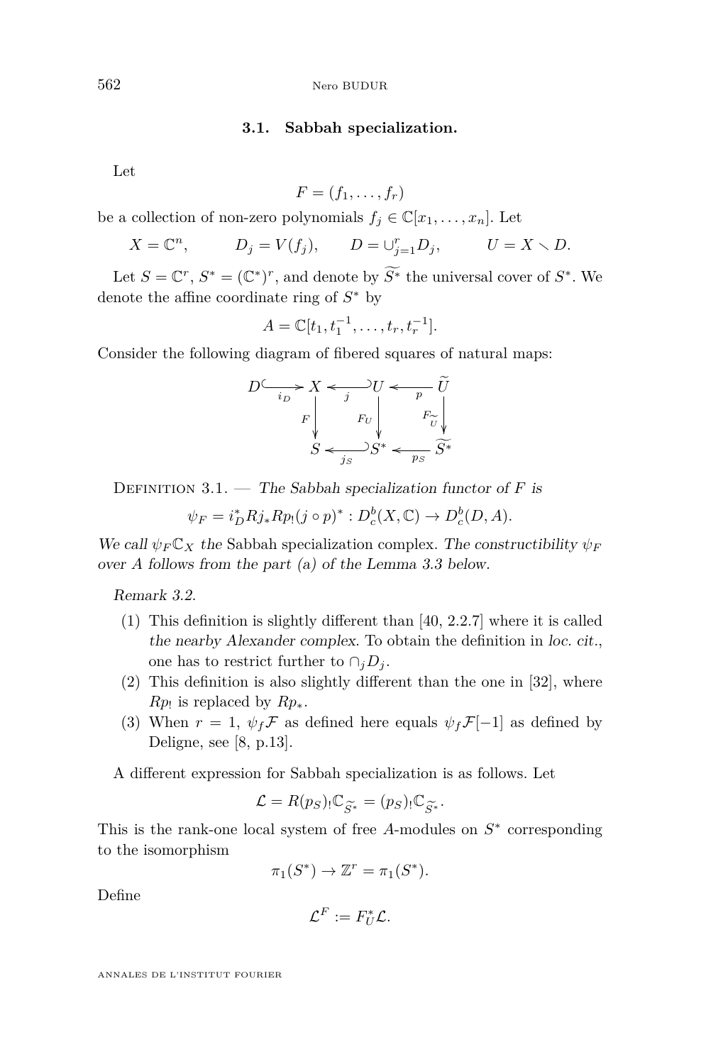### 3.1. Sabbah specialization.

Let

$$F = (f_1, \ldots, f_r)$$

be a collection of non-zero polynomials $f_j \in \mathbb{C}[x_1, \ldots, x_n]$. Let

$$X = \mathbb{C}^n, \qquad D_j = V(f_j), \qquad D = \cup_{j=1}^r D_j, \qquad U = X \setminus D.$$

Let $S = \mathbb{C}^r$, $S^* = (\mathbb{C}^*)^r$, and denote by $\widetilde{S^*}$ the universal cover of $S^*$. We denote the affine coordinate ring of $S^*$ by

$$A = \mathbb{C}[t_1, t_1^{-1}, \ldots, t_r, t_r^{-1}].$$

Consider the following diagram of fibered squares of natural maps:

$$\begin{array}{ccccccc}
D & \xrightarrow{i_D} & X & \xleftarrow{j} & U & \xleftarrow{p} & \widetilde{U} \\
 & & \downarrow F & & \downarrow F_U & & \downarrow F_{\widetilde{U}} \\
 & & S & \xleftarrow{j_S} & S^* & \xleftarrow{p_S} & \widetilde{S^*}
\end{array}$$

Definition 3.1. — *The Sabbah specialization functor of $F$ is*

$$\psi_F = i_D^* Rj_* Rp_! (j \circ p)^* : D_c^b(X, \mathbb{C}) \to D_c^b(D, A).$$

*We call $\psi_F \mathbb{C}_X$ the* Sabbah specialization complex. *The constructibility $\psi_F$ over $A$ follows from the part (a) of the Lemma 3.3 below.*

*Remark 3.2.*

1. This definition is slightly different than [40, 2.2.7] where it is called *the nearby Alexander complex*. To obtain the definition in *loc. cit.*, one has to restrict further to $\cap_j D_j$.
2. This definition is also slightly different than the one in [32], where $Rp_!$ is replaced by $Rp_*$.
3. When $r = 1$, $\psi_f \mathcal{F}$ as defined here equals $\psi_f \mathcal{F}[-1]$ as defined by Deligne, see [8, p.13].

A different expression for Sabbah specialization is as follows. Let

$$\mathcal{L} = R(p_S)_! \mathbb{C}_{\widetilde{S^*}} = (p_S)_! \mathbb{C}_{\widetilde{S^*}}.$$

This is the rank-one local system of free $A$-modules on $S^*$ corresponding to the isomorphism

$$\pi_1(S^*) \to \mathbb{Z}^r = \pi_1(S^*).$$

Define

$$\mathcal{L}^F := F_U^* \mathcal{L}.$$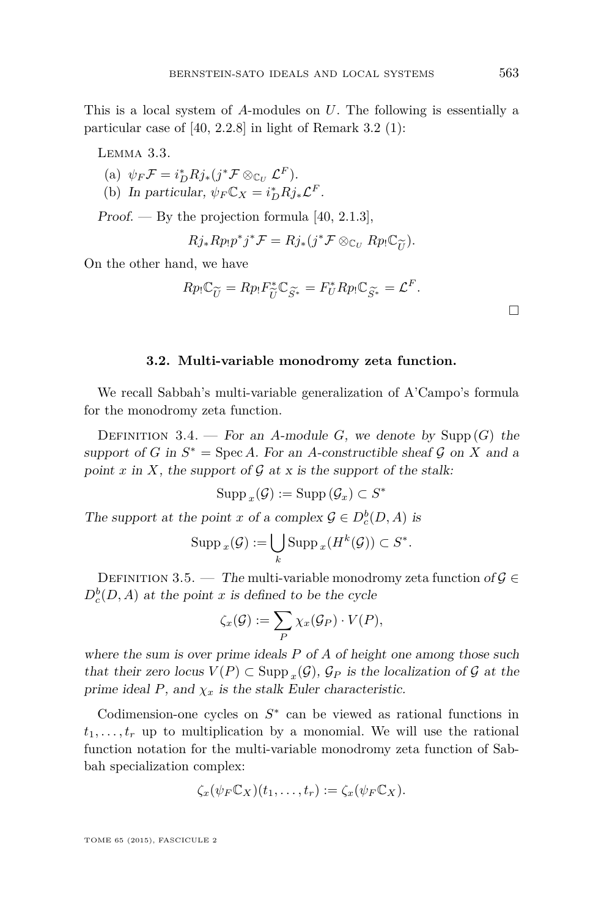This is a local system of $A$-modules on $U$. The following is essentially a particular case of [40, 2.2.8] in light of Remark 3.2 (1):

Lemma 3.3.

(a) $\psi_F \mathcal{F} = i_D^* Rj_*(j^*\mathcal{F} \otimes_{\mathbb{C}_U} \mathcal{L}^F)$.

(b) *In particular,* $\psi_F \mathbb{C}_X = i_D^* Rj_* \mathcal{L}^F$.

*Proof.* — By the projection formula [40, 2.1.3],

$$Rj_* Rp_! p^* j^* \mathcal{F} = Rj_*(j^*\mathcal{F} \otimes_{\mathbb{C}_U} Rp_! \mathbb{C}_{\widetilde{U}}).$$

On the other hand, we have

$$Rp_! \mathbb{C}_{\widetilde{U}} = Rp_! F_{\widetilde{U}}^* \mathbb{C}_{\widetilde{S^*}} = F_U^* Rp_! \mathbb{C}_{\widetilde{S^*}} = \mathcal{L}^F.$$

□

### 3.2. Multi-variable monodromy zeta function.

We recall Sabbah's multi-variable generalization of A'Campo's formula for the monodromy zeta function.

Definition 3.4. — *For an $A$-module $G$, we denote by $\mathrm{Supp}\,(G)$ the support of $G$ in $S^* = \mathrm{Spec}\, A$. For an $A$-constructible sheaf $\mathcal{G}$ on $X$ and a point $x$ in $X$, the support of $\mathcal{G}$ at $x$ is the support of the stalk:*

$$\mathrm{Supp}\,_x(\mathcal{G}) := \mathrm{Supp}\,(\mathcal{G}_x) \subset S^*$$

*The support at the point $x$ of a complex $\mathcal{G} \in D_c^b(D, A)$ is*

$$\mathrm{Supp}\,_x(\mathcal{G}) := \bigcup_k \mathrm{Supp}\,_x(H^k(\mathcal{G})) \subset S^*.$$

Definition 3.5. — *The* multi-variable monodromy zeta function *of $\mathcal{G} \in D_c^b(D, A)$ at the point $x$ is defined to be the cycle*

$$\zeta_x(\mathcal{G}) := \sum_P \chi_x(\mathcal{G}_P) \cdot V(P),$$

*where the sum is over prime ideals $P$ of $A$ of height one among those such that their zero locus $V(P) \subset \mathrm{Supp}\,_x(\mathcal{G})$, $\mathcal{G}_P$ is the localization of $\mathcal{G}$ at the prime ideal $P$, and $\chi_x$ is the stalk Euler characteristic.*

Codimension-one cycles on $S^*$ can be viewed as rational functions in $t_1, \ldots, t_r$ up to multiplication by a monomial. We will use the rational function notation for the multi-variable monodromy zeta function of Sabbah specialization complex:

$$\zeta_x(\psi_F \mathbb{C}_X)(t_1, \ldots, t_r) := \zeta_x(\psi_F \mathbb{C}_X).$$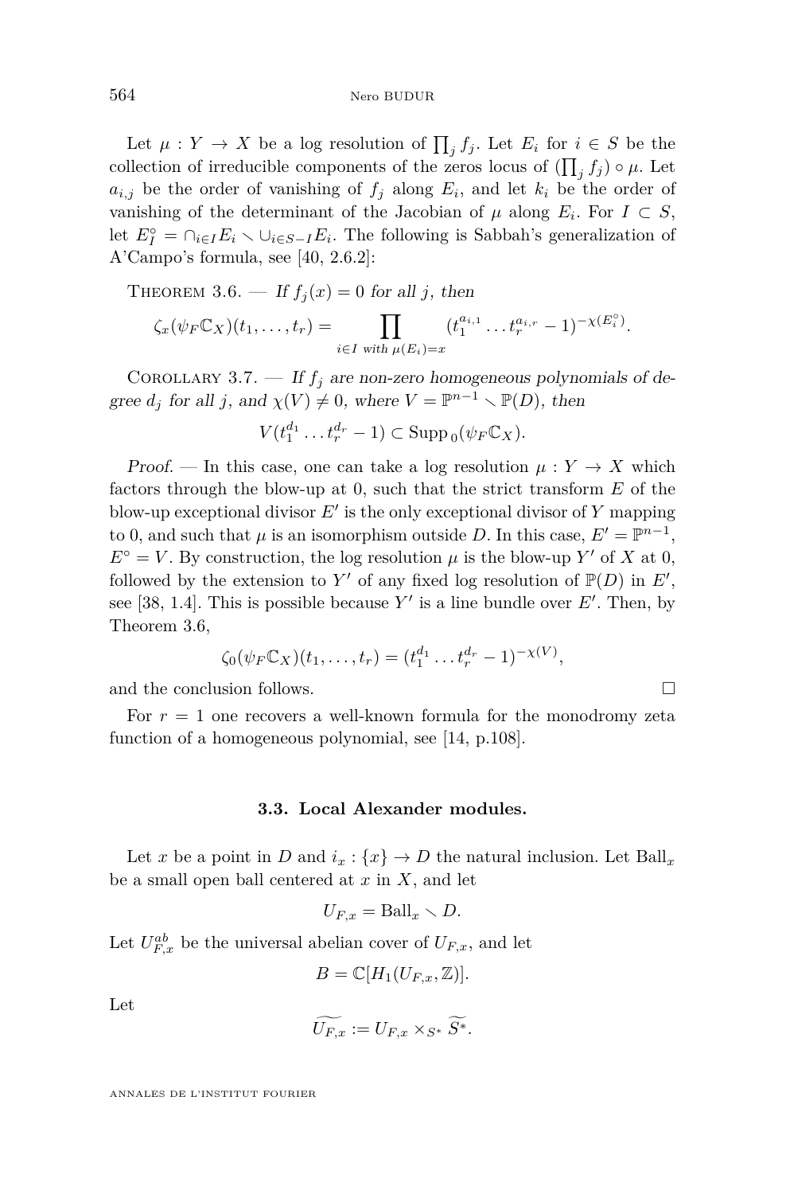Let $\mu : Y \to X$ be a log resolution of $\prod_j f_j$. Let $E_i$ for $i \in S$ be the collection of irreducible components of the zeros locus of $(\prod_j f_j) \circ \mu$. Let $a_{i,j}$ be the order of vanishing of $f_j$ along $E_i$, and let $k_i$ be the order of vanishing of the determinant of the Jacobian of $\mu$ along $E_i$. For $I \subset S$, let $E_I^\circ = \cap_{i \in I} E_i \smallsetminus \cup_{i \in S-I} E_i$. The following is Sabbah's generalization of A'Campo's formula, see [40, 2.6.2]:

Theorem 3.6. — *If $f_j(x) = 0$ for all $j$, then*

$$\zeta_x(\psi_F \mathbb{C}_X)(t_1, \ldots, t_r) = \prod_{i \in I \text{ with } \mu(E_i) = x} (t_1^{a_{i,1}} \ldots t_r^{a_{i,r}} - 1)^{-\chi(E_i^\circ)}.$$

Corollary 3.7. — *If $f_j$ are non-zero homogeneous polynomials of degree $d_j$ for all $j$, and $\chi(V) \neq 0$, where $V = \mathbb{P}^{n-1} \smallsetminus \mathbb{P}(D)$, then*

$$V(t_1^{d_1} \ldots t_r^{d_r} - 1) \subset \operatorname{Supp}_0(\psi_F \mathbb{C}_X).$$

*Proof.* — In this case, one can take a log resolution $\mu : Y \to X$ which factors through the blow-up at 0, such that the strict transform $E$ of the blow-up exceptional divisor $E'$ is the only exceptional divisor of $Y$ mapping to 0, and such that $\mu$ is an isomorphism outside $D$. In this case, $E' = \mathbb{P}^{n-1}$, $E^\circ = V$. By construction, the log resolution $\mu$ is the blow-up $Y'$ of $X$ at 0, followed by the extension to $Y'$ of any fixed log resolution of $\mathbb{P}(D)$ in $E'$, see [38, 1.4]. This is possible because $Y'$ is a line bundle over $E'$. Then, by Theorem 3.6,

$$\zeta_0(\psi_F \mathbb{C}_X)(t_1, \ldots, t_r) = (t_1^{d_1} \ldots t_r^{d_r} - 1)^{-\chi(V)},$$

and the conclusion follows. $\square$

For $r = 1$ one recovers a well-known formula for the monodromy zeta function of a homogeneous polynomial, see [14, p.108].

### 3.3. Local Alexander modules.

Let $x$ be a point in $D$ and $i_x : \{x\} \to D$ the natural inclusion. Let $\mathrm{Ball}_x$ be a small open ball centered at $x$ in $X$, and let

$$U_{F,x} = \mathrm{Ball}_x \smallsetminus D.$$

Let $U_{F,x}^{ab}$ be the universal abelian cover of $U_{F,x}$, and let

$$B = \mathbb{C}[H_1(U_{F,x}, \mathbb{Z})].$$

Let

$$\widetilde{U_{F,x}} := U_{F,x} \times_{S^*} \widetilde{S^*}.$$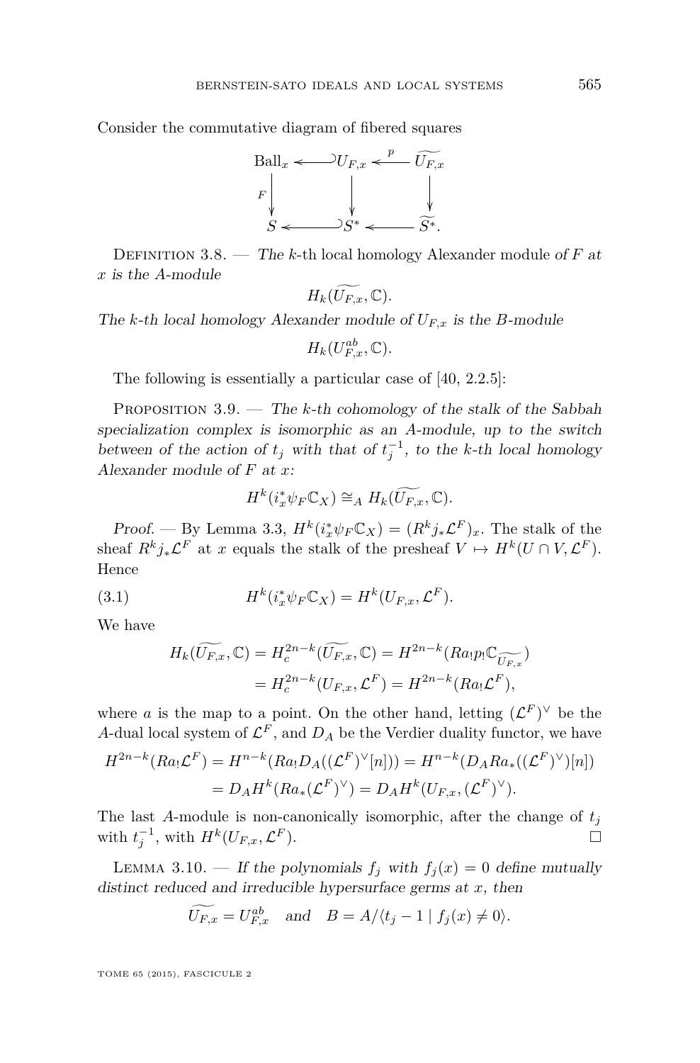Consider the commutative diagram of fibered squares

$$
\begin{array}{ccccc}
\mathrm{Ball}_x & \hookleftarrow & U_{F,x} & \xleftarrow{\ p\ } & \widetilde{U_{F,x}} \\
{\scriptstyle F}\downarrow & & \downarrow & & \downarrow \\
S & \hookleftarrow & S^* & \longleftarrow & \widetilde{S^*}.
\end{array}
$$

Definition 3.8. — *The* $k$-th local homology Alexander module *of* $F$ *at* $x$ *is the* $A$*-module*

$$H_k(\widetilde{U_{F,x}}, \mathbb{C}).$$

*The* $k$*-th local homology Alexander module of* $U_{F,x}$ *is the* $B$*-module*

$$H_k(U_{F,x}^{ab}, \mathbb{C}).$$

The following is essentially a particular case of [40, 2.2.5]:

Proposition 3.9. — *The* $k$*-th cohomology of the stalk of the Sabbah specialization complex is isomorphic as an* $A$*-module, up to the switch between of the action of* $t_j$ *with that of* $t_j^{-1}$*, to the* $k$*-th local homology Alexander module of* $F$ *at* $x$*:*

$$H^k(i_x^*\psi_F\mathbb{C}_X) \cong_A H_k(\widetilde{U_{F,x}}, \mathbb{C}).$$

*Proof.* — By Lemma 3.3, $H^k(i_x^*\psi_F\mathbb{C}_X) = (R^kj_*\mathcal{L}^F)_x$. The stalk of the sheaf $R^kj_*\mathcal{L}^F$ at $x$ equals the stalk of the presheaf $V \mapsto H^k(U\cap V, \mathcal{L}^F)$. Hence

$$H^k(i_x^*\psi_F\mathbb{C}_X) = H^k(U_{F,x}, \mathcal{L}^F). \tag{3.1}$$

We have

$$
\begin{aligned}
H_k(\widetilde{U_{F,x}}, \mathbb{C}) &= H_c^{2n-k}(\widetilde{U_{F,x}}, \mathbb{C}) = H^{2n-k}(Ra_!p_!\mathbb{C}_{\widetilde{U_{F,x}}}) \\
&= H_c^{2n-k}(U_{F,x}, \mathcal{L}^F) = H^{2n-k}(Ra_!\mathcal{L}^F),
\end{aligned}
$$

where $a$ is the map to a point. On the other hand, letting $(\mathcal{L}^F)^\vee$ be the $A$-dual local system of $\mathcal{L}^F$, and $D_A$ be the Verdier duality functor, we have

$$
\begin{aligned}
H^{2n-k}(Ra_!\mathcal{L}^F) &= H^{n-k}(Ra_!D_A((\mathcal{L}^F)^\vee[n])) = H^{n-k}(D_ARa_*((\mathcal{L}^F)^\vee)[n]) \\
&= D_AH^k(Ra_*(\mathcal{L}^F)^\vee) = D_AH^k(U_{F,x}, (\mathcal{L}^F)^\vee).
\end{aligned}
$$

The last $A$-module is non-canonically isomorphic, after the change of $t_j$ with $t_j^{-1}$, with $H^k(U_{F,x}, \mathcal{L}^F)$. □

Lemma 3.10. — *If the polynomials* $f_j$ *with* $f_j(x) = 0$ *define mutually distinct reduced and irreducible hypersurface germs at* $x$*, then*

$$\widetilde{U_{F,x}} = U_{F,x}^{ab} \quad \text{and} \quad B = A/\langle t_j - 1 \mid f_j(x) \neq 0\rangle.$$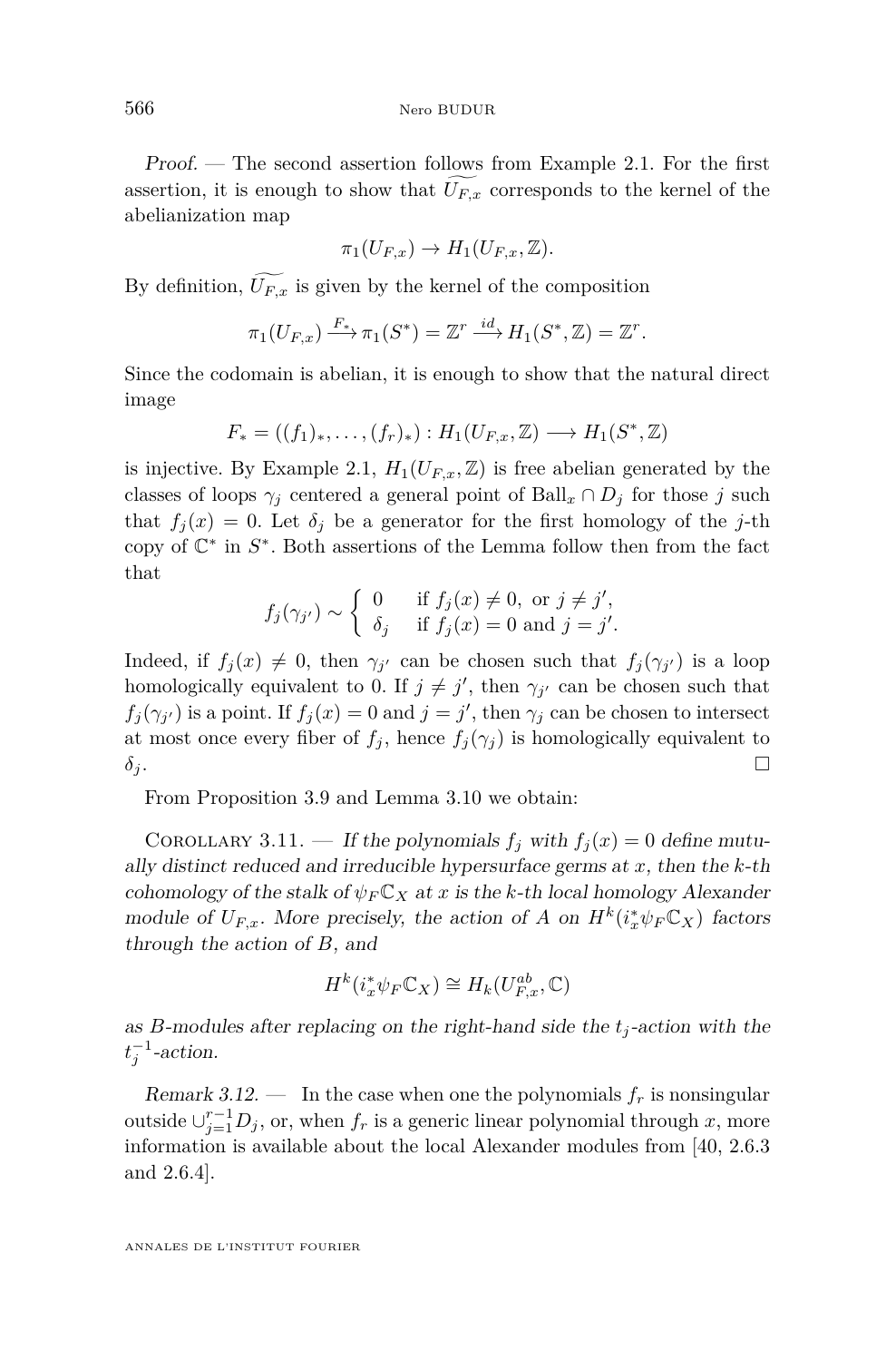*Proof.* — The second assertion follows from Example 2.1. For the first assertion, it is enough to show that $\widetilde{U_{F,x}}$ corresponds to the kernel of the abelianization map

$$\pi_1(U_{F,x}) \to H_1(U_{F,x}, \mathbb{Z}).$$

By definition, $\widetilde{U_{F,x}}$ is given by the kernel of the composition

$$\pi_1(U_{F,x}) \xrightarrow{F_*} \pi_1(S^*) = \mathbb{Z}^r \xrightarrow{id} H_1(S^*, \mathbb{Z}) = \mathbb{Z}^r.$$

Since the codomain is abelian, it is enough to show that the natural direct image

$$F_* = ((f_1)_*, \ldots, (f_r)_*) : H_1(U_{F,x}, \mathbb{Z}) \longrightarrow H_1(S^*, \mathbb{Z})$$

is injective. By Example 2.1, $H_1(U_{F,x}, \mathbb{Z})$ is free abelian generated by the classes of loops $\gamma_j$ centered a general point of $\mathrm{Ball}_x \cap D_j$ for those $j$ such that $f_j(x) = 0$. Let $\delta_j$ be a generator for the first homology of the $j$-th copy of $\mathbb{C}^*$ in $S^*$. Both assertions of the Lemma follow then from the fact that

$$f_j(\gamma_{j'}) \sim \begin{cases} 0 & \text{if } f_j(x) \neq 0, \text{ or } j \neq j', \\ \delta_j & \text{if } f_j(x) = 0 \text{ and } j = j'. \end{cases}$$

Indeed, if $f_j(x) \neq 0$, then $\gamma_{j'}$ can be chosen such that $f_j(\gamma_{j'})$ is a loop homologically equivalent to 0. If $j \neq j'$, then $\gamma_{j'}$ can be chosen such that $f_j(\gamma_{j'})$ is a point. If $f_j(x) = 0$ and $j = j'$, then $\gamma_j$ can be chosen to intersect at most once every fiber of $f_j$, hence $f_j(\gamma_j)$ is homologically equivalent to $\delta_j$. □

From Proposition 3.9 and Lemma 3.10 we obtain:

Corollary 3.11. — *If the polynomials $f_j$ with $f_j(x) = 0$ define mutually distinct reduced and irreducible hypersurface germs at $x$, then the $k$-th cohomology of the stalk of $\psi_F \mathbb{C}_X$ at $x$ is the $k$-th local homology Alexander module of $U_{F,x}$. More precisely, the action of $A$ on $H^k(i_x^* \psi_F \mathbb{C}_X)$ factors through the action of $B$, and*

$$H^k(i_x^* \psi_F \mathbb{C}_X) \cong H_k(U_{F,x}^{ab}, \mathbb{C})$$

*as $B$-modules after replacing on the right-hand side the $t_j$-action with the $t_j^{-1}$-action.*

*Remark 3.12.* — In the case when one the polynomials $f_r$ is nonsingular outside $\cup_{j=1}^{r-1} D_j$, or, when $f_r$ is a generic linear polynomial through $x$, more information is available about the local Alexander modules from [40, 2.6.3 and 2.6.4].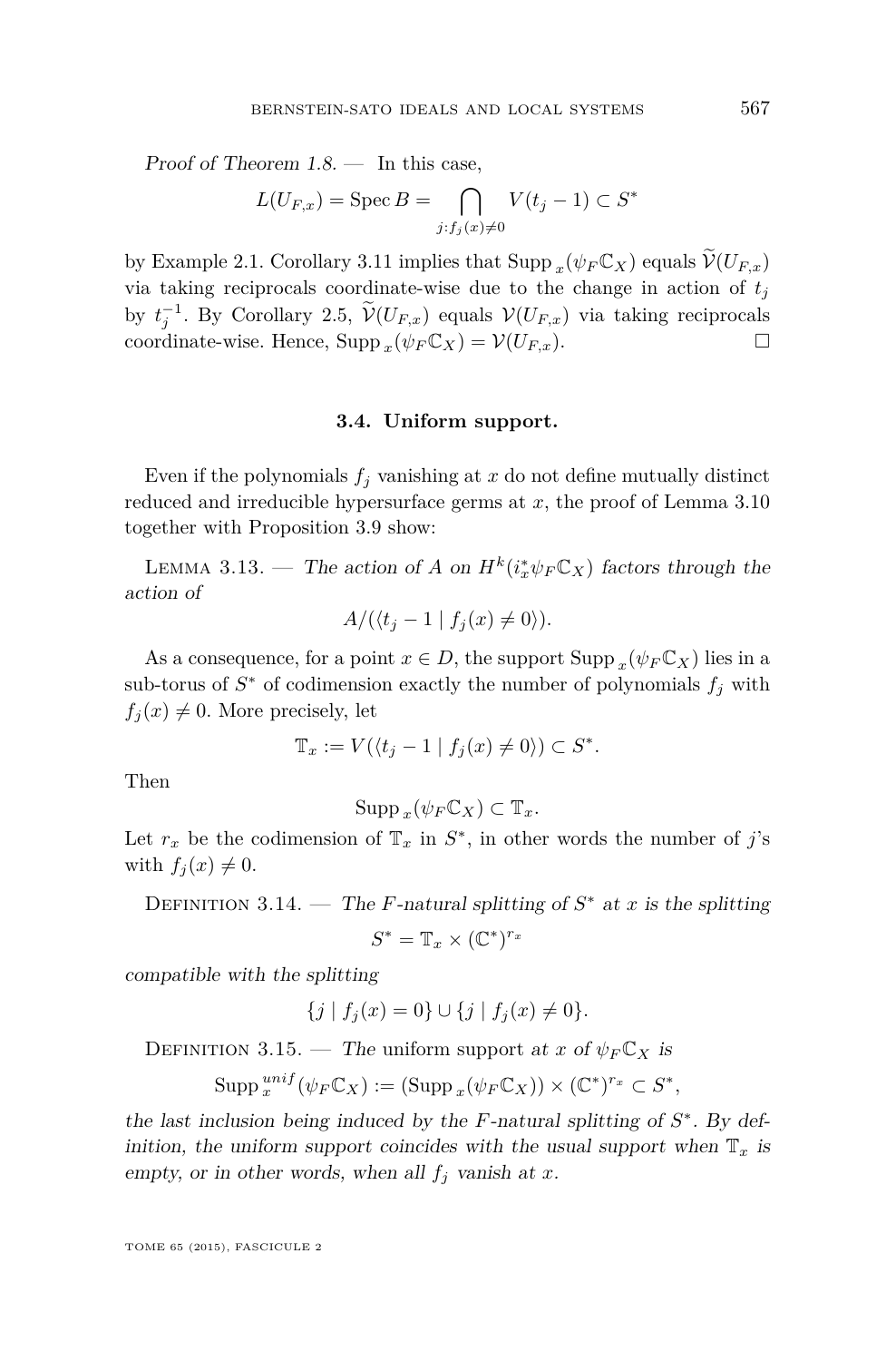*Proof of Theorem 1.8.* — In this case,

$$L(U_{F,x}) = \operatorname{Spec} B = \bigcap_{j:f_j(x)\neq 0} V(t_j - 1) \subset S^*$$

by Example 2.1. Corollary 3.11 implies that $\operatorname{Supp}_x(\psi_F\mathbb{C}_X)$ equals $\widetilde{\mathcal{V}}(U_{F,x})$ via taking reciprocals coordinate-wise due to the change in action of $t_j$ by $t_j^{-1}$. By Corollary 2.5, $\widetilde{\mathcal{V}}(U_{F,x})$ equals $\mathcal{V}(U_{F,x})$ via taking reciprocals coordinate-wise. Hence, $\operatorname{Supp}_x(\psi_F\mathbb{C}_X) = \mathcal{V}(U_{F,x})$. □

### 3.4. Uniform support.

Even if the polynomials $f_j$ vanishing at $x$ do not define mutually distinct reduced and irreducible hypersurface germs at $x$, the proof of Lemma 3.10 together with Proposition 3.9 show:

Lemma 3.13. — *The action of $A$ on $H^k(i_x^*\psi_F\mathbb{C}_X)$ factors through the action of*

$$A/(\langle t_j - 1 \mid f_j(x) \neq 0\rangle).$$

As a consequence, for a point $x \in D$, the support $\operatorname{Supp}_x(\psi_F\mathbb{C}_X)$ lies in a sub-torus of $S^*$ of codimension exactly the number of polynomials $f_j$ with $f_j(x) \neq 0$. More precisely, let

$$\mathbb{T}_x := V(\langle t_j - 1 \mid f_j(x) \neq 0\rangle) \subset S^*.$$

Then

$$\operatorname{Supp}_x(\psi_F\mathbb{C}_X) \subset \mathbb{T}_x.$$

Let $r_x$ be the codimension of $\mathbb{T}_x$ in $S^*$, in other words the number of $j$'s with $f_j(x) \neq 0$.

Definition 3.14. — *The $F$-natural splitting of $S^*$ at $x$ is the splitting*

$$S^* = \mathbb{T}_x \times (\mathbb{C}^*)^{r_x}$$

*compatible with the splitting*

$$\{j \mid f_j(x) = 0\} \cup \{j \mid f_j(x) \neq 0\}.$$

Definition 3.15. — *The* uniform support *at $x$ of $\psi_F\mathbb{C}_X$ is*

$$\operatorname{Supp}_x^{unif}(\psi_F\mathbb{C}_X) := (\operatorname{Supp}_x(\psi_F\mathbb{C}_X)) \times (\mathbb{C}^*)^{r_x} \subset S^*,$$

*the last inclusion being induced by the $F$-natural splitting of $S^*$. By definition, the uniform support coincides with the usual support when $\mathbb{T}_x$ is empty, or in other words, when all $f_j$ vanish at $x$.*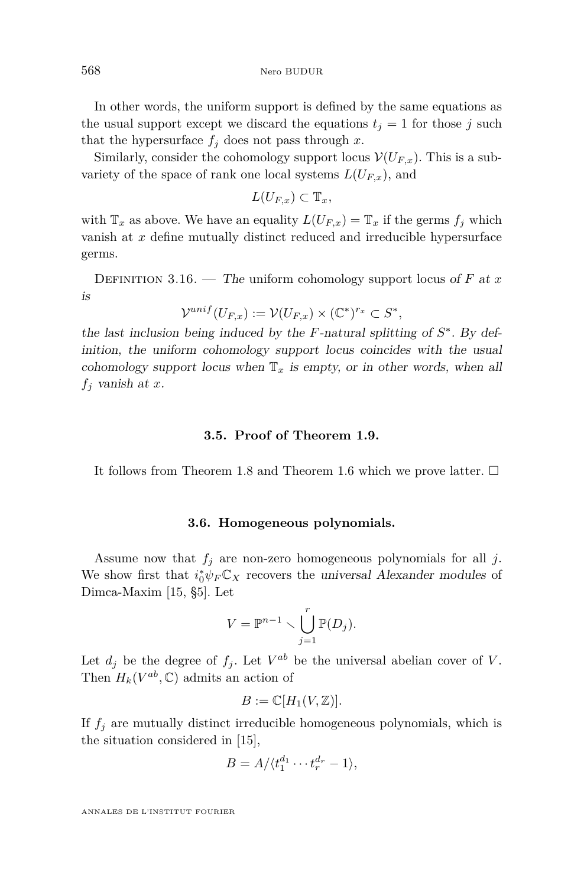In other words, the uniform support is defined by the same equations as the usual support except we discard the equations $t_j = 1$ for those $j$ such that the hypersurface $f_j$ does not pass through $x$.

Similarly, consider the cohomology support locus $\mathcal{V}(U_{F,x})$. This is a subvariety of the space of rank one local systems $L(U_{F,x})$, and

$$L(U_{F,x}) \subset \mathbb{T}_x,$$

with $\mathbb{T}_x$ as above. We have an equality $L(U_{F,x}) = \mathbb{T}_x$ if the germs $f_j$ which vanish at $x$ define mutually distinct reduced and irreducible hypersurface germs.

Definition 3.16. — *The* uniform cohomology support locus *of $F$ at $x$ is*

$$\mathcal{V}^{unif}(U_{F,x}) := \mathcal{V}(U_{F,x}) \times (\mathbb{C}^*)^{r_x} \subset S^*,$$

*the last inclusion being induced by the $F$-natural splitting of $S^*$. By definition, the uniform cohomology support locus coincides with the usual cohomology support locus when $\mathbb{T}_x$ is empty, or in other words, when all $f_j$ vanish at $x$.*

### 3.5. Proof of Theorem 1.9.

It follows from Theorem 1.8 and Theorem 1.6 which we prove latter. □

### 3.6. Homogeneous polynomials.

Assume now that $f_j$ are non-zero homogeneous polynomials for all $j$. We show first that $i_0^*\psi_F\mathbb{C}_X$ recovers the *universal Alexander modules* of Dimca-Maxim [15, §5]. Let

$$V = \mathbb{P}^{n-1} \smallsetminus \bigcup_{j=1}^{r} \mathbb{P}(D_j).$$

Let $d_j$ be the degree of $f_j$. Let $V^{ab}$ be the universal abelian cover of $V$. Then $H_k(V^{ab}, \mathbb{C})$ admits an action of

$$B := \mathbb{C}[H_1(V, \mathbb{Z})].$$

If $f_j$ are mutually distinct irreducible homogeneous polynomials, which is the situation considered in [15],

$$B = A/\langle t_1^{d_1} \cdots t_r^{d_r} - 1\rangle,$$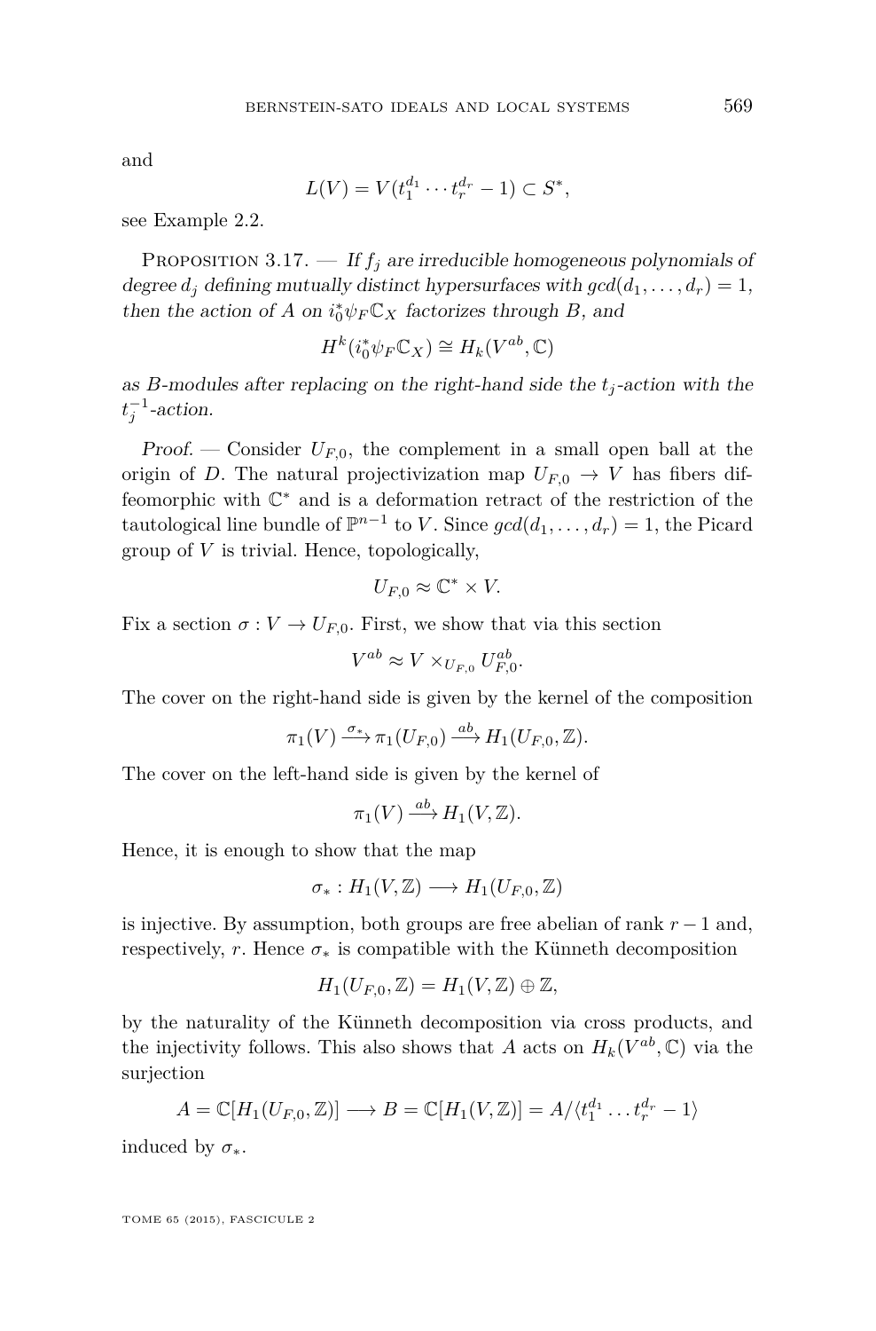and

$$L(V) = V(t_1^{d_1} \cdots t_r^{d_r} - 1) \subset S^*,$$

see Example 2.2.

Proposition 3.17. — *If $f_j$ are irreducible homogeneous polynomials of degree $d_j$ defining mutually distinct hypersurfaces with $gcd(d_1, \ldots, d_r) = 1$, then the action of $A$ on $i_0^* \psi_F \mathbb{C}_X$ factorizes through $B$, and*

$$H^k(i_0^* \psi_F \mathbb{C}_X) \cong H_k(V^{ab}, \mathbb{C})$$

*as $B$-modules after replacing on the right-hand side the $t_j$-action with the $t_j^{-1}$-action.*

*Proof.* — Consider $U_{F,0}$, the complement in a small open ball at the origin of $D$. The natural projectivization map $U_{F,0} \to V$ has fibers diffeomorphic with $\mathbb{C}^*$ and is a deformation retract of the restriction of the tautological line bundle of $\mathbb{P}^{n-1}$ to $V$. Since $gcd(d_1, \ldots, d_r) = 1$, the Picard group of $V$ is trivial. Hence, topologically,

$$U_{F,0} \approx \mathbb{C}^* \times V.$$

Fix a section $\sigma : V \to U_{F,0}$. First, we show that via this section

$$V^{ab} \approx V \times_{U_{F,0}} U_{F,0}^{ab}.$$

The cover on the right-hand side is given by the kernel of the composition

$$\pi_1(V) \xrightarrow{\sigma_*} \pi_1(U_{F,0}) \xrightarrow{ab} H_1(U_{F,0}, \mathbb{Z}).$$

The cover on the left-hand side is given by the kernel of

$$\pi_1(V) \xrightarrow{ab} H_1(V, \mathbb{Z}).$$

Hence, it is enough to show that the map

$$\sigma_* : H_1(V, \mathbb{Z}) \longrightarrow H_1(U_{F,0}, \mathbb{Z})$$

is injective. By assumption, both groups are free abelian of rank $r - 1$ and, respectively, $r$. Hence $\sigma_*$ is compatible with the Künneth decomposition

$$H_1(U_{F,0}, \mathbb{Z}) = H_1(V, \mathbb{Z}) \oplus \mathbb{Z},$$

by the naturality of the Künneth decomposition via cross products, and the injectivity follows. This also shows that $A$ acts on $H_k(V^{ab}, \mathbb{C})$ via the surjection

$$A = \mathbb{C}[H_1(U_{F,0}, \mathbb{Z})] \longrightarrow B = \mathbb{C}[H_1(V, \mathbb{Z})] = A / \langle t_1^{d_1} \ldots t_r^{d_r} - 1 \rangle$$

induced by $\sigma_*$.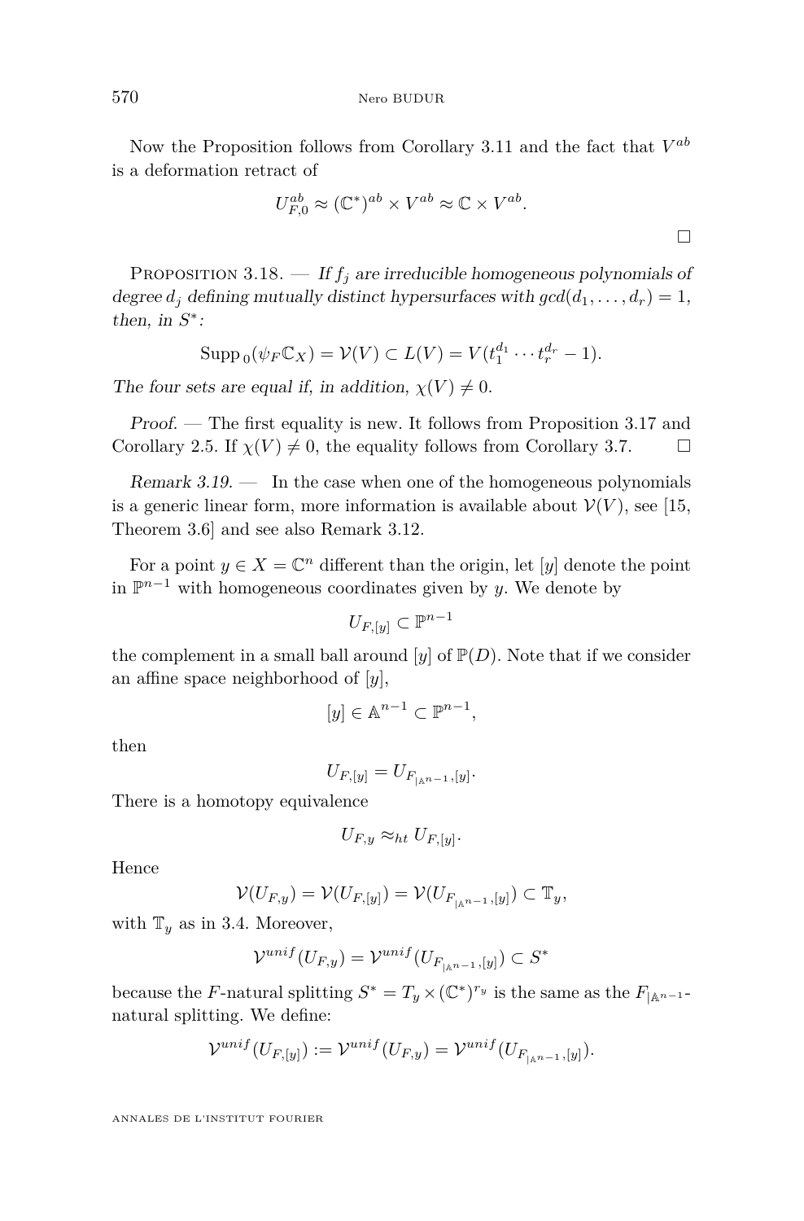Now the Proposition follows from Corollary 3.11 and the fact that $V^{ab}$ is a deformation retract of

$$U^{ab}_{F,0} \approx (\mathbb{C}^*)^{ab} \times V^{ab} \approx \mathbb{C} \times V^{ab}.$$

$\square$

Proposition 3.18. — *If $f_j$ are irreducible homogeneous polynomials of degree $d_j$ defining mutually distinct hypersurfaces with $gcd(d_1, \dots, d_r) = 1$, then, in $S^*$:*

$$\operatorname{Supp}_0(\psi_F \mathbb{C}_X) = \mathcal{V}(V) \subset L(V) = V(t_1^{d_1} \cdots t_r^{d_r} - 1).$$

*The four sets are equal if, in addition, $\chi(V) \neq 0$.*

*Proof.* — The first equality is new. It follows from Proposition 3.17 and Corollary 2.5. If $\chi(V) \neq 0$, the equality follows from Corollary 3.7. $\square$

*Remark 3.19.* — In the case when one of the homogeneous polynomials is a generic linear form, more information is available about $\mathcal{V}(V)$, see [15, Theorem 3.6] and see also Remark 3.12.

For a point $y \in X = \mathbb{C}^n$ different than the origin, let $[y]$ denote the point in $\mathbb{P}^{n-1}$ with homogeneous coordinates given by $y$. We denote by

$$U_{F,[y]} \subset \mathbb{P}^{n-1}$$

the complement in a small ball around $[y]$ of $\mathbb{P}(D)$. Note that if we consider an affine space neighborhood of $[y]$,

$$[y] \in \mathbb{A}^{n-1} \subset \mathbb{P}^{n-1},$$

then

$$U_{F,[y]} = U_{F_{|\mathbb{A}^{n-1}},[y]}.$$

There is a homotopy equivalence

$$U_{F,y} \approx_{ht} U_{F,[y]}.$$

Hence

$$\mathcal{V}(U_{F,y}) = \mathcal{V}(U_{F,[y]}) = \mathcal{V}(U_{F_{|\mathbb{A}^{n-1}},[y]}) \subset \mathbb{T}_y,$$

with $\mathbb{T}_y$ as in 3.4. Moreover,

$$\mathcal{V}^{unif}(U_{F,y}) = \mathcal{V}^{unif}(U_{F_{|\mathbb{A}^{n-1}},[y]}) \subset S^*$$

because the $F$-natural splitting $S^* = T_y \times (\mathbb{C}^*)^{r_y}$ is the same as the $F_{|\mathbb{A}^{n-1}}$-natural splitting. We define:

$$\mathcal{V}^{unif}(U_{F,[y]}) := \mathcal{V}^{unif}(U_{F,y}) = \mathcal{V}^{unif}(U_{F_{|\mathbb{A}^{n-1}},[y]}).$$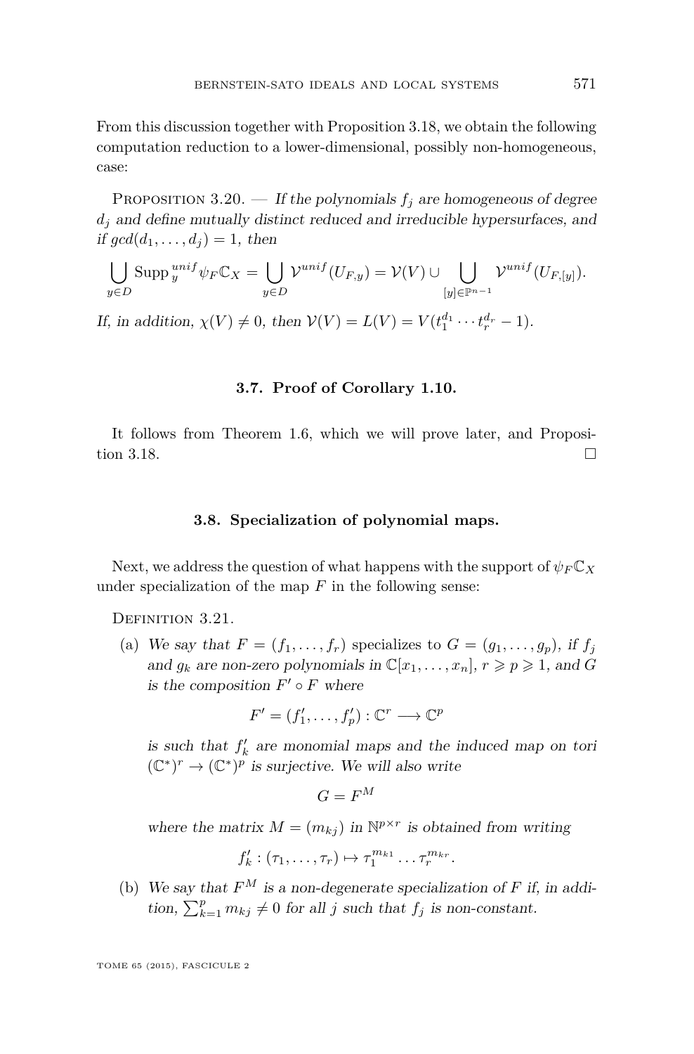From this discussion together with Proposition 3.18, we obtain the following computation reduction to a lower-dimensional, possibly non-homogeneous, case:

Proposition 3.20. — *If the polynomials $f_j$ are homogeneous of degree $d_j$ and define mutually distinct reduced and irreducible hypersurfaces, and if $gcd(d_1,\dots,d_j)=1$, then*

$$\bigcup_{y\in D}\operatorname{Supp}_y^{unif}\psi_F\mathbb{C}_X=\bigcup_{y\in D}\mathcal{V}^{unif}(U_{F,y})=\mathcal{V}(V)\cup\bigcup_{[y]\in\mathbb{P}^{n-1}}\mathcal{V}^{unif}(U_{F,[y]}).$$

*If, in addition, $\chi(V)\neq 0$, then $\mathcal{V}(V)=L(V)=V(t_1^{d_1}\cdots t_r^{d_r}-1)$.*

### 3.7. Proof of Corollary 1.10.

It follows from Theorem 1.6, which we will prove later, and Proposition 3.18. □

### 3.8. Specialization of polynomial maps.

Next, we address the question of what happens with the support of $\psi_F\mathbb{C}_X$ under specialization of the map $F$ in the following sense:

Definition 3.21.

(a) *We say that $F=(f_1,\dots,f_r)$ specializes to $G=(g_1,\dots,g_p)$, if $f_j$ and $g_k$ are non-zero polynomials in $\mathbb{C}[x_1,\dots,x_n]$, $r\geqslant p\geqslant 1$, and $G$ is the composition $F'\circ F$ where*

$$F'=(f'_1,\dots,f'_p):\mathbb{C}^r\longrightarrow\mathbb{C}^p$$

*is such that $f'_k$ are monomial maps and the induced map on tori $(\mathbb{C}^*)^r\to(\mathbb{C}^*)^p$ is surjective. We will also write*

$$G=F^M$$

*where the matrix $M=(m_{kj})$ in $\mathbb{N}^{p\times r}$ is obtained from writing*

$$f'_k:(\tau_1,\dots,\tau_r)\mapsto\tau_1^{m_{k1}}\dots\tau_r^{m_{kr}}.$$

(b) *We say that $F^M$ is a non-degenerate specialization of $F$ if, in addition, $\sum_{k=1}^p m_{kj}\neq 0$ for all $j$ such that $f_j$ is non-constant.*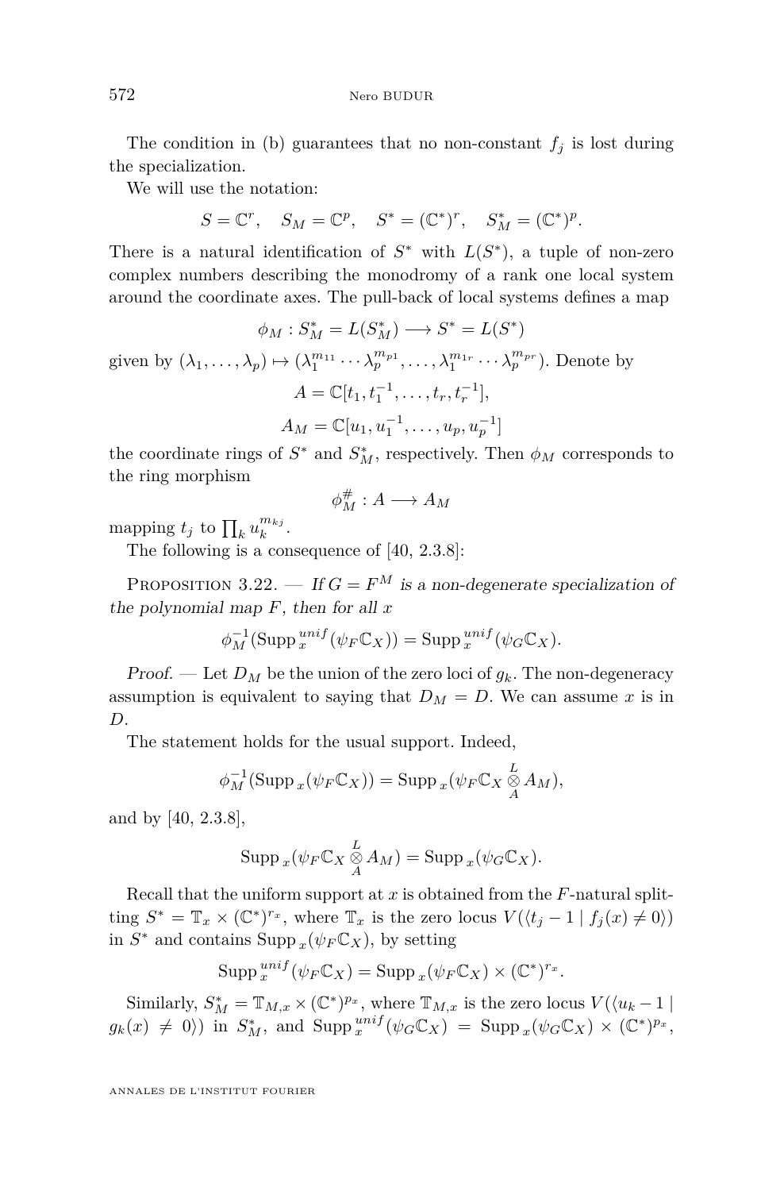The condition in (b) guarantees that no non-constant $f_j$ is lost during the specialization.

We will use the notation:

$$S = \mathbb{C}^r, \quad S_M = \mathbb{C}^p, \quad S^* = (\mathbb{C}^*)^r, \quad S_M^* = (\mathbb{C}^*)^p.$$

There is a natural identification of $S^*$ with $L(S^*)$, a tuple of non-zero complex numbers describing the monodromy of a rank one local system around the coordinate axes. The pull-back of local systems defines a map

$$\phi_M : S_M^* = L(S_M^*) \longrightarrow S^* = L(S^*)$$

given by $(\lambda_1, \dots, \lambda_p) \mapsto (\lambda_1^{m_{11}} \cdots \lambda_p^{m_{p1}}, \dots, \lambda_1^{m_{1r}} \cdots \lambda_p^{m_{pr}})$. Denote by

$$A = \mathbb{C}[t_1, t_1^{-1}, \dots, t_r, t_r^{-1}],$$

$$A_M = \mathbb{C}[u_1, u_1^{-1}, \dots, u_p, u_p^{-1}]$$

the coordinate rings of $S^*$ and $S_M^*$, respectively. Then $\phi_M$ corresponds to the ring morphism

$$\phi_M^{\#} : A \longrightarrow A_M$$

mapping $t_j$ to $\prod_k u_k^{m_{kj}}$.

The following is a consequence of [40, 2.3.8]:

Proposition 3.22. — *If $G = F^M$ is a non-degenerate specialization of the polynomial map $F$, then for all $x$*

$$\phi_M^{-1}(\mathrm{Supp}_x^{unif}(\psi_F \mathbb{C}_X)) = \mathrm{Supp}_x^{unif}(\psi_G \mathbb{C}_X).$$

*Proof.* — Let $D_M$ be the union of the zero loci of $g_k$. The non-degeneracy assumption is equivalent to saying that $D_M = D$. We can assume $x$ is in $D$.

The statement holds for the usual support. Indeed,

$$\phi_M^{-1}(\mathrm{Supp}_x(\psi_F \mathbb{C}_X)) = \mathrm{Supp}_x(\psi_F \mathbb{C}_X \overset{L}{\underset{A}{\otimes}} A_M),$$

and by [40, 2.3.8],

$$\mathrm{Supp}_x(\psi_F \mathbb{C}_X \overset{L}{\underset{A}{\otimes}} A_M) = \mathrm{Supp}_x(\psi_G \mathbb{C}_X).$$

Recall that the uniform support at $x$ is obtained from the $F$-natural splitting $S^* = \mathbb{T}_x \times (\mathbb{C}^*)^{r_x}$, where $\mathbb{T}_x$ is the zero locus $V(\langle t_j - 1 \mid f_j(x) \neq 0 \rangle)$ in $S^*$ and contains $\mathrm{Supp}_x(\psi_F \mathbb{C}_X)$, by setting

$$\mathrm{Supp}_x^{unif}(\psi_F \mathbb{C}_X) = \mathrm{Supp}_x(\psi_F \mathbb{C}_X) \times (\mathbb{C}^*)^{r_x}.$$

Similarly, $S_M^* = \mathbb{T}_{M,x} \times (\mathbb{C}^*)^{p_x}$, where $\mathbb{T}_{M,x}$ is the zero locus $V(\langle u_k - 1 \mid g_k(x) \neq 0 \rangle)$ in $S_M^*$, and $\mathrm{Supp}_x^{unif}(\psi_G \mathbb{C}_X) = \mathrm{Supp}_x(\psi_G \mathbb{C}_X) \times (\mathbb{C}^*)^{p_x}$,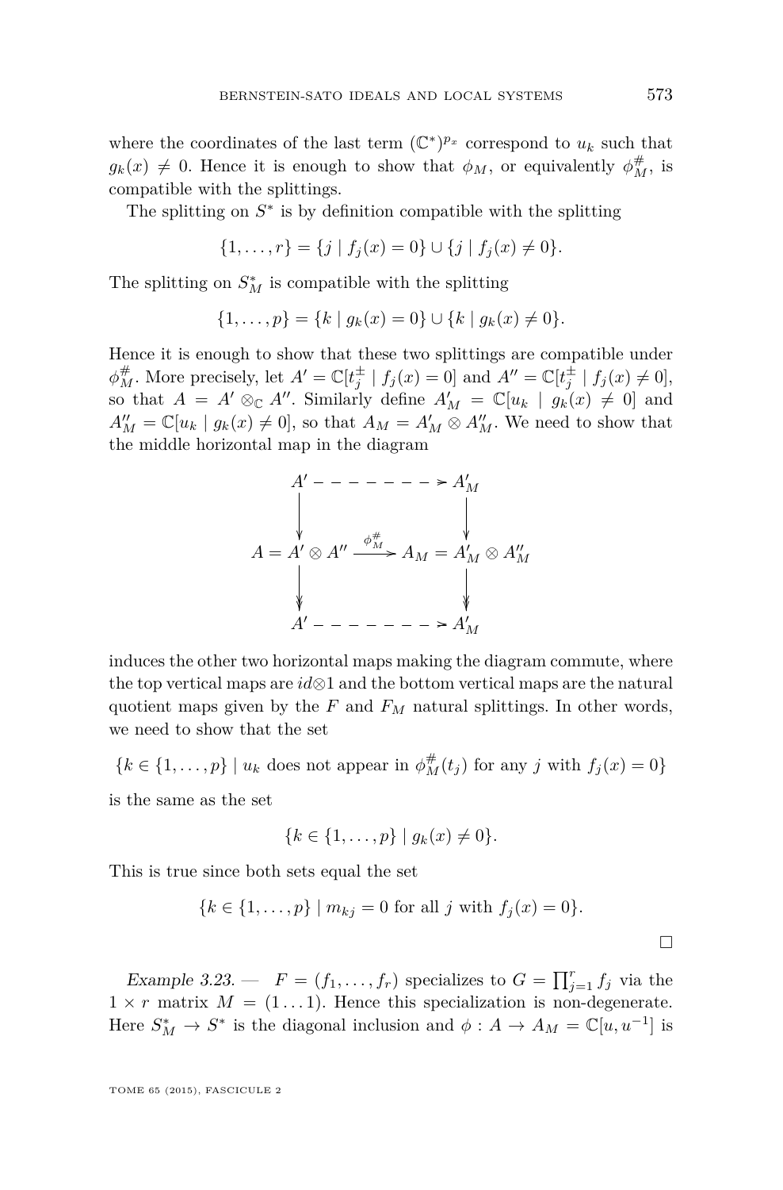where the coordinates of the last term $(\mathbb{C}^*)^{p_x}$ correspond to $u_k$ such that $g_k(x) \neq 0$. Hence it is enough to show that $\phi_M$, or equivalently $\phi_M^\#$, is compatible with the splittings.

The splitting on $S^*$ is by definition compatible with the splitting

$$\{1, \dots, r\} = \{j \mid f_j(x) = 0\} \cup \{j \mid f_j(x) \neq 0\}.$$

The splitting on $S_M^*$ is compatible with the splitting

$$\{1, \dots, p\} = \{k \mid g_k(x) = 0\} \cup \{k \mid g_k(x) \neq 0\}.$$

Hence it is enough to show that these two splittings are compatible under $\phi_M^\#$. More precisely, let $A' = \mathbb{C}[t_j^\pm \mid f_j(x) = 0]$ and $A'' = \mathbb{C}[t_j^\pm \mid f_j(x) \neq 0]$, so that $A = A' \otimes_{\mathbb{C}} A''$. Similarly define $A'_M = \mathbb{C}[u_k \mid g_k(x) \neq 0]$ and $A''_M = \mathbb{C}[u_k \mid g_k(x) \neq 0]$, so that $A_M = A'_M \otimes A''_M$. We need to show that the middle horizontal map in the diagram

$$\begin{array}{ccc}
A' & \dashrightarrow & A'_M \\
\downarrow & & \downarrow \\
A = A' \otimes A'' & \xrightarrow{\phi_M^\#} & A_M = A'_M \otimes A''_M \\
\downarrow & & \downarrow \\
A' & \dashrightarrow & A'_M
\end{array}$$

induces the other two horizontal maps making the diagram commute, where the top vertical maps are $id \otimes 1$ and the bottom vertical maps are the natural quotient maps given by the $F$ and $F_M$ natural splittings. In other words, we need to show that the set

$$\{k \in \{1, \dots, p\} \mid u_k \text{ does not appear in } \phi_M^\#(t_j) \text{ for any } j \text{ with } f_j(x) = 0\}$$

is the same as the set

$$\{k \in \{1, \dots, p\} \mid g_k(x) \neq 0\}.$$

This is true since both sets equal the set

$$\{k \in \{1, \dots, p\} \mid m_{kj} = 0 \text{ for all } j \text{ with } f_j(x) = 0\}.$$

$\square$

*Example 3.23.* — $F = (f_1, \dots, f_r)$ specializes to $G = \prod_{j=1}^r f_j$ via the $1 \times r$ matrix $M = (1 \dots 1)$. Hence this specialization is non-degenerate. Here $S_M^* \to S^*$ is the diagonal inclusion and $\phi : A \to A_M = \mathbb{C}[u, u^{-1}]$ is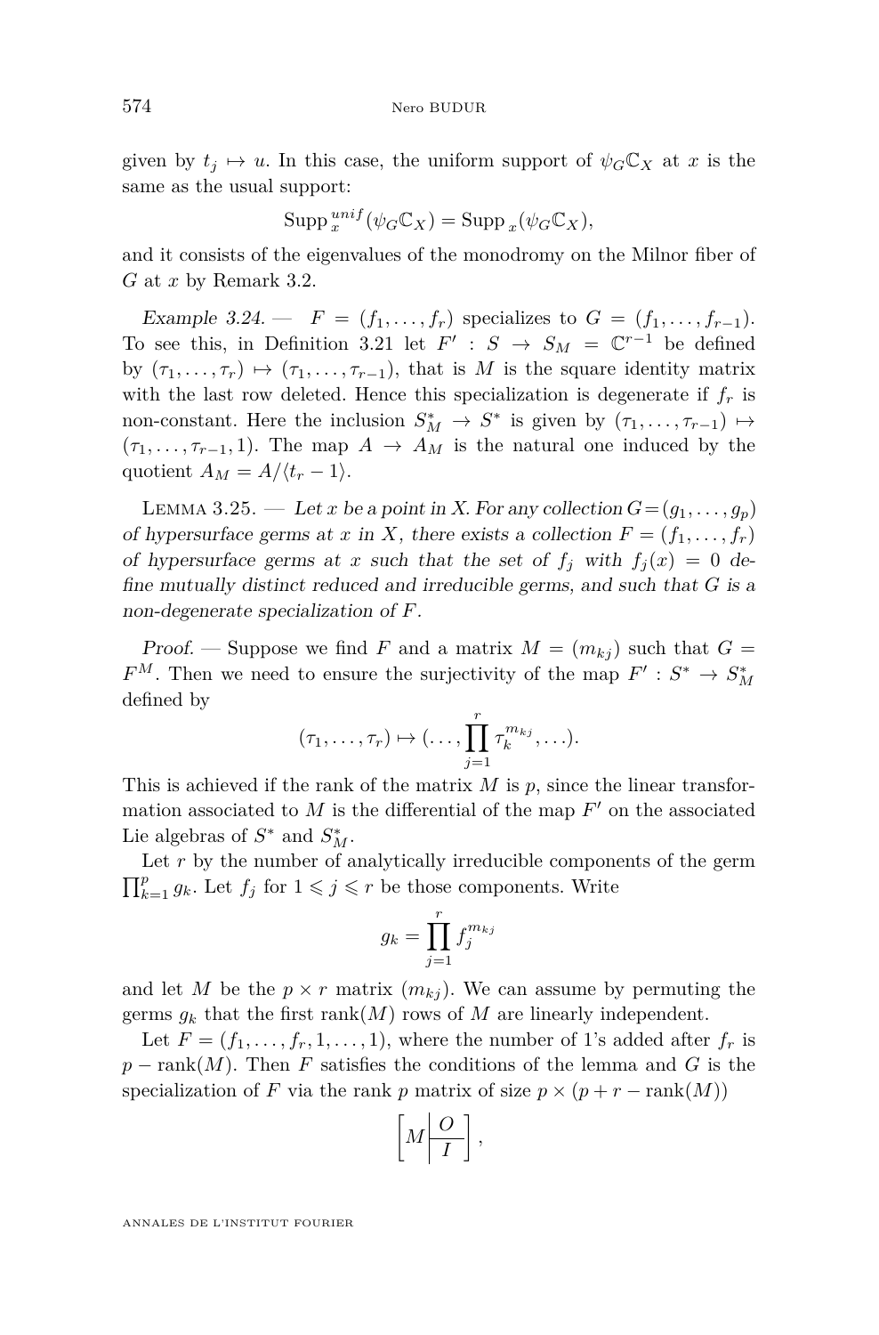given by $t_j \mapsto u$. In this case, the uniform support of $\psi_G \mathbb{C}_X$ at $x$ is the same as the usual support:

$$\operatorname{Supp}_x^{unif}(\psi_G \mathbb{C}_X) = \operatorname{Supp}_x(\psi_G \mathbb{C}_X),$$

and it consists of the eigenvalues of the monodromy on the Milnor fiber of $G$ at $x$ by Remark 3.2.

*Example 3.24.* — $F = (f_1, \ldots, f_r)$ specializes to $G = (f_1, \ldots, f_{r-1})$. To see this, in Definition 3.21 let $F' : S \to S_M = \mathbb{C}^{r-1}$ be defined by $(\tau_1, \ldots, \tau_r) \mapsto (\tau_1, \ldots, \tau_{r-1})$, that is $M$ is the square identity matrix with the last row deleted. Hence this specialization is degenerate if $f_r$ is non-constant. Here the inclusion $S_M^* \to S^*$ is given by $(\tau_1, \ldots, \tau_{r-1}) \mapsto (\tau_1, \ldots, \tau_{r-1}, 1)$. The map $A \to A_M$ is the natural one induced by the quotient $A_M = A/\langle t_r - 1\rangle$.

Lemma 3.25. — *Let $x$ be a point in $X$. For any collection $G = (g_1, \ldots, g_p)$ of hypersurface germs at $x$ in $X$, there exists a collection $F = (f_1, \ldots, f_r)$ of hypersurface germs at $x$ such that the set of $f_j$ with $f_j(x) = 0$ define mutually distinct reduced and irreducible germs, and such that $G$ is a non-degenerate specialization of $F$.*

*Proof.* — Suppose we find $F$ and a matrix $M = (m_{kj})$ such that $G = F^M$. Then we need to ensure the surjectivity of the map $F' : S^* \to S_M^*$ defined by

$$(\tau_1, \ldots, \tau_r) \mapsto (\ldots, \prod_{j=1}^{r} \tau_k^{m_{kj}}, \ldots).$$

This is achieved if the rank of the matrix $M$ is $p$, since the linear transformation associated to $M$ is the differential of the map $F'$ on the associated Lie algebras of $S^*$ and $S_M^*$.

Let $r$ by the number of analytically irreducible components of the germ $\prod_{k=1}^{p} g_k$. Let $f_j$ for $1 \leqslant j \leqslant r$ be those components. Write

$$g_k = \prod_{j=1}^{r} f_j^{m_{kj}}$$

and let $M$ be the $p \times r$ matrix $(m_{kj})$. We can assume by permuting the germs $g_k$ that the first $\operatorname{rank}(M)$ rows of $M$ are linearly independent.

Let $F = (f_1, \ldots, f_r, 1, \ldots, 1)$, where the number of 1's added after $f_r$ is $p - \operatorname{rank}(M)$. Then $F$ satisfies the conditions of the lemma and $G$ is the specialization of $F$ via the rank $p$ matrix of size $p \times (p + r - \operatorname{rank}(M))$

$$\left[ M \middle| \begin{array}{c} O \\ \hline I \end{array} \right],$$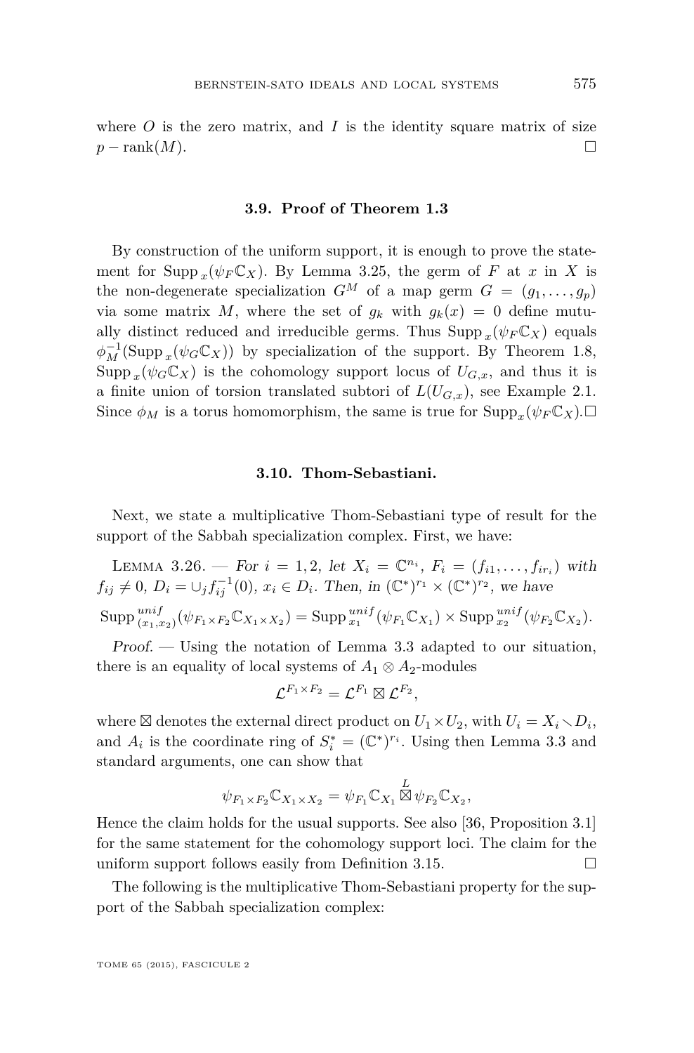where $O$ is the zero matrix, and $I$ is the identity square matrix of size $p - \operatorname{rank}(M)$. □

### 3.9. Proof of Theorem 1.3

By construction of the uniform support, it is enough to prove the statement for $\operatorname{Supp}_x(\psi_F \mathbb{C}_X)$. By Lemma 3.25, the germ of $F$ at $x$ in $X$ is the non-degenerate specialization $G^M$ of a map germ $G = (g_1, \ldots, g_p)$ via some matrix $M$, where the set of $g_k$ with $g_k(x) = 0$ define mutually distinct reduced and irreducible germs. Thus $\operatorname{Supp}_x(\psi_F \mathbb{C}_X)$ equals $\phi_M^{-1}(\operatorname{Supp}_x(\psi_G \mathbb{C}_X))$ by specialization of the support. By Theorem 1.8, $\operatorname{Supp}_x(\psi_G \mathbb{C}_X)$ is the cohomology support locus of $U_{G,x}$, and thus it is a finite union of torsion translated subtori of $L(U_{G,x})$, see Example 2.1. Since $\phi_M$ is a torus homomorphism, the same is true for $\operatorname{Supp}_x(\psi_F \mathbb{C}_X)$. □

### 3.10. Thom-Sebastiani.

Next, we state a multiplicative Thom-Sebastiani type of result for the support of the Sabbah specialization complex. First, we have:

Lemma 3.26. — *For $i = 1, 2$, let $X_i = \mathbb{C}^{n_i}$, $F_i = (f_{i1}, \ldots, f_{ir_i})$ with $f_{ij} \neq 0$, $D_i = \cup_j f_{ij}^{-1}(0)$, $x_i \in D_i$. Then, in $(\mathbb{C}^*)^{r_1} \times (\mathbb{C}^*)^{r_2}$, we have*

$$\operatorname{Supp}^{unif}_{(x_1,x_2)}(\psi_{F_1 \times F_2} \mathbb{C}_{X_1 \times X_2}) = \operatorname{Supp}^{unif}_{x_1}(\psi_{F_1} \mathbb{C}_{X_1}) \times \operatorname{Supp}^{unif}_{x_2}(\psi_{F_2} \mathbb{C}_{X_2}).$$

*Proof.* — Using the notation of Lemma 3.3 adapted to our situation, there is an equality of local systems of $A_1 \otimes A_2$-modules

$$\mathcal{L}^{F_1 \times F_2} = \mathcal{L}^{F_1} \boxtimes \mathcal{L}^{F_2},$$

where $\boxtimes$ denotes the external direct product on $U_1 \times U_2$, with $U_i = X_i \smallsetminus D_i$, and $A_i$ is the coordinate ring of $S_i^* = (\mathbb{C}^*)^{r_i}$. Using then Lemma 3.3 and standard arguments, one can show that

$$\psi_{F_1 \times F_2} \mathbb{C}_{X_1 \times X_2} = \psi_{F_1} \mathbb{C}_{X_1} \overset{L}{\boxtimes} \psi_{F_2} \mathbb{C}_{X_2},$$

Hence the claim holds for the usual supports. See also [36, Proposition 3.1] for the same statement for the cohomology support loci. The claim for the uniform support follows easily from Definition 3.15. □

The following is the multiplicative Thom-Sebastiani property for the support of the Sabbah specialization complex: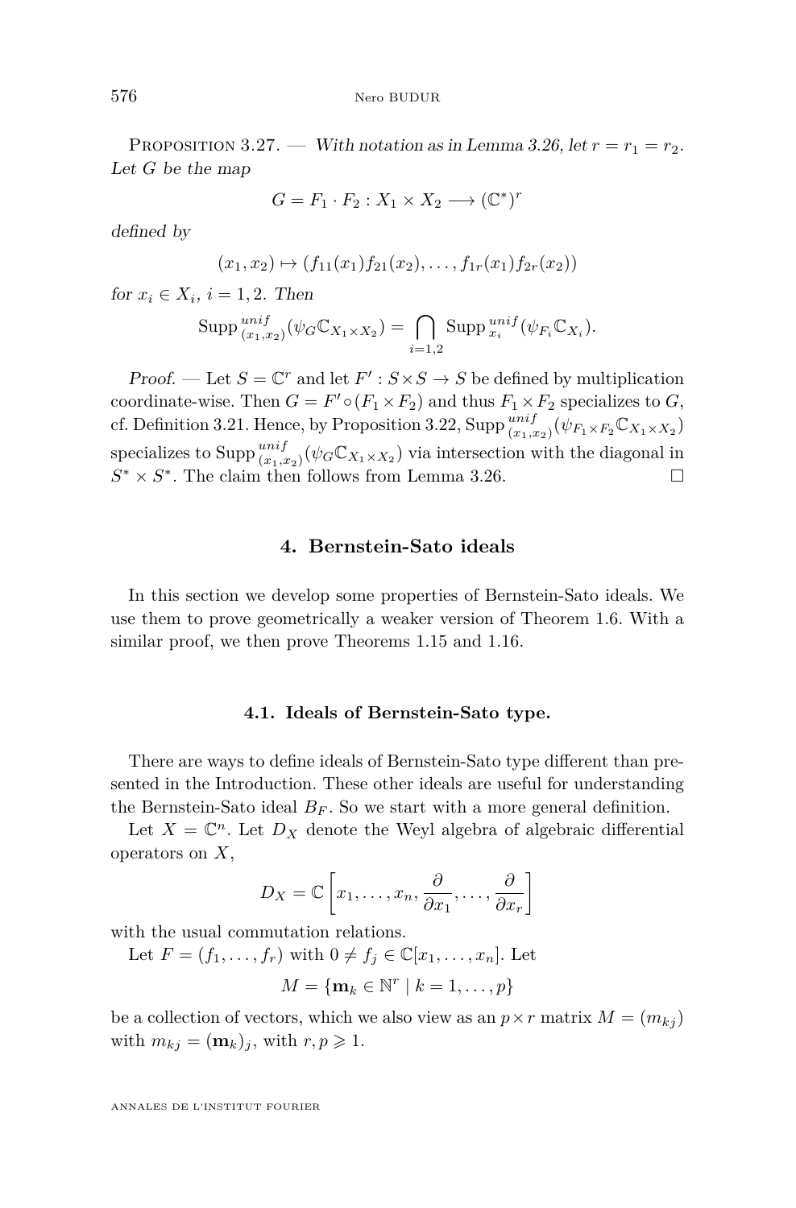Proposition 3.27. — *With notation as in Lemma 3.26, let $r = r_1 = r_2$. Let $G$ be the map*

$$G = F_1 \cdot F_2 : X_1 \times X_2 \longrightarrow (\mathbb{C}^*)^r$$

*defined by*

$$(x_1, x_2) \mapsto (f_{11}(x_1) f_{21}(x_2), \dots, f_{1r}(x_1) f_{2r}(x_2))$$

*for $x_i \in X_i$, $i = 1, 2$. Then*

$$\operatorname{Supp}^{unif}_{(x_1,x_2)}(\psi_G \mathbb{C}_{X_1 \times X_2}) = \bigcap_{i=1,2} \operatorname{Supp}^{unif}_{x_i}(\psi_{F_i} \mathbb{C}_{X_i}).$$

*Proof.* — Let $S = \mathbb{C}^r$ and let $F' : S \times S \to S$ be defined by multiplication coordinate-wise. Then $G = F' \circ (F_1 \times F_2)$ and thus $F_1 \times F_2$ specializes to $G$, cf. Definition 3.21. Hence, by Proposition 3.22, $\operatorname{Supp}^{unif}_{(x_1,x_2)}(\psi_{F_1 \times F_2} \mathbb{C}_{X_1 \times X_2})$ specializes to $\operatorname{Supp}^{unif}_{(x_1,x_2)}(\psi_G \mathbb{C}_{X_1 \times X_2})$ via intersection with the diagonal in $S^* \times S^*$. The claim then follows from Lemma 3.26. □

## 4. Bernstein-Sato ideals

In this section we develop some properties of Bernstein-Sato ideals. We use them to prove geometrically a weaker version of Theorem 1.6. With a similar proof, we then prove Theorems 1.15 and 1.16.

### 4.1. Ideals of Bernstein-Sato type.

There are ways to define ideals of Bernstein-Sato type different than presented in the Introduction. These other ideals are useful for understanding the Bernstein-Sato ideal $B_F$. So we start with a more general definition.

Let $X = \mathbb{C}^n$. Let $D_X$ denote the Weyl algebra of algebraic differential operators on $X$,

$$D_X = \mathbb{C}\left[x_1, \dots, x_n, \frac{\partial}{\partial x_1}, \dots, \frac{\partial}{\partial x_r}\right]$$

with the usual commutation relations.

Let $F = (f_1, \dots, f_r)$ with $0 \neq f_j \in \mathbb{C}[x_1, \dots, x_n]$. Let

$$M = \{\mathbf{m}_k \in \mathbb{N}^r \mid k = 1, \dots, p\}$$

be a collection of vectors, which we also view as an $p \times r$ matrix $M = (m_{kj})$ with $m_{kj} = (\mathbf{m}_k)_j$, with $r, p \geqslant 1$.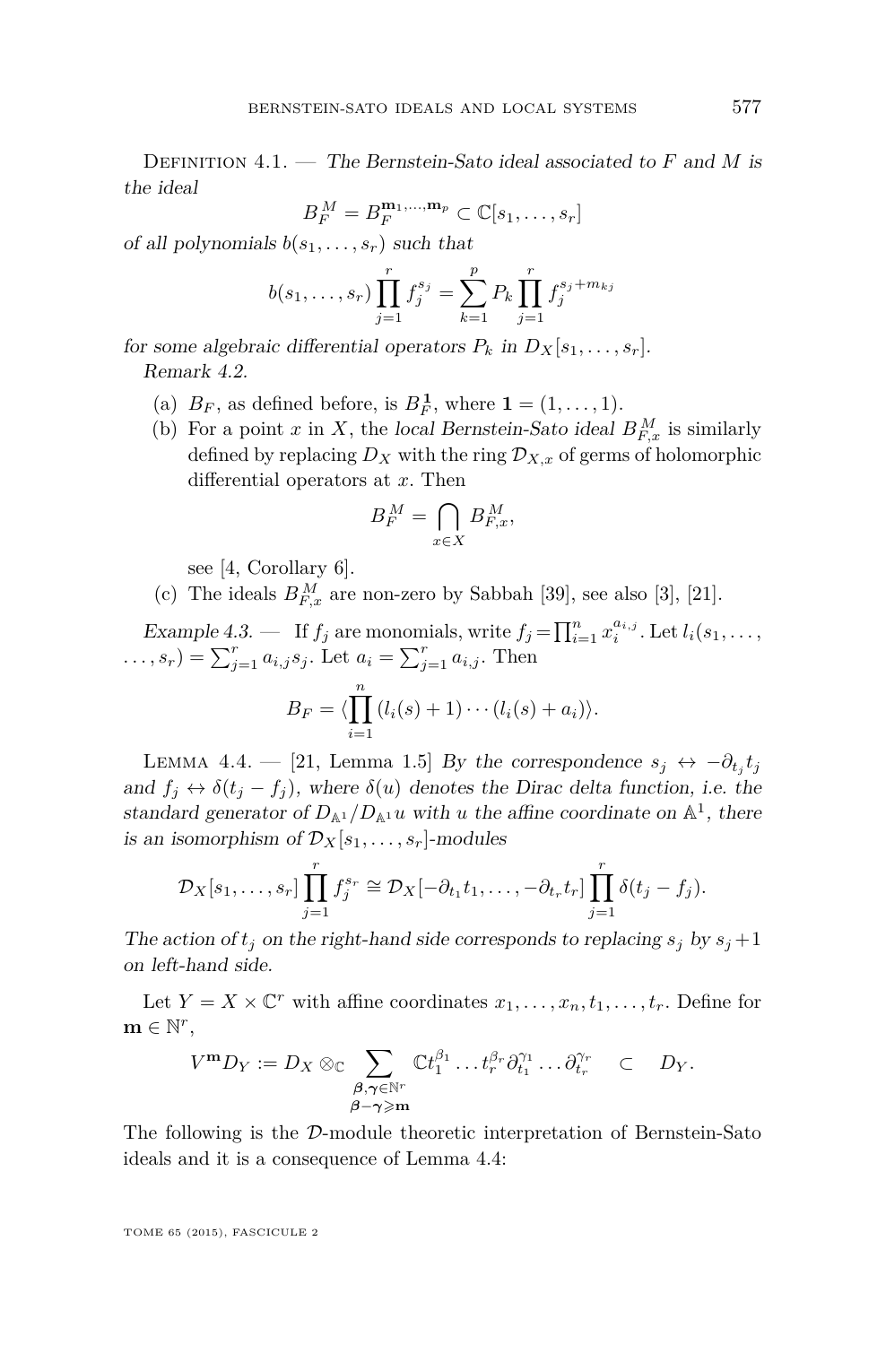Definition 4.1. — *The Bernstein-Sato ideal associated to $F$ and $M$ is the ideal*

$$B_F^M = B_F^{\mathbf{m}_1,\ldots,\mathbf{m}_p} \subset \mathbb{C}[s_1,\ldots,s_r]$$

*of all polynomials $b(s_1,\ldots,s_r)$ such that*

$$b(s_1,\ldots,s_r)\prod_{j=1}^r f_j^{s_j} = \sum_{k=1}^p P_k \prod_{j=1}^r f_j^{s_j+m_{kj}}$$

*for some algebraic differential operators $P_k$ in $D_X[s_1,\ldots,s_r]$.*

*Remark 4.2.*

(a) $B_F$, as defined before, is $B_F^{\mathbf{1}}$, where $\mathbf{1}=(1,\ldots,1)$.

(b) For a point $x$ in $X$, the *local Bernstein-Sato ideal* $B_{F,x}^M$ is similarly defined by replacing $D_X$ with the ring $\mathcal{D}_{X,x}$ of germs of holomorphic differential operators at $x$. Then

$$B_F^M = \bigcap_{x\in X} B_{F,x}^M,$$

see [4, Corollary 6].

(c) The ideals $B_{F,x}^M$ are non-zero by Sabbah [39], see also [3], [21].

*Example 4.3.* — If $f_j$ are monomials, write $f_j=\prod_{i=1}^n x_i^{a_{i,j}}$. Let $l_i(s_1,\ldots,\ldots,s_r)=\sum_{j=1}^r a_{i,j}s_j$. Let $a_i=\sum_{j=1}^r a_{i,j}$. Then

$$B_F = \langle \prod_{i=1}^n (l_i(s)+1)\cdots(l_i(s)+a_i)\rangle.$$

Lemma 4.4. — [21, Lemma 1.5] *By the correspondence $s_j \leftrightarrow -\partial_{t_j}t_j$ and $f_j \leftrightarrow \delta(t_j-f_j)$, where $\delta(u)$ denotes the Dirac delta function, i.e. the standard generator of $D_{\mathbb{A}^1}/D_{\mathbb{A}^1}u$ with $u$ the affine coordinate on $\mathbb{A}^1$, there is an isomorphism of $\mathcal{D}_X[s_1,\ldots,s_r]$-modules*

$$\mathcal{D}_X[s_1,\ldots,s_r]\prod_{j=1}^r f_j^{s_r} \cong \mathcal{D}_X[-\partial_{t_1}t_1,\ldots,-\partial_{t_r}t_r]\prod_{j=1}^r \delta(t_j-f_j).$$

*The action of $t_j$ on the right-hand side corresponds to replacing $s_j$ by $s_j+1$ on left-hand side.*

Let $Y=X\times\mathbb{C}^r$ with affine coordinates $x_1,\ldots,x_n,t_1,\ldots,t_r$. Define for $\mathbf{m}\in\mathbb{N}^r$,

$$V^{\mathbf{m}}D_Y := D_X\otimes_{\mathbb{C}} \sum_{\substack{\boldsymbol{\beta},\boldsymbol{\gamma}\in\mathbb{N}^r\\ \boldsymbol{\beta}-\boldsymbol{\gamma}\geqslant\mathbf{m}}} \mathbb{C}t_1^{\beta_1}\ldots t_r^{\beta_r}\partial_{t_1}^{\gamma_1}\ldots\partial_{t_r}^{\gamma_r} \quad\subset\quad D_Y.$$

The following is the $\mathcal{D}$-module theoretic interpretation of Bernstein-Sato ideals and it is a consequence of Lemma 4.4: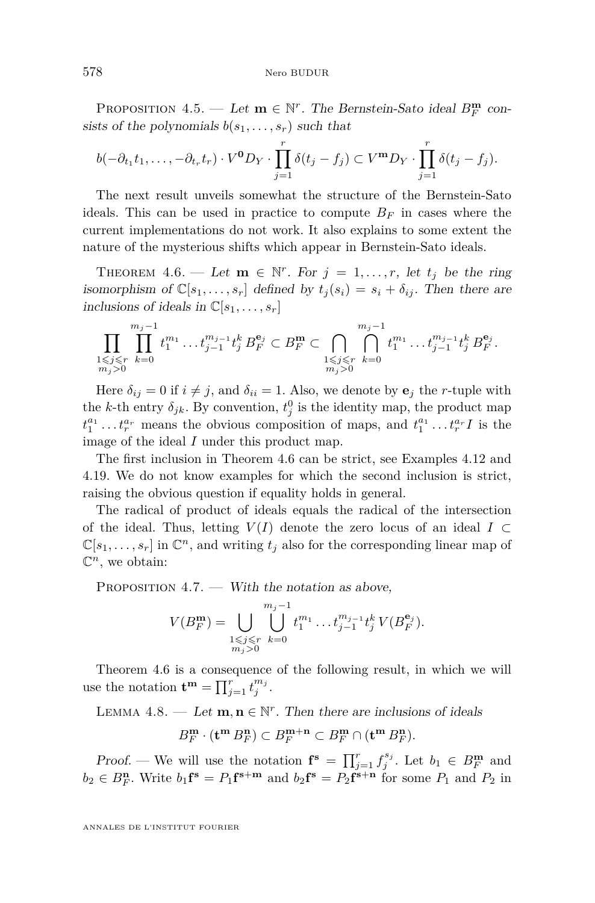Proposition 4.5. — *Let $\mathbf{m} \in \mathbb{N}^r$. The Bernstein-Sato ideal $B_F^{\mathbf{m}}$ consists of the polynomials $b(s_1, \dots, s_r)$ such that*

$$b(-\partial_{t_1} t_1, \dots, -\partial_{t_r} t_r) \cdot V^{\mathbf{0}} D_Y \cdot \prod_{j=1}^{r} \delta(t_j - f_j) \subset V^{\mathbf{m}} D_Y \cdot \prod_{j=1}^{r} \delta(t_j - f_j).$$

The next result unveils somewhat the structure of the Bernstein-Sato ideals. This can be used in practice to compute $B_F$ in cases where the current implementations do not work. It also explains to some extent the nature of the mysterious shifts which appear in Bernstein-Sato ideals.

Theorem 4.6. — *Let $\mathbf{m} \in \mathbb{N}^r$. For $j = 1, \dots, r$, let $t_j$ be the ring isomorphism of $\mathbb{C}[s_1, \dots, s_r]$ defined by $t_j(s_i) = s_i + \delta_{ij}$. Then there are inclusions of ideals in $\mathbb{C}[s_1, \dots, s_r]$*

$$\prod_{\substack{1 \leqslant j \leqslant r \\ m_j > 0}} \prod_{k=0}^{m_j - 1} t_1^{m_1} \dots t_{j-1}^{m_{j-1}} t_j^k \, B_F^{\mathbf{e}_j} \subset B_F^{\mathbf{m}} \subset \bigcap_{\substack{1 \leqslant j \leqslant r \\ m_j > 0}} \bigcap_{k=0}^{m_j - 1} t_1^{m_1} \dots t_{j-1}^{m_{j-1}} t_j^k \, B_F^{\mathbf{e}_j}.$$

Here $\delta_{ij} = 0$ if $i \neq j$, and $\delta_{ii} = 1$. Also, we denote by $\mathbf{e}_j$ the $r$-tuple with the $k$-th entry $\delta_{jk}$. By convention, $t_j^0$ is the identity map, the product map $t_1^{a_1} \dots t_r^{a_r}$ means the obvious composition of maps, and $t_1^{a_1} \dots t_r^{a_r} I$ is the image of the ideal $I$ under this product map.

The first inclusion in Theorem 4.6 can be strict, see Examples 4.12 and 4.19. We do not know examples for which the second inclusion is strict, raising the obvious question if equality holds in general.

The radical of product of ideals equals the radical of the intersection of the ideal. Thus, letting $V(I)$ denote the zero locus of an ideal $I \subset \mathbb{C}[s_1, \dots, s_r]$ in $\mathbb{C}^n$, and writing $t_j$ also for the corresponding linear map of $\mathbb{C}^n$, we obtain:

Proposition 4.7. — *With the notation as above,*

$$V(B_F^{\mathbf{m}}) = \bigcup_{\substack{1 \leqslant j \leqslant r \\ m_j > 0}} \bigcup_{k=0}^{m_j - 1} t_1^{m_1} \dots t_{j-1}^{m_{j-1}} t_j^k \, V(B_F^{\mathbf{e}_j}).$$

Theorem 4.6 is a consequence of the following result, in which we will use the notation $\mathbf{t}^{\mathbf{m}} = \prod_{j=1}^{r} t_j^{m_j}$.

Lemma 4.8. — *Let $\mathbf{m}, \mathbf{n} \in \mathbb{N}^r$. Then there are inclusions of ideals*

$$B_F^{\mathbf{m}} \cdot (\mathbf{t}^{\mathbf{m}} B_F^{\mathbf{n}}) \subset B_F^{\mathbf{m}+\mathbf{n}} \subset B_F^{\mathbf{m}} \cap (\mathbf{t}^{\mathbf{m}} B_F^{\mathbf{n}}).$$

*Proof.* — We will use the notation $\mathbf{f}^{\mathbf{s}} = \prod_{j=1}^{r} f_j^{s_j}$. Let $b_1 \in B_F^{\mathbf{m}}$ and $b_2 \in B_F^{\mathbf{n}}$. Write $b_1 \mathbf{f}^{\mathbf{s}} = P_1 \mathbf{f}^{\mathbf{s}+\mathbf{m}}$ and $b_2 \mathbf{f}^{\mathbf{s}} = P_2 \mathbf{f}^{\mathbf{s}+\mathbf{n}}$ for some $P_1$ and $P_2$ in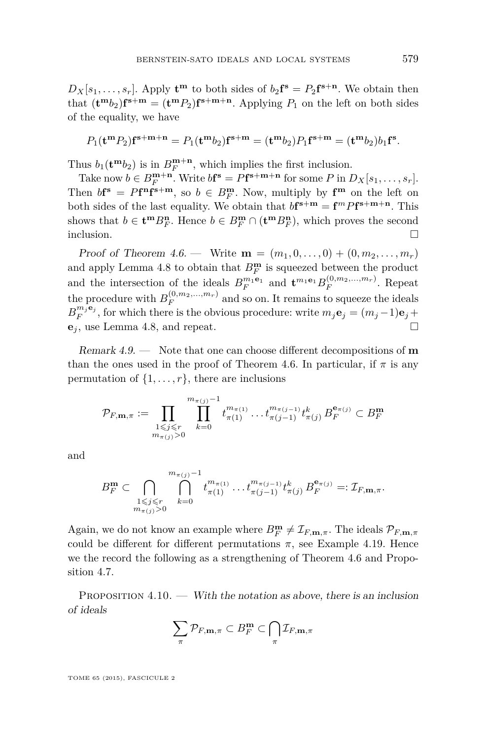$D_X[s_1, \ldots, s_r]$. Apply $\mathbf{t^m}$ to both sides of $b_2\mathbf{f^s} = P_2\mathbf{f^{s+n}}$. We obtain then that $(\mathbf{t^m}b_2)\mathbf{f^{s+m}} = (\mathbf{t^m}P_2)\mathbf{f^{s+m+n}}$. Applying $P_1$ on the left on both sides of the equality, we have

$$P_1(\mathbf{t^m}P_2)\mathbf{f^{s+m+n}} = P_1(\mathbf{t^m}b_2)\mathbf{f^{s+m}} = (\mathbf{t^m}b_2)P_1\mathbf{f^{s+m}} = (\mathbf{t^m}b_2)b_1\mathbf{f^s}.$$

Thus $b_1(\mathbf{t^m}b_2)$ is in $B_F^{\mathbf{m+n}}$, which implies the first inclusion.

Take now $b \in B_F^{\mathbf{m+n}}$. Write $b\mathbf{f^s} = P\mathbf{f^{s+m+n}}$ for some $P$ in $D_X[s_1, \ldots, s_r]$. Then $b\mathbf{f^s} = P\mathbf{f^n}\mathbf{f^{s+m}}$, so $b \in B_F^{\mathbf{m}}$. Now, multiply by $\mathbf{f^m}$ on the left on both sides of the last equality. We obtain that $b\mathbf{f^{s+m}} = \mathbf{f}^m P\mathbf{f^{s+m+n}}$. This shows that $b \in \mathbf{t^m}B_F^{\mathbf{n}}$. Hence $b \in B_F^{\mathbf{m}} \cap (\mathbf{t^m}B_F^{\mathbf{n}})$, which proves the second inclusion. □

*Proof of Theorem 4.6.* — Write $\mathbf{m} = (m_1, 0, \ldots, 0) + (0, m_2, \ldots, m_r)$ and apply Lemma 4.8 to obtain that $B_F^{\mathbf{m}}$ is squeezed between the product and the intersection of the ideals $B_F^{m_1\mathbf{e}_1}$ and $\mathbf{t}^{m_1\mathbf{e}_1}B_F^{(0,m_2,\ldots,m_r)}$. Repeat the procedure with $B_F^{(0,m_2,\ldots,m_r)}$ and so on. It remains to squeeze the ideals $B_F^{m_j\mathbf{e}_j}$, for which there is the obvious procedure: write $m_j\mathbf{e}_j = (m_j - 1)\mathbf{e}_j + \mathbf{e}_j$, use Lemma 4.8, and repeat. □

*Remark 4.9.* — Note that one can choose different decompositions of $\mathbf{m}$ than the ones used in the proof of Theorem 4.6. In particular, if $\pi$ is any permutation of $\{1, \ldots, r\}$, there are inclusions

$$\mathcal{P}_{F,\mathbf{m},\pi} := \prod_{\substack{1\leqslant j\leqslant r \\ m_{\pi(j)}>0}} \prod_{k=0}^{m_{\pi(j)}-1} t_{\pi(1)}^{m_{\pi(1)}} \ldots t_{\pi(j-1)}^{m_{\pi(j-1)}} t_{\pi(j)}^{k} B_F^{\mathbf{e}_{\pi(j)}} \subset B_F^{\mathbf{m}}$$

and

$$B_F^{\mathbf{m}} \subset \bigcap_{\substack{1\leqslant j\leqslant r \\ m_{\pi(j)}>0}} \bigcap_{k=0}^{m_{\pi(j)}-1} t_{\pi(1)}^{m_{\pi(1)}} \ldots t_{\pi(j-1)}^{m_{\pi(j-1)}} t_{\pi(j)}^{k} B_F^{\mathbf{e}_{\pi(j)}} =: \mathcal{I}_{F,\mathbf{m},\pi}.$$

Again, we do not know an example where $B_F^{\mathbf{m}} \neq \mathcal{I}_{F,\mathbf{m},\pi}$. The ideals $\mathcal{P}_{F,\mathbf{m},\pi}$ could be different for different permutations $\pi$, see Example 4.19. Hence we the record the following as a strengthening of Theorem 4.6 and Proposition 4.7.

Proposition 4.10. — *With the notation as above, there is an inclusion of ideals*

$$\sum_{\pi} \mathcal{P}_{F,\mathbf{m},\pi} \subset B_F^{\mathbf{m}} \subset \bigcap_{\pi} \mathcal{I}_{F,\mathbf{m},\pi}$$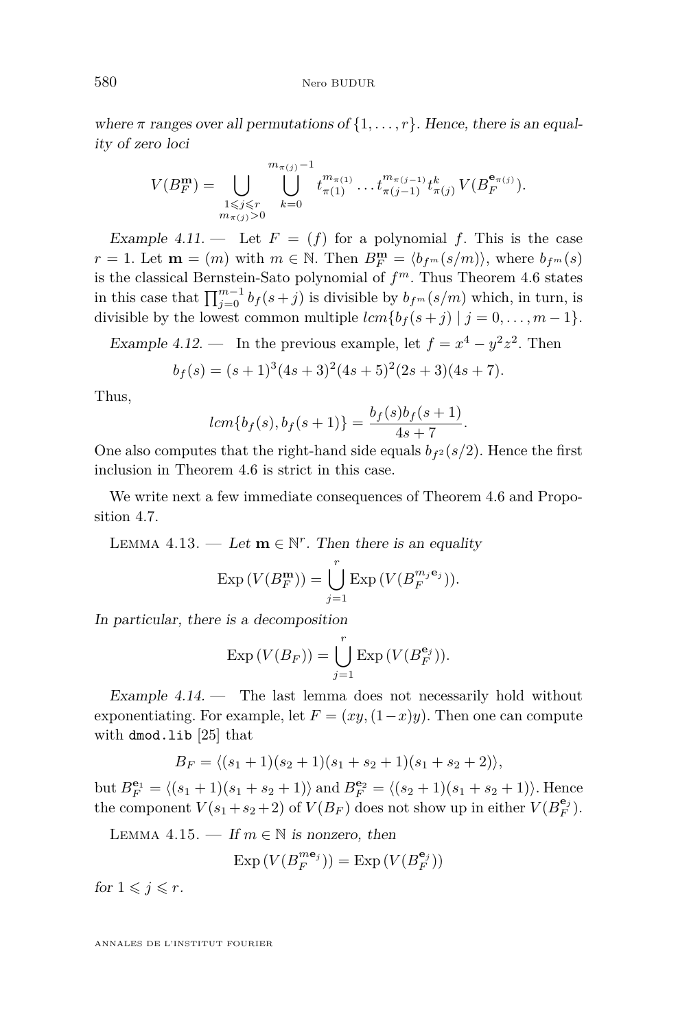*where $\pi$ ranges over all permutations of $\{1,\dots,r\}$. Hence, there is an equality of zero loci*

$$V(B_F^{\mathbf{m}}) = \bigcup_{\substack{1\leqslant j\leqslant r\\ m_{\pi(j)}>0}} \bigcup_{k=0}^{m_{\pi(j)}-1} t_{\pi(1)}^{m_{\pi(1)}}\dots t_{\pi(j-1)}^{m_{\pi(j-1)}} t_{\pi(j)}^{k} V(B_F^{\mathbf{e}_{\pi(j)}}).$$

*Example 4.11.* — Let $F=(f)$ for a polynomial $f$. This is the case $r=1$. Let $\mathbf{m}=(m)$ with $m\in\mathbb{N}$. Then $B_F^{\mathbf{m}}=\langle b_{f^m}(s/m)\rangle$, where $b_{f^m}(s)$ is the classical Bernstein-Sato polynomial of $f^m$. Thus Theorem 4.6 states in this case that $\prod_{j=0}^{m-1} b_f(s+j)$ is divisible by $b_{f^m}(s/m)$ which, in turn, is divisible by the lowest common multiple $lcm\{b_f(s+j)\mid j=0,\dots,m-1\}$.

*Example 4.12.* — In the previous example, let $f=x^4-y^2z^2$. Then

$$b_f(s)=(s+1)^3(4s+3)^2(4s+5)^2(2s+3)(4s+7).$$

Thus,

$$lcm\{b_f(s),b_f(s+1)\}=\frac{b_f(s)b_f(s+1)}{4s+7}.$$

One also computes that the right-hand side equals $b_{f^2}(s/2)$. Hence the first inclusion in Theorem 4.6 is strict in this case.

We write next a few immediate consequences of Theorem 4.6 and Proposition 4.7.

Lemma 4.13. — *Let $\mathbf{m}\in\mathbb{N}^r$. Then there is an equality*

$$\operatorname{Exp}(V(B_F^{\mathbf{m}}))=\bigcup_{j=1}^{r}\operatorname{Exp}(V(B_F^{m_j\mathbf{e}_j})).$$

*In particular, there is a decomposition*

$$\operatorname{Exp}(V(B_F))=\bigcup_{j=1}^{r}\operatorname{Exp}(V(B_F^{\mathbf{e}_j})).$$

*Example 4.14.* — The last lemma does not necessarily hold without exponentiating. For example, let $F=(xy,(1-x)y)$. Then one can compute with `dmod.lib` [25] that

$$B_F=\langle (s_1+1)(s_2+1)(s_1+s_2+1)(s_1+s_2+2)\rangle,$$

but $B_F^{\mathbf{e}_1}=\langle (s_1+1)(s_1+s_2+1)\rangle$ and $B_F^{\mathbf{e}_2}=\langle (s_2+1)(s_1+s_2+1)\rangle$. Hence the component $V(s_1+s_2+2)$ of $V(B_F)$ does not show up in either $V(B_F^{\mathbf{e}_j})$.

Lemma 4.15. — *If $m\in\mathbb{N}$ is nonzero, then*

$$\operatorname{Exp}(V(B_F^{m\mathbf{e}_j}))=\operatorname{Exp}(V(B_F^{\mathbf{e}_j}))$$

*for $1\leqslant j\leqslant r$.*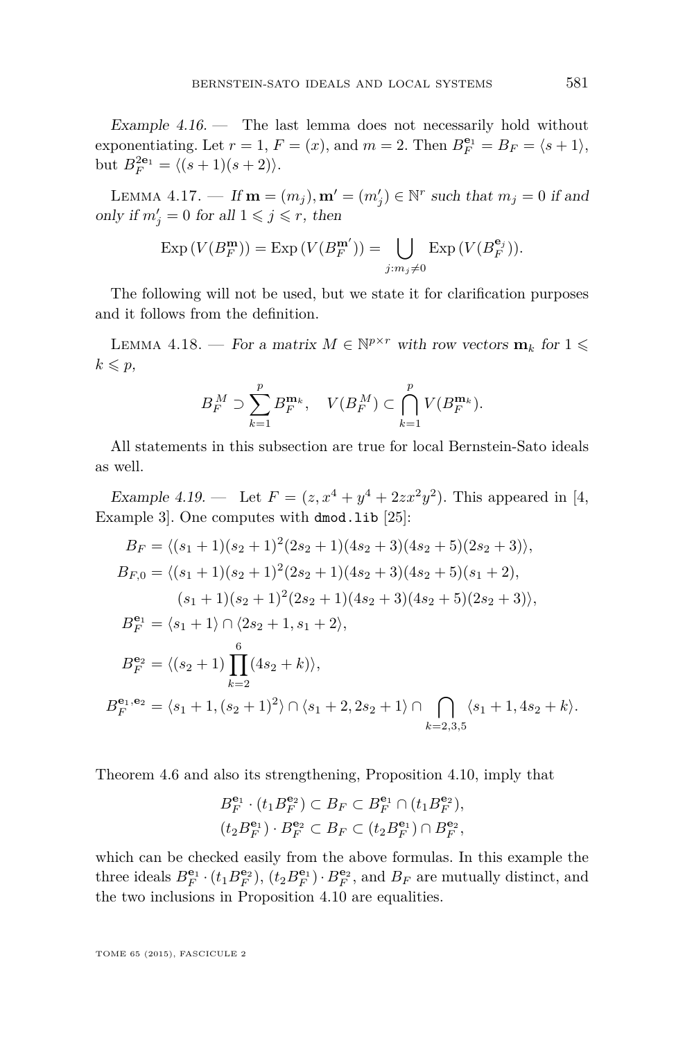*Example 4.16.* — The last lemma does not necessarily hold without exponentiating. Let $r = 1$, $F = (x)$, and $m = 2$. Then $B_F^{\mathbf{e}_1} = B_F = \langle s+1 \rangle$, but $B_F^{2\mathbf{e}_1} = \langle (s+1)(s+2) \rangle$.

Lemma 4.17. — *If $\mathbf{m} = (m_j), \mathbf{m}' = (m'_j) \in \mathbb{N}^r$ such that $m_j = 0$ if and only if $m'_j = 0$ for all $1 \leqslant j \leqslant r$, then*

$$\operatorname{Exp}(V(B_F^{\mathbf{m}})) = \operatorname{Exp}(V(B_F^{\mathbf{m}'})) = \bigcup_{j: m_j \neq 0} \operatorname{Exp}(V(B_F^{\mathbf{e}_j})).$$

The following will not be used, but we state it for clarification purposes and it follows from the definition.

Lemma 4.18. — *For a matrix $M \in \mathbb{N}^{p \times r}$ with row vectors $\mathbf{m}_k$ for $1 \leqslant k \leqslant p$,*

$$B_F^M \supset \sum_{k=1}^{p} B_F^{\mathbf{m}_k}, \quad V(B_F^M) \subset \bigcap_{k=1}^{p} V(B_F^{\mathbf{m}_k}).$$

All statements in this subsection are true for local Bernstein-Sato ideals as well.

*Example 4.19.* — Let $F = (z, x^4 + y^4 + 2zx^2y^2)$. This appeared in [4, Example 3]. One computes with `dmod.lib` [25]:

$$\begin{aligned}
B_F &= \langle (s_1+1)(s_2+1)^2(2s_2+1)(4s_2+3)(4s_2+5)(2s_2+3) \rangle, \\
B_{F,0} &= \langle (s_1+1)(s_2+1)^2(2s_2+1)(4s_2+3)(4s_2+5)(s_1+2), \\
&\qquad (s_1+1)(s_2+1)^2(2s_2+1)(4s_2+3)(4s_2+5)(2s_2+3) \rangle, \\
B_F^{\mathbf{e}_1} &= \langle s_1+1 \rangle \cap \langle 2s_2+1, s_1+2 \rangle, \\
B_F^{\mathbf{e}_2} &= \langle (s_2+1) \prod_{k=2}^{6} (4s_2+k) \rangle, \\
B_F^{\mathbf{e}_1, \mathbf{e}_2} &= \langle s_1+1, (s_2+1)^2 \rangle \cap \langle s_1+2, 2s_2+1 \rangle \cap \bigcap_{k=2,3,5} \langle s_1+1, 4s_2+k \rangle.
\end{aligned}$$

Theorem 4.6 and also its strengthening, Proposition 4.10, imply that

$$\begin{aligned}
B_F^{\mathbf{e}_1} \cdot (t_1 B_F^{\mathbf{e}_2}) \subset B_F \subset B_F^{\mathbf{e}_1} \cap (t_1 B_F^{\mathbf{e}_2}), \\
(t_2 B_F^{\mathbf{e}_1}) \cdot B_F^{\mathbf{e}_2} \subset B_F \subset (t_2 B_F^{\mathbf{e}_1}) \cap B_F^{\mathbf{e}_2},
\end{aligned}$$

which can be checked easily from the above formulas. In this example the three ideals $B_F^{\mathbf{e}_1} \cdot (t_1 B_F^{\mathbf{e}_2})$, $(t_2 B_F^{\mathbf{e}_1}) \cdot B_F^{\mathbf{e}_2}$, and $B_F$ are mutually distinct, and the two inclusions in Proposition 4.10 are equalities.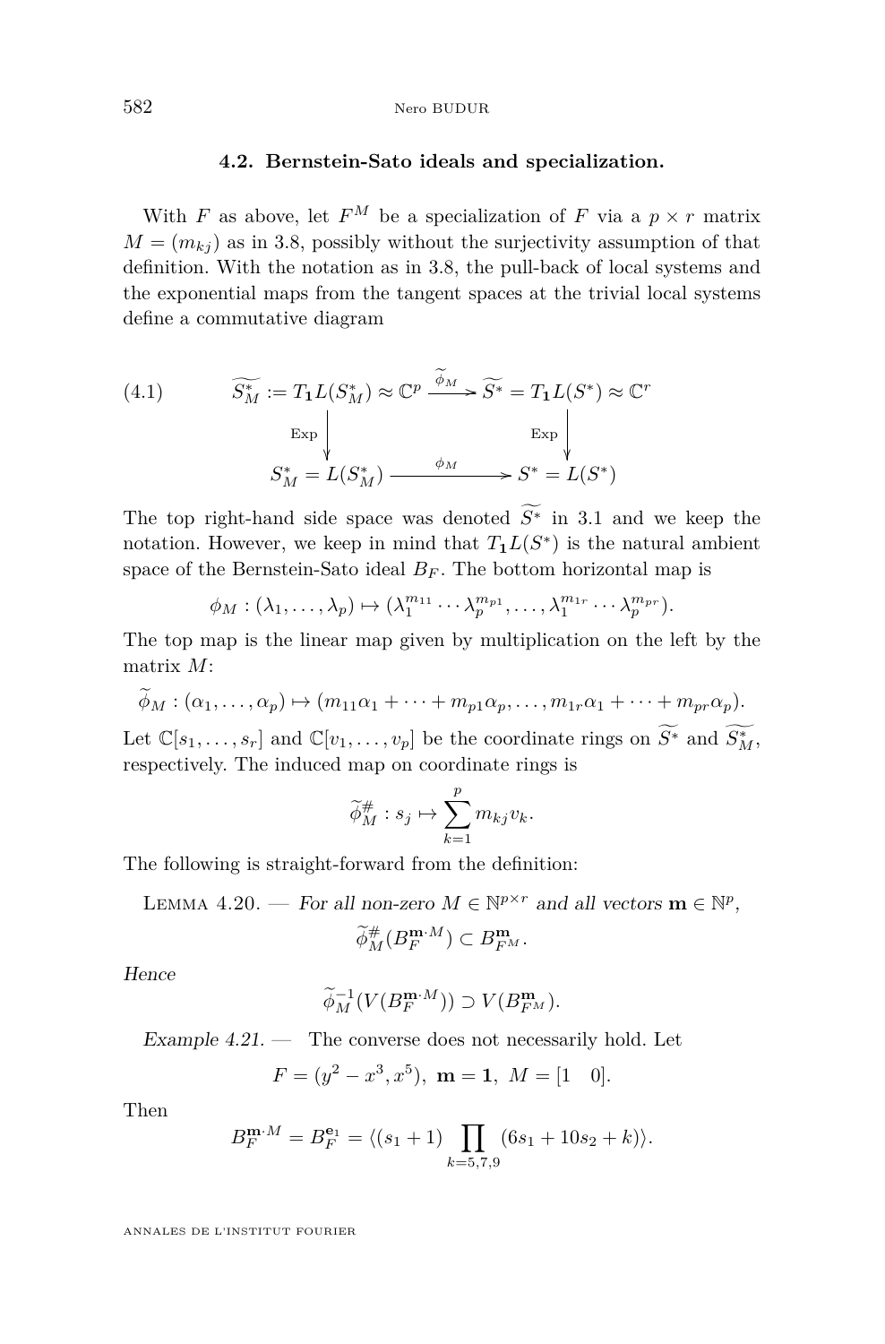### 4.2. Bernstein-Sato ideals and specialization.

With $F$ as above, let $F^M$ be a specialization of $F$ via a $p \times r$ matrix $M = (m_{kj})$ as in 3.8, possibly without the surjectivity assumption of that definition. With the notation as in 3.8, the pull-back of local systems and the exponential maps from the tangent spaces at the trivial local systems define a commutative diagram

$$
\begin{array}{ccc}
\widetilde{S^*_M} := T_{\mathbf{1}}L(S^*_M) \approx \mathbb{C}^p & \xrightarrow{\widetilde{\phi}_M} & \widetilde{S^*} = T_{\mathbf{1}}L(S^*) \approx \mathbb{C}^r \\
\Big\downarrow {\scriptstyle \mathrm{Exp}} & & \Big\downarrow {\scriptstyle \mathrm{Exp}} \\
S^*_M = L(S^*_M) & \xrightarrow{\phi_M} & S^* = L(S^*)
\end{array}
\tag{4.1}
$$

The top right-hand side space was denoted $\widetilde{S^*}$ in 3.1 and we keep the notation. However, we keep in mind that $T_{\mathbf{1}}L(S^*)$ is the natural ambient space of the Bernstein-Sato ideal $B_F$. The bottom horizontal map is

$$\phi_M : (\lambda_1, \dots, \lambda_p) \mapsto (\lambda_1^{m_{11}} \cdots \lambda_p^{m_{p1}}, \dots, \lambda_1^{m_{1r}} \cdots \lambda_p^{m_{pr}}).$$

The top map is the linear map given by multiplication on the left by the matrix $M$:

$$\widetilde{\phi}_M : (\alpha_1, \dots, \alpha_p) \mapsto (m_{11}\alpha_1 + \cdots + m_{p1}\alpha_p, \dots, m_{1r}\alpha_1 + \cdots + m_{pr}\alpha_p).$$

Let $\mathbb{C}[s_1, \dots, s_r]$ and $\mathbb{C}[v_1, \dots, v_p]$ be the coordinate rings on $\widetilde{S^*}$ and $\widetilde{S^*_M}$, respectively. The induced map on coordinate rings is

$$\widetilde{\phi}_M^{\#} : s_j \mapsto \sum_{k=1}^{p} m_{kj} v_k.$$

The following is straight-forward from the definition:

Lemma 4.20. — *For all non-zero $M \in \mathbb{N}^{p \times r}$ and all vectors $\mathbf{m} \in \mathbb{N}^p$,*

$$\widetilde{\phi}_M^{\#}(B_F^{\mathbf{m} \cdot M}) \subset B_{F^M}^{\mathbf{m}}.$$

*Hence*

$$\widetilde{\phi}_M^{-1}(V(B_F^{\mathbf{m} \cdot M})) \supset V(B_{F^M}^{\mathbf{m}}).$$

*Example 4.21.* — The converse does not necessarily hold. Let

$$F = (y^2 - x^3, x^5), \ \mathbf{m} = \mathbf{1}, \ M = [1 \quad 0].$$

Then

$$B_F^{\mathbf{m} \cdot M} = B_F^{\mathbf{e}_1} = \langle (s_1 + 1) \prod_{k=5,7,9} (6s_1 + 10s_2 + k) \rangle.$$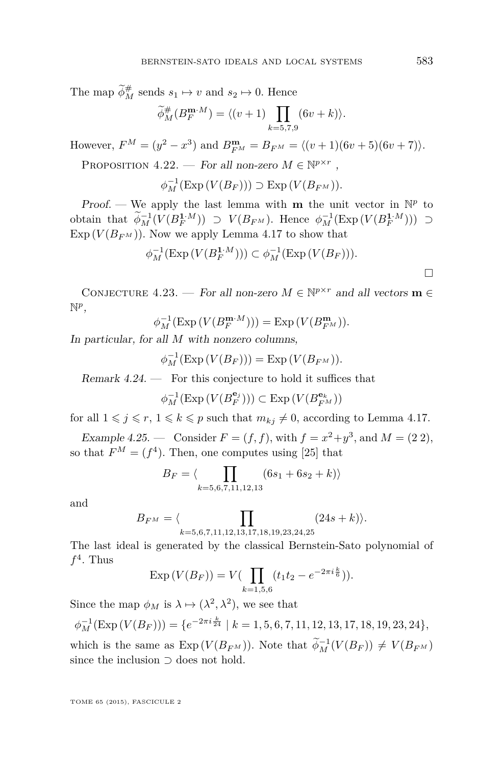The map $\widetilde{\phi}_M^\#$ sends $s_1 \mapsto v$ and $s_2 \mapsto 0$. Hence

$$\widetilde{\phi}_M^\#(B_F^{\mathbf{m}\cdot M}) = \langle (v+1) \prod_{k=5,7,9} (6v+k) \rangle.$$

However, $F^M = (y^2 - x^3)$ and $B_{F^M}^{\mathbf{m}} = B_{F^M} = \langle (v+1)(6v+5)(6v+7) \rangle$.

Proposition 4.22. — *For all non-zero $M \in \mathbb{N}^{p\times r}$ ,*

$$\phi_M^{-1}(\operatorname{Exp}(V(B_F))) \supset \operatorname{Exp}(V(B_{F^M})).$$

*Proof.* — We apply the last lemma with $\mathbf{m}$ the unit vector in $\mathbb{N}^p$ to obtain that $\widetilde{\phi}_M^{-1}(V(B_F^{\mathbf{1}\cdot M})) \supset V(B_{F^M})$. Hence $\phi_M^{-1}(\operatorname{Exp}(V(B_F^{\mathbf{1}\cdot M}))) \supset \operatorname{Exp}(V(B_{F^M}))$. Now we apply Lemma 4.17 to show that

$$\phi_M^{-1}(\operatorname{Exp}(V(B_F^{\mathbf{1}\cdot M}))) \subset \phi_M^{-1}(\operatorname{Exp}(V(B_F))).$$

□

Conjecture 4.23. — *For all non-zero $M \in \mathbb{N}^{p\times r}$ and all vectors $\mathbf{m} \in \mathbb{N}^p$,*

$$\phi_M^{-1}(\operatorname{Exp}(V(B_F^{\mathbf{m}\cdot M}))) = \operatorname{Exp}(V(B_{F^M}^{\mathbf{m}})).$$

*In particular, for all $M$ with nonzero columns,*

$$\phi_M^{-1}(\operatorname{Exp}(V(B_F))) = \operatorname{Exp}(V(B_{F^M})).$$

*Remark 4.24.* — For this conjecture to hold it suffices that

$$\phi_M^{-1}(\operatorname{Exp}(V(B_F^{\mathbf{e}_j}))) \subset \operatorname{Exp}(V(B_{F^M}^{\mathbf{e}_k}))$$

for all $1 \leqslant j \leqslant r$, $1 \leqslant k \leqslant p$ such that $m_{kj} \neq 0$, according to Lemma 4.17.

*Example 4.25.* — Consider $F = (f, f)$, with $f = x^2 + y^3$, and $M = (2\ 2)$, so that $F^M = (f^4)$. Then, one computes using [25] that

$$B_F = \langle \prod_{k=5,6,7,11,12,13} (6s_1 + 6s_2 + k) \rangle$$

and

$$B_{F^M} = \langle \prod_{k=5,6,7,11,12,13,17,18,19,23,24,25} (24s + k) \rangle.$$

The last ideal is generated by the classical Bernstein-Sato polynomial of $f^4$. Thus

$$\operatorname{Exp}(V(B_F)) = V(\prod_{k=1,5,6} (t_1 t_2 - e^{-2\pi i \frac{k}{6}})).$$

Since the map $\phi_M$ is $\lambda \mapsto (\lambda^2, \lambda^2)$, we see that

$$\phi_M^{-1}(\operatorname{Exp}(V(B_F))) = \{e^{-2\pi i \frac{k}{24}} \mid k = 1,5,6,7,11,12,13,17,18,19,23,24\},$$

which is the same as $\operatorname{Exp}(V(B_{F^M}))$. Note that $\widetilde{\phi}_M^{-1}(V(B_F)) \neq V(B_{F^M})$ since the inclusion $\supset$ does not hold.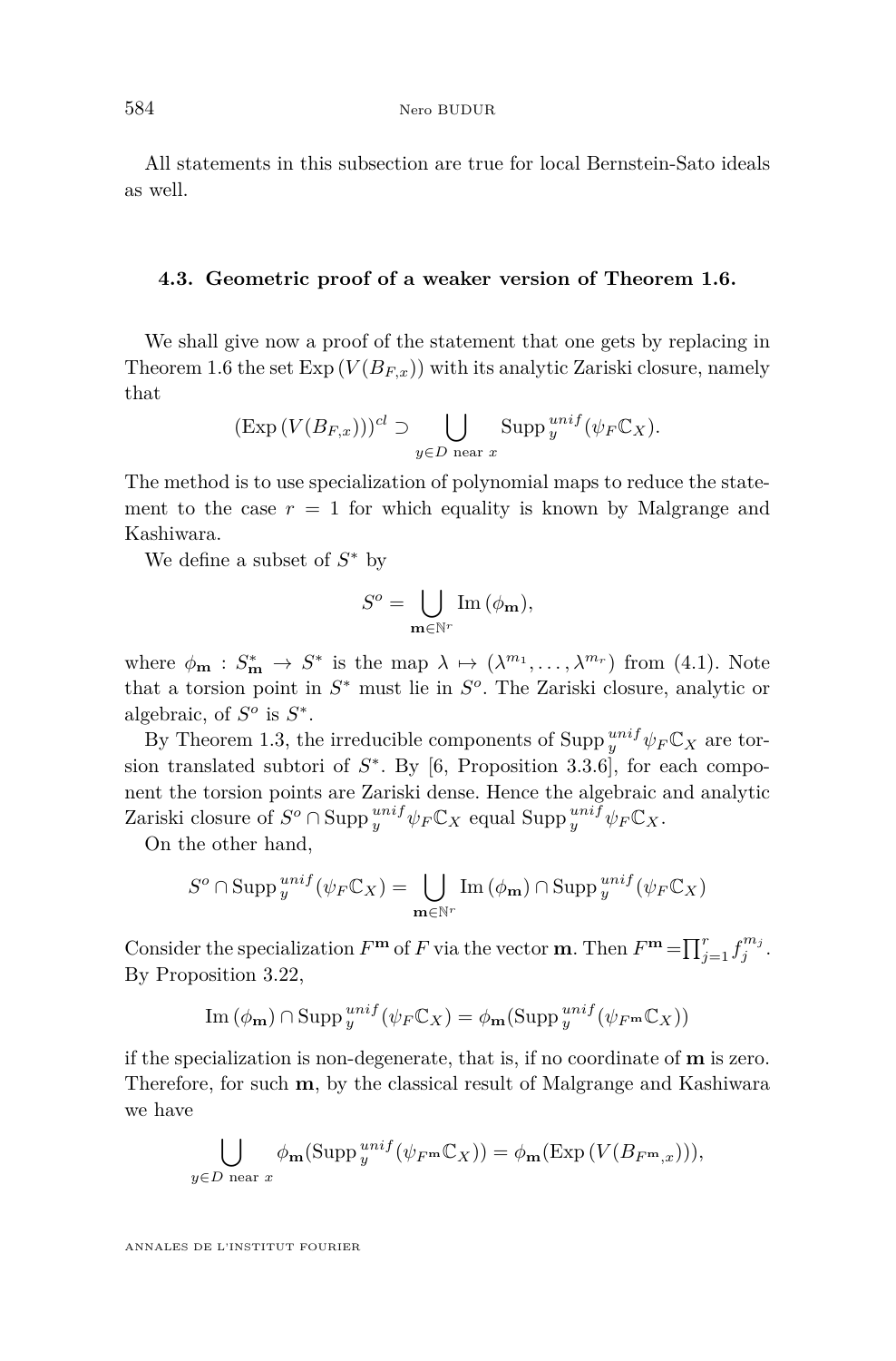All statements in this subsection are true for local Bernstein-Sato ideals as well.

### 4.3. Geometric proof of a weaker version of Theorem 1.6.

We shall give now a proof of the statement that one gets by replacing in Theorem 1.6 the set $\operatorname{Exp}(V(B_{F,x}))$ with its analytic Zariski closure, namely that

$$(\operatorname{Exp}(V(B_{F,x})))^{cl} \supset \bigcup_{y\in D \text{ near } x} \operatorname{Supp}_y^{unif}(\psi_F \mathbb{C}_X).$$

The method is to use specialization of polynomial maps to reduce the statement to the case $r = 1$ for which equality is known by Malgrange and Kashiwara.

We define a subset of $S^*$ by

$$S^o = \bigcup_{\mathbf{m}\in\mathbb{N}^r} \operatorname{Im}(\phi_{\mathbf{m}}),$$

where $\phi_{\mathbf{m}} : S^*_{\mathbf{m}} \to S^*$ is the map $\lambda \mapsto (\lambda^{m_1}, \dots, \lambda^{m_r})$ from (4.1). Note that a torsion point in $S^*$ must lie in $S^o$. The Zariski closure, analytic or algebraic, of $S^o$ is $S^*$.

By Theorem 1.3, the irreducible components of $\operatorname{Supp}_y^{unif}\psi_F\mathbb{C}_X$ are torsion translated subtori of $S^*$. By [6, Proposition 3.3.6], for each component the torsion points are Zariski dense. Hence the algebraic and analytic Zariski closure of $S^o \cap \operatorname{Supp}_y^{unif}\psi_F\mathbb{C}_X$ equal $\operatorname{Supp}_y^{unif}\psi_F\mathbb{C}_X$.

On the other hand,

$$S^o \cap \operatorname{Supp}_y^{unif}(\psi_F\mathbb{C}_X) = \bigcup_{\mathbf{m}\in\mathbb{N}^r} \operatorname{Im}(\phi_{\mathbf{m}}) \cap \operatorname{Supp}_y^{unif}(\psi_F\mathbb{C}_X)$$

Consider the specialization $F^{\mathbf{m}}$ of $F$ via the vector $\mathbf{m}$. Then $F^{\mathbf{m}} = \prod_{j=1}^r f_j^{m_j}$. By Proposition 3.22,

$$\operatorname{Im}(\phi_{\mathbf{m}}) \cap \operatorname{Supp}_y^{unif}(\psi_F\mathbb{C}_X) = \phi_{\mathbf{m}}(\operatorname{Supp}_y^{unif}(\psi_{F^{\mathbf{m}}}\mathbb{C}_X))$$

if the specialization is non-degenerate, that is, if no coordinate of $\mathbf{m}$ is zero. Therefore, for such $\mathbf{m}$, by the classical result of Malgrange and Kashiwara we have

$$\bigcup_{y\in D \text{ near } x} \phi_{\mathbf{m}}(\operatorname{Supp}_y^{unif}(\psi_{F^{\mathbf{m}}}\mathbb{C}_X)) = \phi_{\mathbf{m}}(\operatorname{Exp}(V(B_{F^{\mathbf{m}},x}))),$$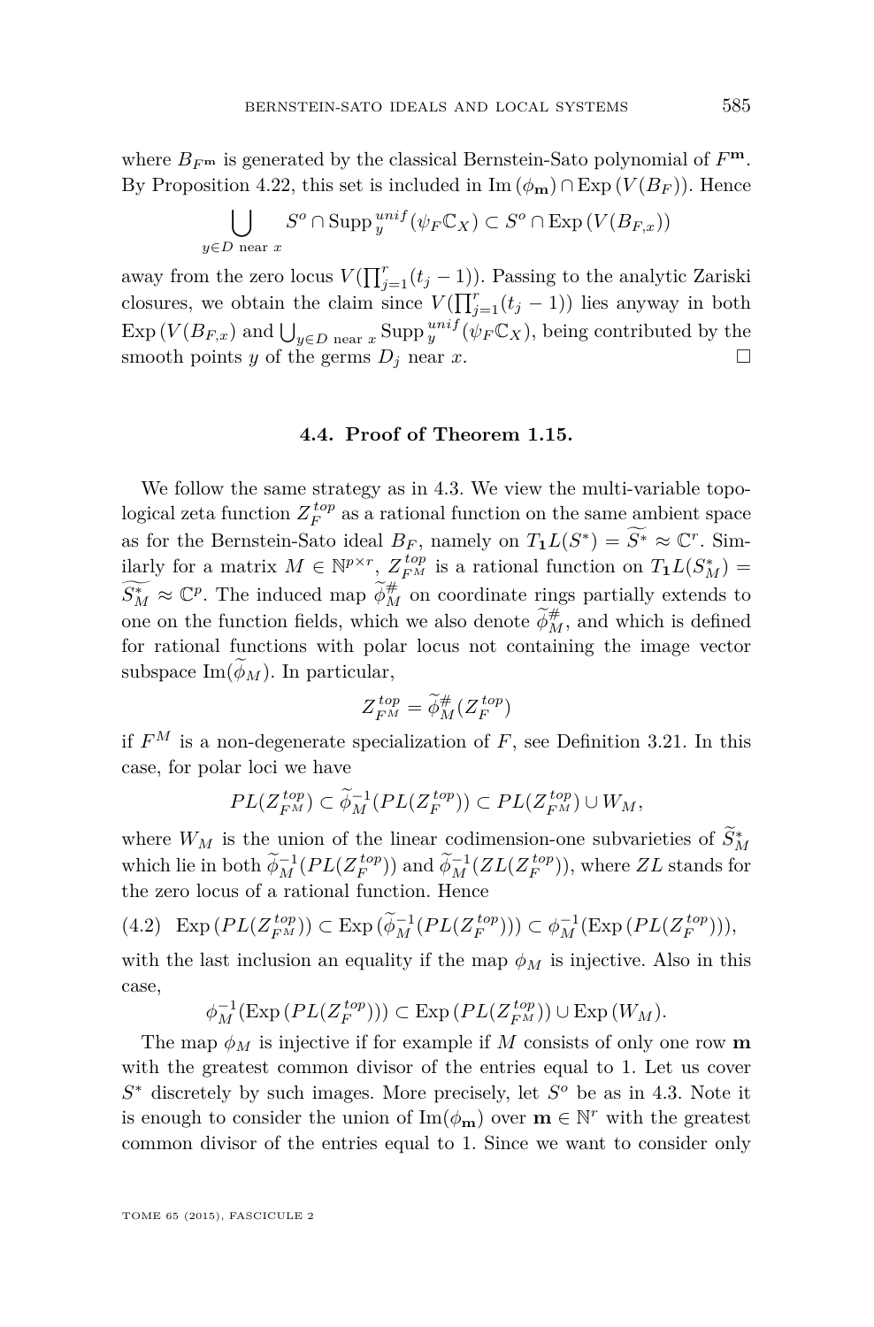where $B_{F^{\mathbf{m}}}$ is generated by the classical Bernstein-Sato polynomial of $F^{\mathbf{m}}$. By Proposition 4.22, this set is included in $\operatorname{Im}(\phi_{\mathbf{m}}) \cap \operatorname{Exp}(V(B_F))$. Hence

$$\bigcup_{y \in D \text{ near } x} S^o \cap \operatorname{Supp}_y^{unif}(\psi_F \mathbb{C}_X) \subset S^o \cap \operatorname{Exp}(V(B_{F,x}))$$

away from the zero locus $V(\prod_{j=1}^r (t_j - 1))$. Passing to the analytic Zariski closures, we obtain the claim since $V(\prod_{j=1}^r (t_j - 1))$ lies anyway in both $\operatorname{Exp}(V(B_{F,x})$ and $\bigcup_{y \in D \text{ near } x} \operatorname{Supp}_y^{unif}(\psi_F \mathbb{C}_X)$, being contributed by the smooth points $y$ of the germs $D_j$ near $x$. □

### 4.4. Proof of Theorem 1.15.

We follow the same strategy as in 4.3. We view the multi-variable topological zeta function $Z_F^{top}$ as a rational function on the same ambient space as for the Bernstein-Sato ideal $B_F$, namely on $T_{\mathbf{1}} L(S^*) = \widetilde{S^*} \approx \mathbb{C}^r$. Similarly for a matrix $M \in \mathbb{N}^{p \times r}$, $Z_{F^M}^{top}$ is a rational function on $T_{\mathbf{1}} L(S_M^*) = \widetilde{S_M^*} \approx \mathbb{C}^p$. The induced map $\widetilde{\phi}_M^{\#}$ on coordinate rings partially extends to one on the function fields, which we also denote $\widetilde{\phi}_M^{\#}$, and which is defined for rational functions with polar locus not containing the image vector subspace $\operatorname{Im}(\widetilde{\phi}_M)$. In particular,

$$Z_{F^M}^{top} = \widetilde{\phi}_M^{\#}(Z_F^{top})$$

if $F^M$ is a non-degenerate specialization of $F$, see Definition 3.21. In this case, for polar loci we have

$$PL(Z_{F^M}^{top}) \subset \widetilde{\phi}_M^{-1}(PL(Z_F^{top})) \subset PL(Z_{F^M}^{top}) \cup W_M,$$

where $W_M$ is the union of the linear codimension-one subvarieties of $\widetilde{S}_M^*$ which lie in both $\widetilde{\phi}_M^{-1}(PL(Z_F^{top}))$ and $\widetilde{\phi}_M^{-1}(ZL(Z_F^{top}))$, where $ZL$ stands for the zero locus of a rational function. Hence

$$\operatorname{Exp}(PL(Z_{F^M}^{top})) \subset \operatorname{Exp}(\widetilde{\phi}_M^{-1}(PL(Z_F^{top}))) \subset \phi_M^{-1}(\operatorname{Exp}(PL(Z_F^{top}))), \tag{4.2}$$

with the last inclusion an equality if the map $\phi_M$ is injective. Also in this case,

$$\phi_M^{-1}(\operatorname{Exp}(PL(Z_F^{top}))) \subset \operatorname{Exp}(PL(Z_{F^M}^{top})) \cup \operatorname{Exp}(W_M).$$

The map $\phi_M$ is injective if for example if $M$ consists of only one row $\mathbf{m}$ with the greatest common divisor of the entries equal to 1. Let us cover $S^*$ discretely by such images. More precisely, let $S^o$ be as in 4.3. Note it is enough to consider the union of $\operatorname{Im}(\phi_{\mathbf{m}})$ over $\mathbf{m} \in \mathbb{N}^r$ with the greatest common divisor of the entries equal to 1. Since we want to consider only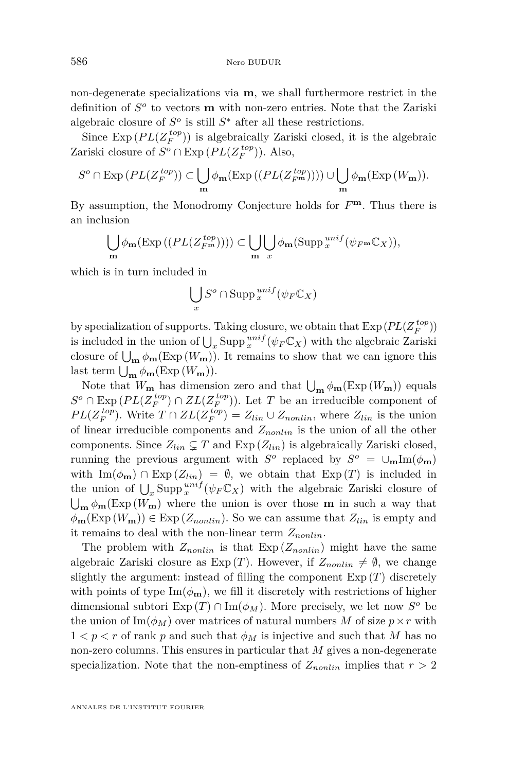non-degenerate specializations via $\mathbf{m}$, we shall furthermore restrict in the definition of $S^o$ to vectors $\mathbf{m}$ with non-zero entries. Note that the Zariski algebraic closure of $S^o$ is still $S^*$ after all these restrictions.

Since $\operatorname{Exp}(PL(Z_F^{top}))$ is algebraically Zariski closed, it is the algebraic Zariski closure of $S^o \cap \operatorname{Exp}(PL(Z_F^{top}))$. Also,

$$S^o \cap \operatorname{Exp}(PL(Z_F^{top})) \subset \bigcup_{\mathbf{m}} \phi_{\mathbf{m}}(\operatorname{Exp}((PL(Z_{F^{\mathbf{m}}}^{top})))) \cup \bigcup_{\mathbf{m}} \phi_{\mathbf{m}}(\operatorname{Exp}(W_{\mathbf{m}})).$$

By assumption, the Monodromy Conjecture holds for $F^{\mathbf{m}}$. Thus there is an inclusion

$$\bigcup_{\mathbf{m}} \phi_{\mathbf{m}}(\operatorname{Exp}((PL(Z_{F^{\mathbf{m}}}^{top})))) \subset \bigcup_{\mathbf{m}} \bigcup_{x} \phi_{\mathbf{m}}(\operatorname{Supp}_x^{unif}(\psi_{F^{\mathbf{m}}}\mathbb{C}_X)),$$

which is in turn included in

$$\bigcup_x S^o \cap \operatorname{Supp}_x^{unif}(\psi_F \mathbb{C}_X)$$

by specialization of supports. Taking closure, we obtain that $\operatorname{Exp}(PL(Z_F^{top}))$ is included in the union of $\bigcup_x \operatorname{Supp}_x^{unif}(\psi_F\mathbb{C}_X)$ with the algebraic Zariski closure of $\bigcup_{\mathbf{m}} \phi_{\mathbf{m}}(\operatorname{Exp}(W_{\mathbf{m}}))$. It remains to show that we can ignore this last term $\bigcup_{\mathbf{m}} \phi_{\mathbf{m}}(\operatorname{Exp}(W_{\mathbf{m}}))$.

Note that $W_{\mathbf{m}}$ has dimension zero and that $\bigcup_{\mathbf{m}} \phi_{\mathbf{m}}(\operatorname{Exp}(W_{\mathbf{m}}))$ equals $S^o \cap \operatorname{Exp}(PL(Z_F^{top}) \cap ZL(Z_F^{top}))$. Let $T$ be an irreducible component of $PL(Z_F^{top})$. Write $T \cap ZL(Z_F^{top}) = Z_{lin} \cup Z_{nonlin}$, where $Z_{lin}$ is the union of linear irreducible components and $Z_{nonlin}$ is the union of all the other components. Since $Z_{lin} \subsetneq T$ and $\operatorname{Exp}(Z_{lin})$ is algebraically Zariski closed, running the previous argument with $S^o$ replaced by $S^o = \cup_{\mathbf{m}} \operatorname{Im}(\phi_{\mathbf{m}})$ with $\operatorname{Im}(\phi_{\mathbf{m}}) \cap \operatorname{Exp}(Z_{lin}) = \emptyset$, we obtain that $\operatorname{Exp}(T)$ is included in the union of $\bigcup_x \operatorname{Supp}_x^{unif}(\psi_F\mathbb{C}_X)$ with the algebraic Zariski closure of $\bigcup_{\mathbf{m}} \phi_{\mathbf{m}}(\operatorname{Exp}(W_{\mathbf{m}})$ where the union is over those $\mathbf{m}$ in such a way that $\phi_{\mathbf{m}}(\operatorname{Exp}(W_{\mathbf{m}})) \in \operatorname{Exp}(Z_{nonlin})$. So we can assume that $Z_{lin}$ is empty and it remains to deal with the non-linear term $Z_{nonlin}$.

The problem with $Z_{nonlin}$ is that $\operatorname{Exp}(Z_{nonlin})$ might have the same algebraic Zariski closure as $\operatorname{Exp}(T)$. However, if $Z_{nonlin} \neq \emptyset$, we change slightly the argument: instead of filling the component $\operatorname{Exp}(T)$ discretely with points of type $\operatorname{Im}(\phi_{\mathbf{m}})$, we fill it discretely with restrictions of higher dimensional subtori $\operatorname{Exp}(T) \cap \operatorname{Im}(\phi_M)$. More precisely, we let now $S^o$ be the union of $\operatorname{Im}(\phi_M)$ over matrices of natural numbers $M$ of size $p \times r$ with $1 < p < r$ of rank $p$ and such that $\phi_M$ is injective and such that $M$ has no non-zero columns. This ensures in particular that $M$ gives a non-degenerate specialization. Note that the non-emptiness of $Z_{nonlin}$ implies that $r > 2$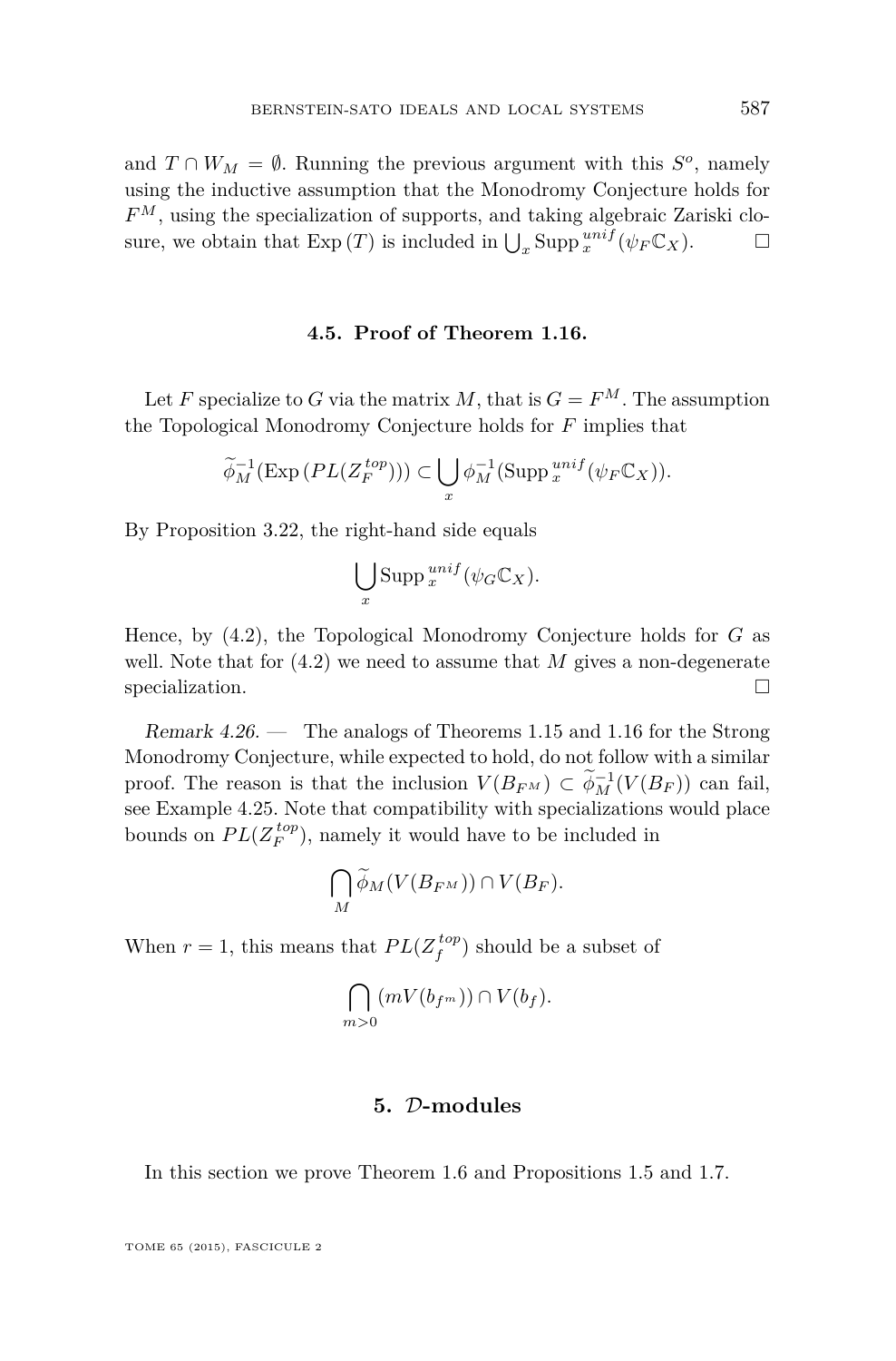and $T \cap W_M = \emptyset$. Running the previous argument with this $S^o$, namely using the inductive assumption that the Monodromy Conjecture holds for $F^M$, using the specialization of supports, and taking algebraic Zariski closure, we obtain that $\operatorname{Exp}(T)$ is included in $\bigcup_x \operatorname{Supp}_x^{unif}(\psi_F \mathbb{C}_X)$. □

### 4.5. Proof of Theorem 1.16.

Let $F$ specialize to $G$ via the matrix $M$, that is $G = F^M$. The assumption the Topological Monodromy Conjecture holds for $F$ implies that

$$\widetilde{\phi}_M^{-1}(\operatorname{Exp}(PL(Z_F^{top}))) \subset \bigcup_x \phi_M^{-1}(\operatorname{Supp}_x^{unif}(\psi_F \mathbb{C}_X)).$$

By Proposition 3.22, the right-hand side equals

$$\bigcup_x \operatorname{Supp}_x^{unif}(\psi_G \mathbb{C}_X).$$

Hence, by (4.2), the Topological Monodromy Conjecture holds for $G$ as well. Note that for (4.2) we need to assume that $M$ gives a non-degenerate specialization. □

*Remark 4.26.* — The analogs of Theorems 1.15 and 1.16 for the Strong Monodromy Conjecture, while expected to hold, do not follow with a similar proof. The reason is that the inclusion $V(B_{F^M}) \subset \widetilde{\phi}_M^{-1}(V(B_F))$ can fail, see Example 4.25. Note that compatibility with specializations would place bounds on $PL(Z_F^{top})$, namely it would have to be included in

$$\bigcap_M \widetilde{\phi}_M(V(B_{F^M})) \cap V(B_F).$$

When $r = 1$, this means that $PL(Z_f^{top})$ should be a subset of

$$\bigcap_{m>0} (mV(b_{f^m})) \cap V(b_f).$$

## 5. $\mathcal{D}$-modules

In this section we prove Theorem 1.6 and Propositions 1.5 and 1.7.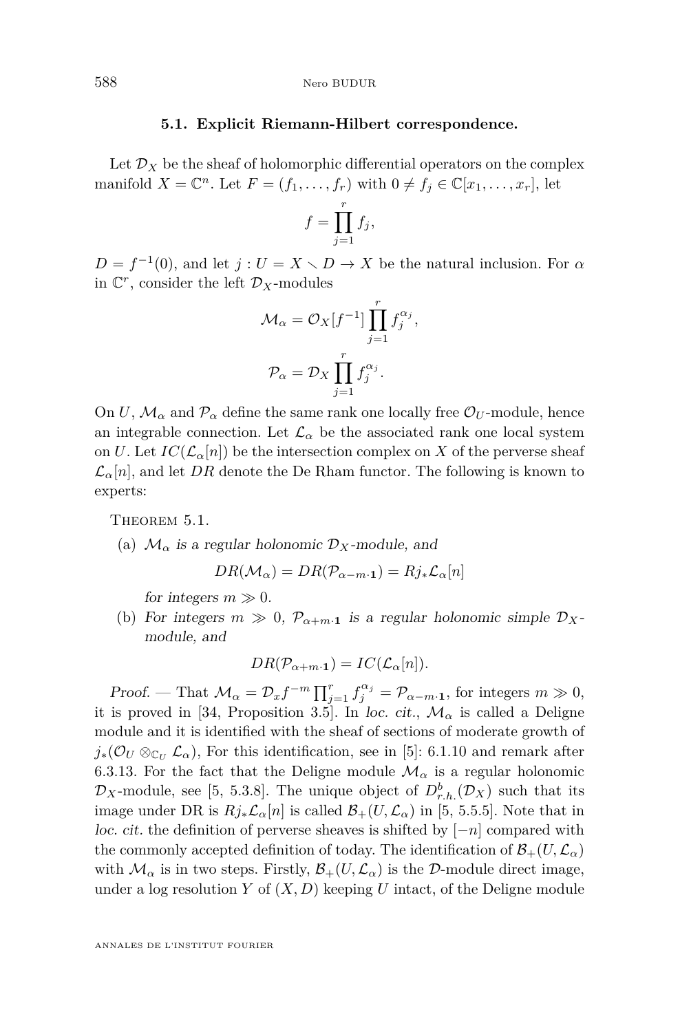### 5.1. Explicit Riemann-Hilbert correspondence.

Let $\mathcal{D}_X$ be the sheaf of holomorphic differential operators on the complex manifold $X = \mathbb{C}^n$. Let $F = (f_1, \dots, f_r)$ with $0 \neq f_j \in \mathbb{C}[x_1, \dots, x_r]$, let

$$f = \prod_{j=1}^{r} f_j,$$

$D = f^{-1}(0)$, and let $j : U = X \setminus D \to X$ be the natural inclusion. For $\alpha$ in $\mathbb{C}^r$, consider the left $\mathcal{D}_X$-modules

$$\mathcal{M}_\alpha = \mathcal{O}_X[f^{-1}] \prod_{j=1}^{r} f_j^{\alpha_j},$$

$$\mathcal{P}_\alpha = \mathcal{D}_X \prod_{j=1}^{r} f_j^{\alpha_j}.$$

On $U$, $\mathcal{M}_\alpha$ and $\mathcal{P}_\alpha$ define the same rank one locally free $\mathcal{O}_U$-module, hence an integrable connection. Let $\mathcal{L}_\alpha$ be the associated rank one local system on $U$. Let $IC(\mathcal{L}_\alpha[n])$ be the intersection complex on $X$ of the perverse sheaf $\mathcal{L}_\alpha[n]$, and let $DR$ denote the De Rham functor. The following is known to experts:

Theorem 5.1.

(a) *$\mathcal{M}_\alpha$ is a regular holonomic $\mathcal{D}_X$-module, and*

$$DR(\mathcal{M}_\alpha) = DR(\mathcal{P}_{\alpha - m\cdot\mathbf{1}}) = Rj_*\mathcal{L}_\alpha[n]$$

*for integers $m \gg 0$.*

(b) *For integers $m \gg 0$, $\mathcal{P}_{\alpha+m\cdot\mathbf{1}}$ is a regular holonomic simple $\mathcal{D}_X$-module, and*

$$DR(\mathcal{P}_{\alpha+m\cdot\mathbf{1}}) = IC(\mathcal{L}_\alpha[n]).$$

*Proof.* — That $\mathcal{M}_\alpha = \mathcal{D}_x f^{-m} \prod_{j=1}^{r} f_j^{\alpha_j} = \mathcal{P}_{\alpha - m\cdot\mathbf{1}}$, for integers $m \gg 0$, it is proved in [34, Proposition 3.5]. In *loc. cit.*, $\mathcal{M}_\alpha$ is called a Deligne module and it is identified with the sheaf of sections of moderate growth of $j_*(\mathcal{O}_U \otimes_{\mathbb{C}_U} \mathcal{L}_\alpha)$, For this identification, see in [5]: 6.1.10 and remark after 6.3.13. For the fact that the Deligne module $\mathcal{M}_\alpha$ is a regular holonomic $\mathcal{D}_X$-module, see [5, 5.3.8]. The unique object of $D^b_{r.h.}(\mathcal{D}_X)$ such that its image under DR is $Rj_*\mathcal{L}_\alpha[n]$ is called $\mathcal{B}_+(U, \mathcal{L}_\alpha)$ in [5, 5.5.5]. Note that in *loc. cit.* the definition of perverse sheaves is shifted by $[-n]$ compared with the commonly accepted definition of today. The identification of $\mathcal{B}_+(U, \mathcal{L}_\alpha)$ with $\mathcal{M}_\alpha$ is in two steps. Firstly, $\mathcal{B}_+(U, \mathcal{L}_\alpha)$ is the $\mathcal{D}$-module direct image, under a log resolution $Y$ of $(X, D)$ keeping $U$ intact, of the Deligne module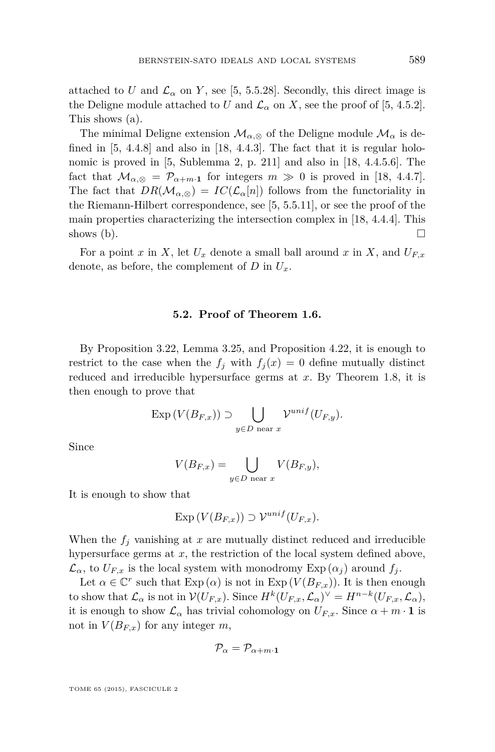attached to $U$ and $\mathcal{L}_\alpha$ on $Y$, see [5, 5.5.28]. Secondly, this direct image is the Deligne module attached to $U$ and $\mathcal{L}_\alpha$ on $X$, see the proof of [5, 4.5.2]. This shows (a).

The minimal Deligne extension $\mathcal{M}_{\alpha,\otimes}$ of the Deligne module $\mathcal{M}_\alpha$ is defined in [5, 4.4.8] and also in [18, 4.4.3]. The fact that it is regular holonomic is proved in [5, Sublemma 2, p. 211] and also in [18, 4.4.5.6]. The fact that $\mathcal{M}_{\alpha,\otimes} = \mathcal{P}_{\alpha+m\cdot\mathbf{1}}$ for integers $m \gg 0$ is proved in [18, 4.4.7]. The fact that $DR(\mathcal{M}_{\alpha,\otimes}) = IC(\mathcal{L}_\alpha[n])$ follows from the functoriality in the Riemann-Hilbert correspondence, see [5, 5.5.11], or see the proof of the main properties characterizing the intersection complex in [18, 4.4.4]. This shows (b). $\square$

For a point $x$ in $X$, let $U_x$ denote a small ball around $x$ in $X$, and $U_{F,x}$ denote, as before, the complement of $D$ in $U_x$.

### 5.2. Proof of Theorem 1.6.

By Proposition 3.22, Lemma 3.25, and Proposition 4.22, it is enough to restrict to the case when the $f_j$ with $f_j(x) = 0$ define mutually distinct reduced and irreducible hypersurface germs at $x$. By Theorem 1.8, it is then enough to prove that

$$\mathrm{Exp}\,(V(B_{F,x})) \supset \bigcup_{y\in D \text{ near } x} \mathcal{V}^{unif}(U_{F,y}).$$

Since

$$V(B_{F,x}) = \bigcup_{y\in D \text{ near } x} V(B_{F,y}),$$

It is enough to show that

$$\mathrm{Exp}\,(V(B_{F,x})) \supset \mathcal{V}^{unif}(U_{F,x}).$$

When the $f_j$ vanishing at $x$ are mutually distinct reduced and irreducible hypersurface germs at $x$, the restriction of the local system defined above, $\mathcal{L}_\alpha$, to $U_{F,x}$ is the local system with monodromy $\mathrm{Exp}\,(\alpha_j)$ around $f_j$.

Let $\alpha \in \mathbb{C}^r$ such that $\mathrm{Exp}\,(\alpha)$ is not in $\mathrm{Exp}\,(V(B_{F,x}))$. It is then enough to show that $\mathcal{L}_\alpha$ is not in $\mathcal{V}(U_{F,x})$. Since $H^k(U_{F,x}, \mathcal{L}_\alpha)^\vee = H^{n-k}(U_{F,x}, \mathcal{L}_\alpha)$, it is enough to show $\mathcal{L}_\alpha$ has trivial cohomology on $U_{F,x}$. Since $\alpha + m\cdot\mathbf{1}$ is not in $V(B_{F,x})$ for any integer $m$,

$$\mathcal{P}_\alpha = \mathcal{P}_{\alpha+m\cdot\mathbf{1}}$$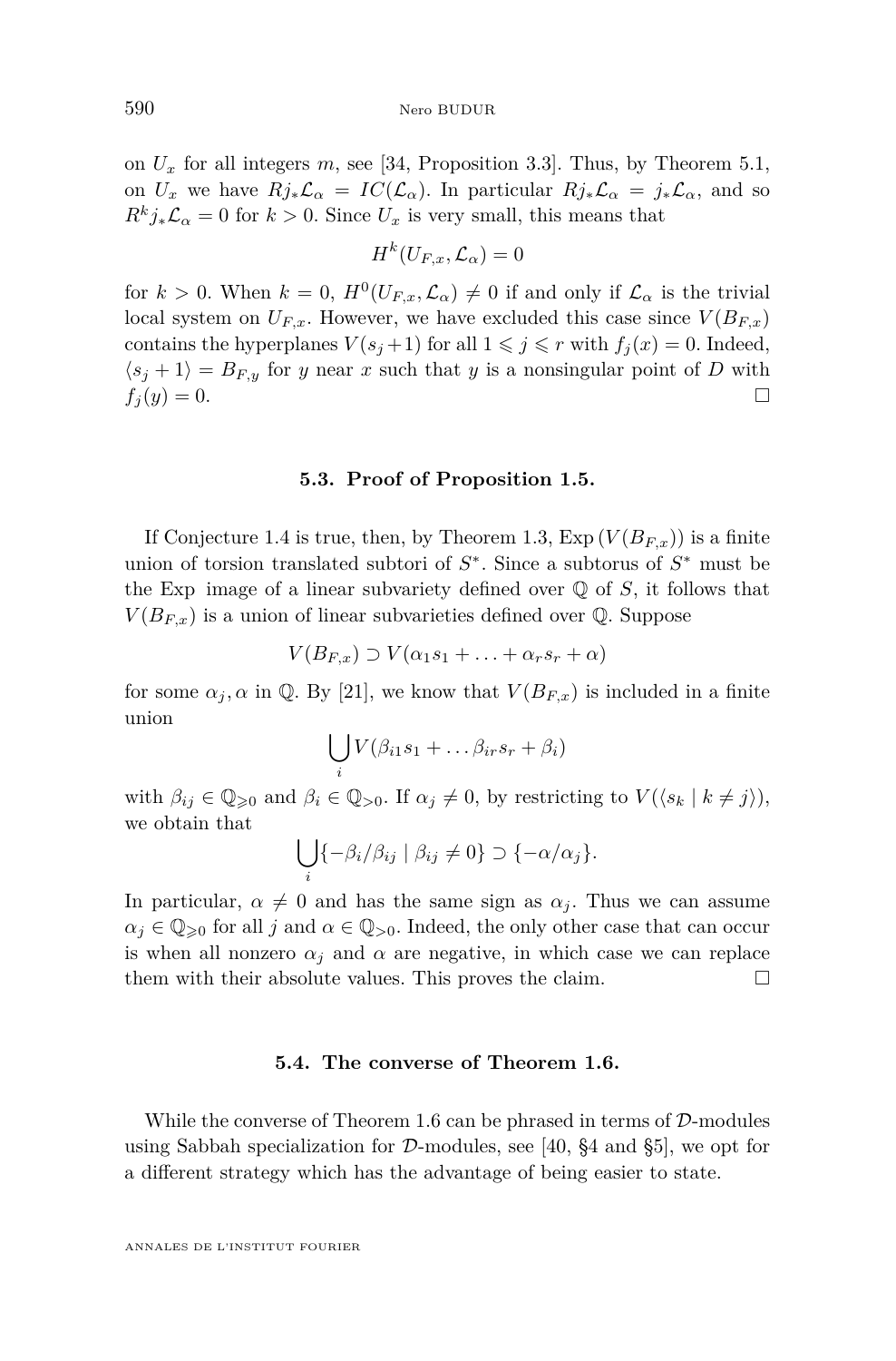on $U_x$ for all integers $m$, see [34, Proposition 3.3]. Thus, by Theorem 5.1, on $U_x$ we have $Rj_*\mathcal{L}_\alpha = IC(\mathcal{L}_\alpha)$. In particular $Rj_*\mathcal{L}_\alpha = j_*\mathcal{L}_\alpha$, and so $R^kj_*\mathcal{L}_\alpha = 0$ for $k > 0$. Since $U_x$ is very small, this means that

$$H^k(U_{F,x}, \mathcal{L}_\alpha) = 0$$

for $k > 0$. When $k = 0$, $H^0(U_{F,x}, \mathcal{L}_\alpha) \neq 0$ if and only if $\mathcal{L}_\alpha$ is the trivial local system on $U_{F,x}$. However, we have excluded this case since $V(B_{F,x})$ contains the hyperplanes $V(s_j+1)$ for all $1 \leqslant j \leqslant r$ with $f_j(x) = 0$. Indeed, $\langle s_j + 1\rangle = B_{F,y}$ for $y$ near $x$ such that $y$ is a nonsingular point of $D$ with $f_j(y) = 0$. $\square$

### 5.3. Proof of Proposition 1.5.

If Conjecture 1.4 is true, then, by Theorem 1.3, $\operatorname{Exp}(V(B_{F,x}))$ is a finite union of torsion translated subtori of $S^*$. Since a subtorus of $S^*$ must be the Exp image of a linear subvariety defined over $\mathbb{Q}$ of $S$, it follows that $V(B_{F,x})$ is a union of linear subvarieties defined over $\mathbb{Q}$. Suppose

$$V(B_{F,x}) \supset V(\alpha_1 s_1 + \ldots + \alpha_r s_r + \alpha)$$

for some $\alpha_j, \alpha$ in $\mathbb{Q}$. By [21], we know that $V(B_{F,x})$ is included in a finite union

$$\bigcup_i V(\beta_{i1}s_1 + \ldots \beta_{ir}s_r + \beta_i)$$

with $\beta_{ij} \in \mathbb{Q}_{\geqslant 0}$ and $\beta_i \in \mathbb{Q}_{>0}$. If $\alpha_j \neq 0$, by restricting to $V(\langle s_k \mid k \neq j\rangle)$, we obtain that

$$\bigcup_i \{-\beta_i/\beta_{ij} \mid \beta_{ij} \neq 0\} \supset \{-\alpha/\alpha_j\}.$$

In particular, $\alpha \neq 0$ and has the same sign as $\alpha_j$. Thus we can assume $\alpha_j \in \mathbb{Q}_{\geqslant 0}$ for all $j$ and $\alpha \in \mathbb{Q}_{>0}$. Indeed, the only other case that can occur is when all nonzero $\alpha_j$ and $\alpha$ are negative, in which case we can replace them with their absolute values. This proves the claim. $\square$

### 5.4. The converse of Theorem 1.6.

While the converse of Theorem 1.6 can be phrased in terms of $\mathcal{D}$-modules using Sabbah specialization for $\mathcal{D}$-modules, see [40, §4 and §5], we opt for a different strategy which has the advantage of being easier to state.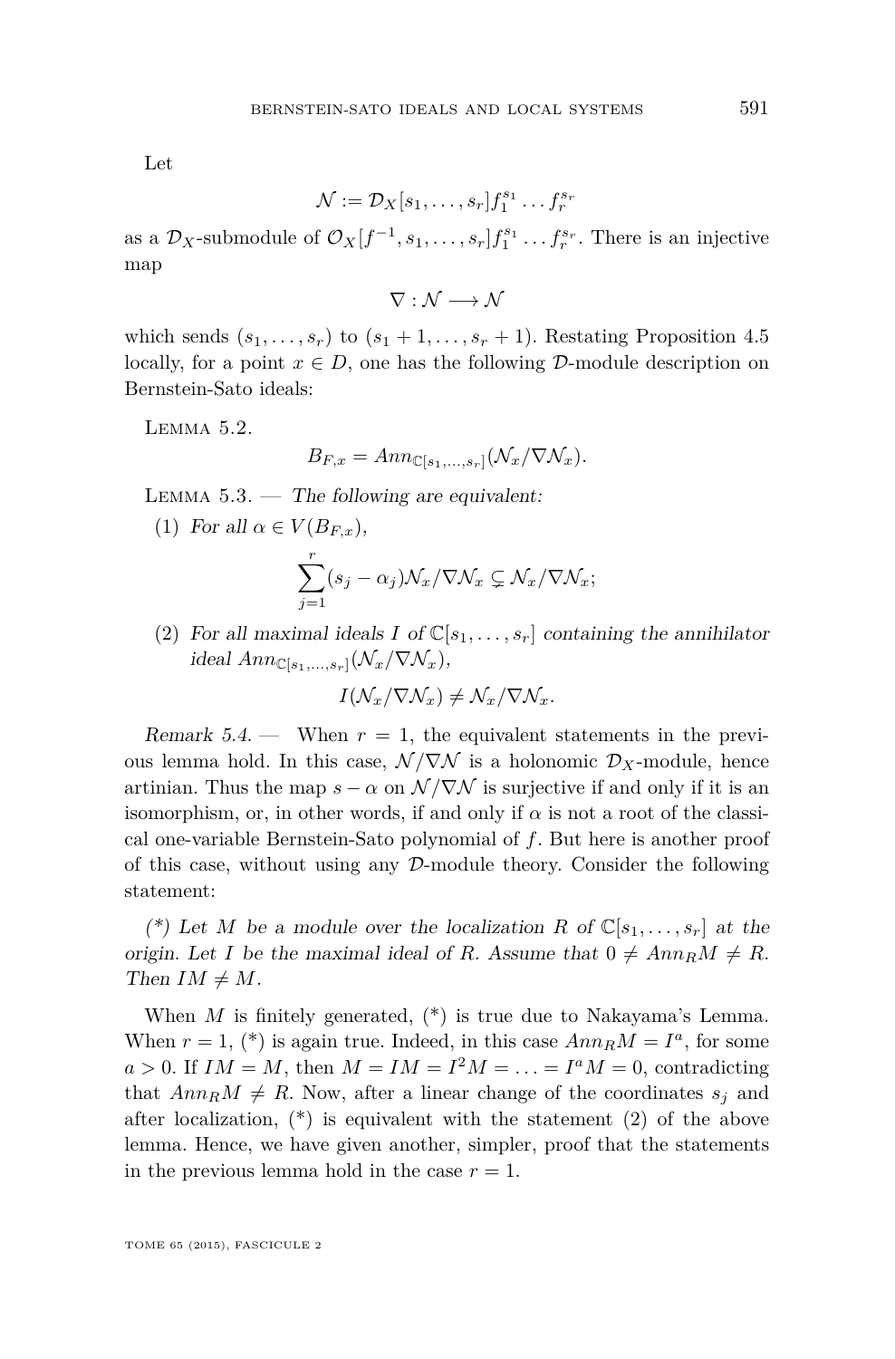Let

$$\mathcal{N} := \mathcal{D}_X[s_1, \dots, s_r] f_1^{s_1} \dots f_r^{s_r}$$

as a $\mathcal{D}_X$-submodule of $\mathcal{O}_X[f^{-1}, s_1, \dots, s_r] f_1^{s_1} \dots f_r^{s_r}$. There is an injective map

$$\nabla : \mathcal{N} \longrightarrow \mathcal{N}$$

which sends $(s_1, \dots, s_r)$ to $(s_1 + 1, \dots, s_r + 1)$. Restating Proposition 4.5 locally, for a point $x \in D$, one has the following $\mathcal{D}$-module description on Bernstein-Sato ideals:

Lemma 5.2.

$$B_{F,x} = Ann_{\mathbb{C}[s_1,\dots,s_r]}(\mathcal{N}_x / \nabla \mathcal{N}_x).$$

Lemma 5.3. — *The following are equivalent:*

(1) *For all $\alpha \in V(B_{F,x})$,*

$$\sum_{j=1}^{r} (s_j - \alpha_j) \mathcal{N}_x / \nabla \mathcal{N}_x \subsetneq \mathcal{N}_x / \nabla \mathcal{N}_x;$$

(2) *For all maximal ideals $I$ of $\mathbb{C}[s_1, \dots, s_r]$ containing the annihilator ideal $Ann_{\mathbb{C}[s_1,\dots,s_r]}(\mathcal{N}_x / \nabla \mathcal{N}_x)$,*

$$I(\mathcal{N}_x / \nabla \mathcal{N}_x) \neq \mathcal{N}_x / \nabla \mathcal{N}_x.$$

*Remark 5.4.* — When $r = 1$, the equivalent statements in the previous lemma hold. In this case, $\mathcal{N} / \nabla \mathcal{N}$ is a holonomic $\mathcal{D}_X$-module, hence artinian. Thus the map $s - \alpha$ on $\mathcal{N} / \nabla \mathcal{N}$ is surjective if and only if it is an isomorphism, or, in other words, if and only if $\alpha$ is not a root of the classical one-variable Bernstein-Sato polynomial of $f$. But here is another proof of this case, without using any $\mathcal{D}$-module theory. Consider the following statement:

*(\*) Let $M$ be a module over the localization $R$ of $\mathbb{C}[s_1, \dots, s_r]$ at the origin. Let $I$ be the maximal ideal of $R$. Assume that $0 \neq Ann_R M \neq R$. Then $IM \neq M$.*

When $M$ is finitely generated, (\*) is true due to Nakayama's Lemma. When $r = 1$, (\*) is again true. Indeed, in this case $Ann_R M = I^a$, for some $a > 0$. If $IM = M$, then $M = IM = I^2 M = \dots = I^a M = 0$, contradicting that $Ann_R M \neq R$. Now, after a linear change of the coordinates $s_j$ and after localization, (\*) is equivalent with the statement (2) of the above lemma. Hence, we have given another, simpler, proof that the statements in the previous lemma hold in the case $r = 1$.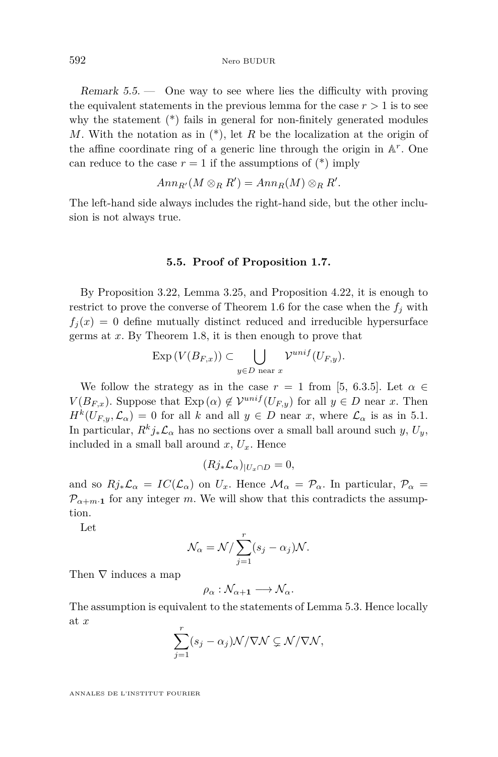*Remark 5.5.* — One way to see where lies the difficulty with proving the equivalent statements in the previous lemma for the case $r > 1$ is to see why the statement (\*) fails in general for non-finitely generated modules $M$. With the notation as in (\*), let $R$ be the localization at the origin of the affine coordinate ring of a generic line through the origin in $\mathbb{A}^r$. One can reduce to the case $r = 1$ if the assumptions of (\*) imply

$$Ann_{R'}(M \otimes_R R') = Ann_R(M) \otimes_R R'.$$

The left-hand side always includes the right-hand side, but the other inclusion is not always true.

### 5.5. Proof of Proposition 1.7.

By Proposition 3.22, Lemma 3.25, and Proposition 4.22, it is enough to restrict to prove the converse of Theorem 1.6 for the case when the $f_j$ with $f_j(x) = 0$ define mutually distinct reduced and irreducible hypersurface germs at $x$. By Theorem 1.8, it is then enough to prove that

$$\text{Exp}\,(V(B_{F,x})) \subset \bigcup_{y \in D \text{ near } x} \mathcal{V}^{unif}(U_{F,y}).$$

We follow the strategy as in the case $r = 1$ from [5, 6.3.5]. Let $\alpha \in V(B_{F,x})$. Suppose that $\text{Exp}\,(\alpha) \notin \mathcal{V}^{unif}(U_{F,y})$ for all $y \in D$ near $x$. Then $H^k(U_{F,y}, \mathcal{L}_\alpha) = 0$ for all $k$ and all $y \in D$ near $x$, where $\mathcal{L}_\alpha$ is as in 5.1. In particular, $R^k j_* \mathcal{L}_\alpha$ has no sections over a small ball around such $y$, $U_y$, included in a small ball around $x$, $U_x$. Hence

$$(Rj_*\mathcal{L}_\alpha)_{|U_x \cap D} = 0,$$

and so $Rj_*\mathcal{L}_\alpha = IC(\mathcal{L}_\alpha)$ on $U_x$. Hence $\mathcal{M}_\alpha = \mathcal{P}_\alpha$. In particular, $\mathcal{P}_\alpha = \mathcal{P}_{\alpha + m \cdot \mathbf{1}}$ for any integer $m$. We will show that this contradicts the assumption.

Let

$$\mathcal{N}_\alpha = \mathcal{N} / \sum_{j=1}^{r} (s_j - \alpha_j)\mathcal{N}.$$

Then $\nabla$ induces a map

$$\rho_\alpha : \mathcal{N}_{\alpha + \mathbf{1}} \longrightarrow \mathcal{N}_\alpha.$$

The assumption is equivalent to the statements of Lemma 5.3. Hence locally at $x$

$$\sum_{j=1}^{r} (s_j - \alpha_j)\mathcal{N}/\nabla\mathcal{N} \subsetneq \mathcal{N}/\nabla\mathcal{N},$$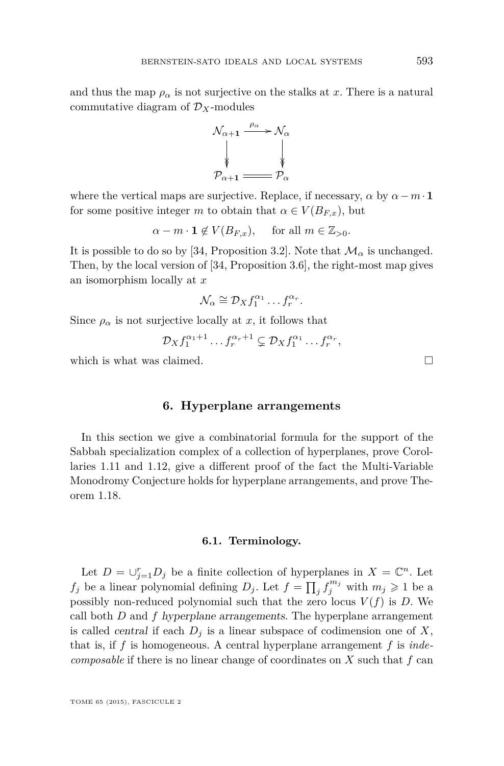and thus the map $\rho_\alpha$ is not surjective on the stalks at $x$. There is a natural commutative diagram of $\mathcal{D}_X$-modules

$$\begin{array}{ccc} \mathcal{N}_{\alpha+\mathbf{1}} & \xrightarrow{\rho_\alpha} & \mathcal{N}_\alpha \\ \downarrow & & \downarrow \\ \mathcal{P}_{\alpha+\mathbf{1}} & = & \mathcal{P}_\alpha \end{array}$$

where the vertical maps are surjective. Replace, if necessary, $\alpha$ by $\alpha - m\cdot\mathbf{1}$ for some positive integer $m$ to obtain that $\alpha \in V(B_{F,x})$, but

$$\alpha - m\cdot\mathbf{1} \notin V(B_{F,x}), \quad \text{ for all } m \in \mathbb{Z}_{>0}.$$

It is possible to do so by [34, Proposition 3.2]. Note that $\mathcal{M}_\alpha$ is unchanged. Then, by the local version of [34, Proposition 3.6], the right-most map gives an isomorphism locally at $x$

$$\mathcal{N}_\alpha \cong \mathcal{D}_X f_1^{\alpha_1}\dots f_r^{\alpha_r}.$$

Since $\rho_\alpha$ is not surjective locally at $x$, it follows that

$$\mathcal{D}_X f_1^{\alpha_1+1}\dots f_r^{\alpha_r+1} \subsetneq \mathcal{D}_X f_1^{\alpha_1}\dots f_r^{\alpha_r},$$

which is what was claimed. □

## 6. Hyperplane arrangements

In this section we give a combinatorial formula for the support of the Sabbah specialization complex of a collection of hyperplanes, prove Corollaries 1.11 and 1.12, give a different proof of the fact the Multi-Variable Monodromy Conjecture holds for hyperplane arrangements, and prove Theorem 1.18.

### 6.1. Terminology.

Let $D = \cup_{j=1}^r D_j$ be a finite collection of hyperplanes in $X = \mathbb{C}^n$. Let $f_j$ be a linear polynomial defining $D_j$. Let $f = \prod_j f_j^{m_j}$ with $m_j \geqslant 1$ be a possibly non-reduced polynomial such that the zero locus $V(f)$ is $D$. We call both $D$ and $f$ *hyperplane arrangements*. The hyperplane arrangement is called *central* if each $D_j$ is a linear subspace of codimension one of $X$, that is, if $f$ is homogeneous. A central hyperplane arrangement $f$ is *indecomposable* if there is no linear change of coordinates on $X$ such that $f$ can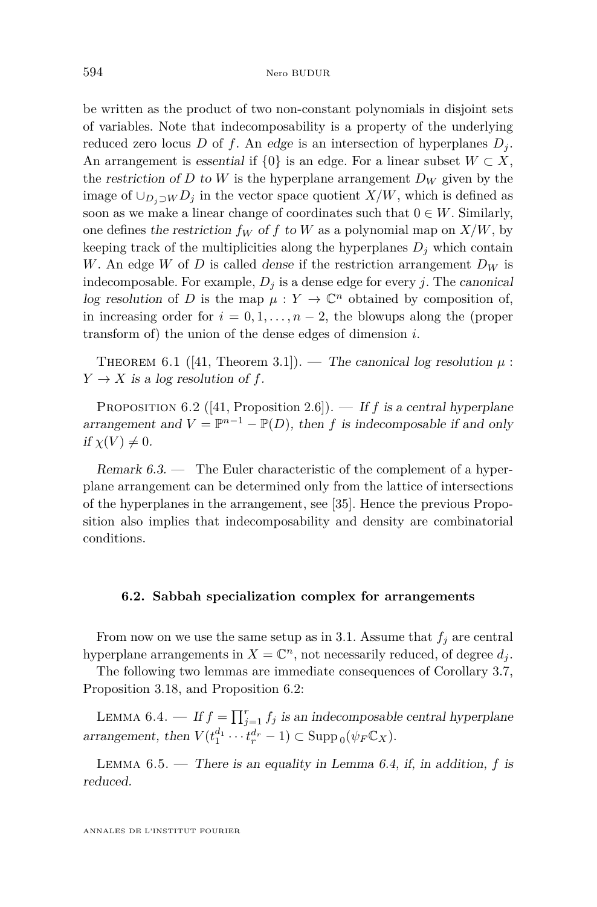be written as the product of two non-constant polynomials in disjoint sets of variables. Note that indecomposability is a property of the underlying reduced zero locus $D$ of $f$. An *edge* is an intersection of hyperplanes $D_j$. An arrangement is *essential* if $\{0\}$ is an edge. For a linear subset $W \subset X$, the *restriction of $D$ to $W$* is the hyperplane arrangement $D_W$ given by the image of $\cup_{D_j \supset W} D_j$ in the vector space quotient $X/W$, which is defined as soon as we make a linear change of coordinates such that $0 \in W$. Similarly, one defines *the restriction $f_W$ of $f$ to $W$* as a polynomial map on $X/W$, by keeping track of the multiplicities along the hyperplanes $D_j$ which contain $W$. An edge $W$ of $D$ is called *dense* if the restriction arrangement $D_W$ is indecomposable. For example, $D_j$ is a dense edge for every $j$. The *canonical log resolution* of $D$ is the map $\mu : Y \to \mathbb{C}^n$ obtained by composition of, in increasing order for $i = 0, 1, \dots, n-2$, the blowups along the (proper transform of) the union of the dense edges of dimension $i$.

Theorem 6.1 ([41, Theorem 3.1]). — *The canonical log resolution $\mu : Y \to X$ is a log resolution of $f$.*

Proposition 6.2 ([41, Proposition 2.6]). — *If $f$ is a central hyperplane arrangement and $V = \mathbb{P}^{n-1} - \mathbb{P}(D)$, then $f$ is indecomposable if and only if $\chi(V) \neq 0$.*

*Remark 6.3.* — The Euler characteristic of the complement of a hyperplane arrangement can be determined only from the lattice of intersections of the hyperplanes in the arrangement, see [35]. Hence the previous Proposition also implies that indecomposability and density are combinatorial conditions.

### 6.2. Sabbah specialization complex for arrangements

From now on we use the same setup as in 3.1. Assume that $f_j$ are central hyperplane arrangements in $X = \mathbb{C}^n$, not necessarily reduced, of degree $d_j$.

The following two lemmas are immediate consequences of Corollary 3.7, Proposition 3.18, and Proposition 6.2:

Lemma 6.4. — *If $f = \prod_{j=1}^{r} f_j$ is an indecomposable central hyperplane arrangement, then $V(t_1^{d_1} \cdots t_r^{d_r} - 1) \subset \mathrm{Supp}_0(\psi_F \mathbb{C}_X)$.*

Lemma 6.5. — *There is an equality in Lemma 6.4, if, in addition, $f$ is reduced.*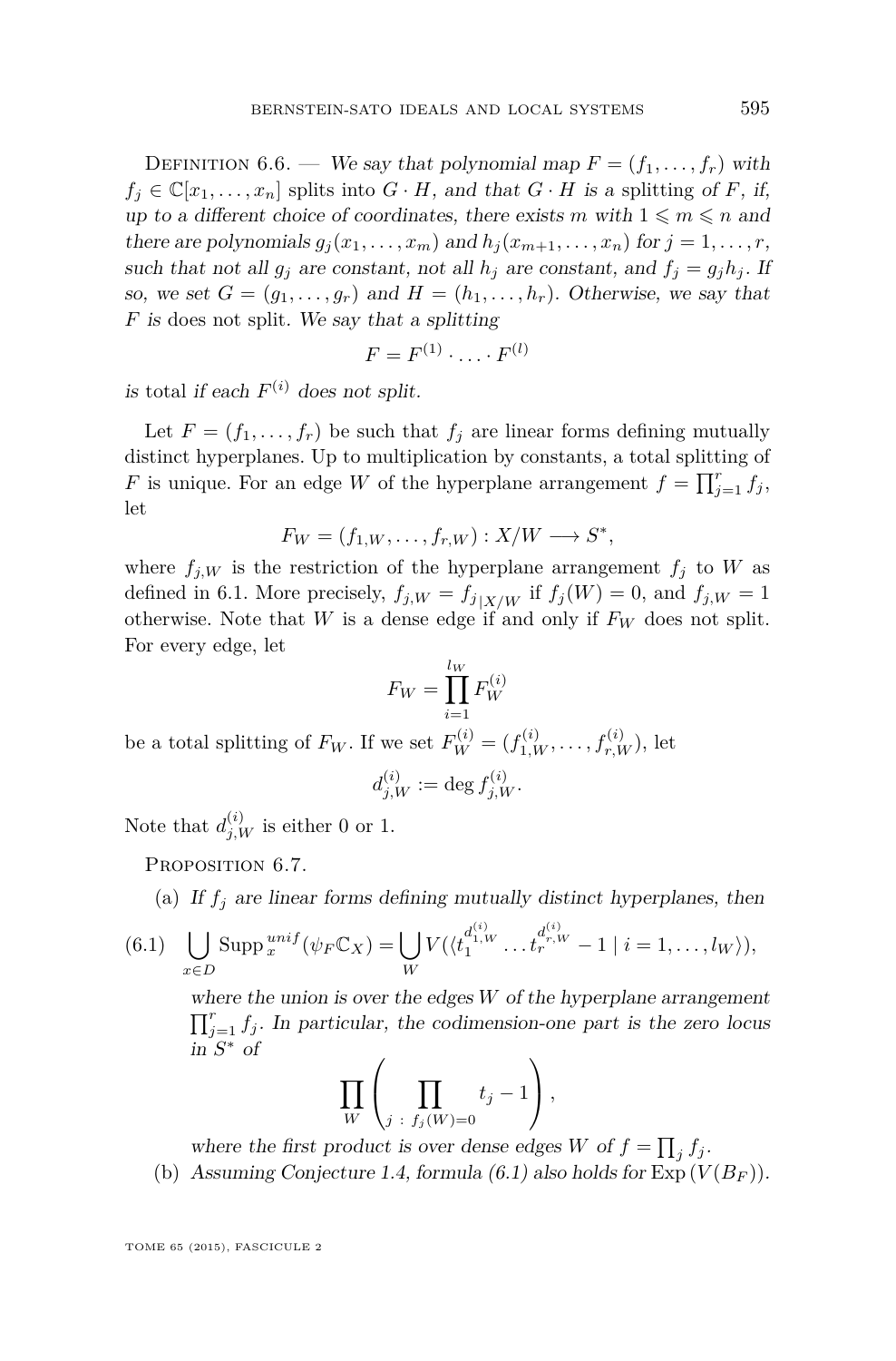Definition 6.6. — *We say that polynomial map $F = (f_1, \dots, f_r)$ with $f_j \in \mathbb{C}[x_1, \dots, x_n]$* splits into $G \cdot H$, *and that $G \cdot H$ is a* splitting *of $F$, if, up to a different choice of coordinates, there exists $m$ with $1 \leqslant m \leqslant n$ and there are polynomials $g_j(x_1, \dots, x_m)$ and $h_j(x_{m+1}, \dots, x_n)$ for $j = 1, \dots, r$, such that not all $g_j$ are constant, not all $h_j$ are constant, and $f_j = g_j h_j$. If so, we set $G = (g_1, \dots, g_r)$ and $H = (h_1, \dots, h_r)$. Otherwise, we say that $F$ is* does not split. *We say that a splitting*

$$F = F^{(1)} \cdot \dots \cdot F^{(l)}$$

*is* total *if each $F^{(i)}$ does not split.*

Let $F = (f_1, \dots, f_r)$ be such that $f_j$ are linear forms defining mutually distinct hyperplanes. Up to multiplication by constants, a total splitting of $F$ is unique. For an edge $W$ of the hyperplane arrangement $f = \prod_{j=1}^{r} f_j$, let

$$F_W = (f_{1,W}, \dots, f_{r,W}) : X/W \longrightarrow S^*,$$

where $f_{j,W}$ is the restriction of the hyperplane arrangement $f_j$ to $W$ as defined in 6.1. More precisely, $f_{j,W} = f_{j\,|X/W}$ if $f_j(W) = 0$, and $f_{j,W} = 1$ otherwise. Note that $W$ is a dense edge if and only if $F_W$ does not split. For every edge, let

$$F_W = \prod_{i=1}^{l_W} F_W^{(i)}$$

be a total splitting of $F_W$. If we set $F_W^{(i)} = (f_{1,W}^{(i)}, \dots, f_{r,W}^{(i)})$, let

$$d_{j,W}^{(i)} := \deg f_{j,W}^{(i)}.$$

Note that $d_{j,W}^{(i)}$ is either 0 or 1.

Proposition 6.7.

(a) *If $f_j$ are linear forms defining mutually distinct hyperplanes, then*

$$\bigcup_{x \in D} \mathrm{Supp}\,_x^{unif}(\psi_F \mathbb{C}_X) = \bigcup_W V(\langle t_1^{d_{1,W}^{(i)}} \dots t_r^{d_{r,W}^{(i)}} - 1 \mid i = 1, \dots, l_W \rangle), \tag{6.1}$$

*where the union is over the edges $W$ of the hyperplane arrangement $\prod_{j=1}^{r} f_j$. In particular, the codimension-one part is the zero locus in $S^*$ of*

$$\prod_W \left( \prod_{j \,:\, f_j(W)=0} t_j - 1 \right),$$

*where the first product is over dense edges $W$ of $f = \prod_j f_j$.*

(b) *Assuming Conjecture 1.4, formula (6.1) also holds for* $\mathrm{Exp}\,(V(B_F))$.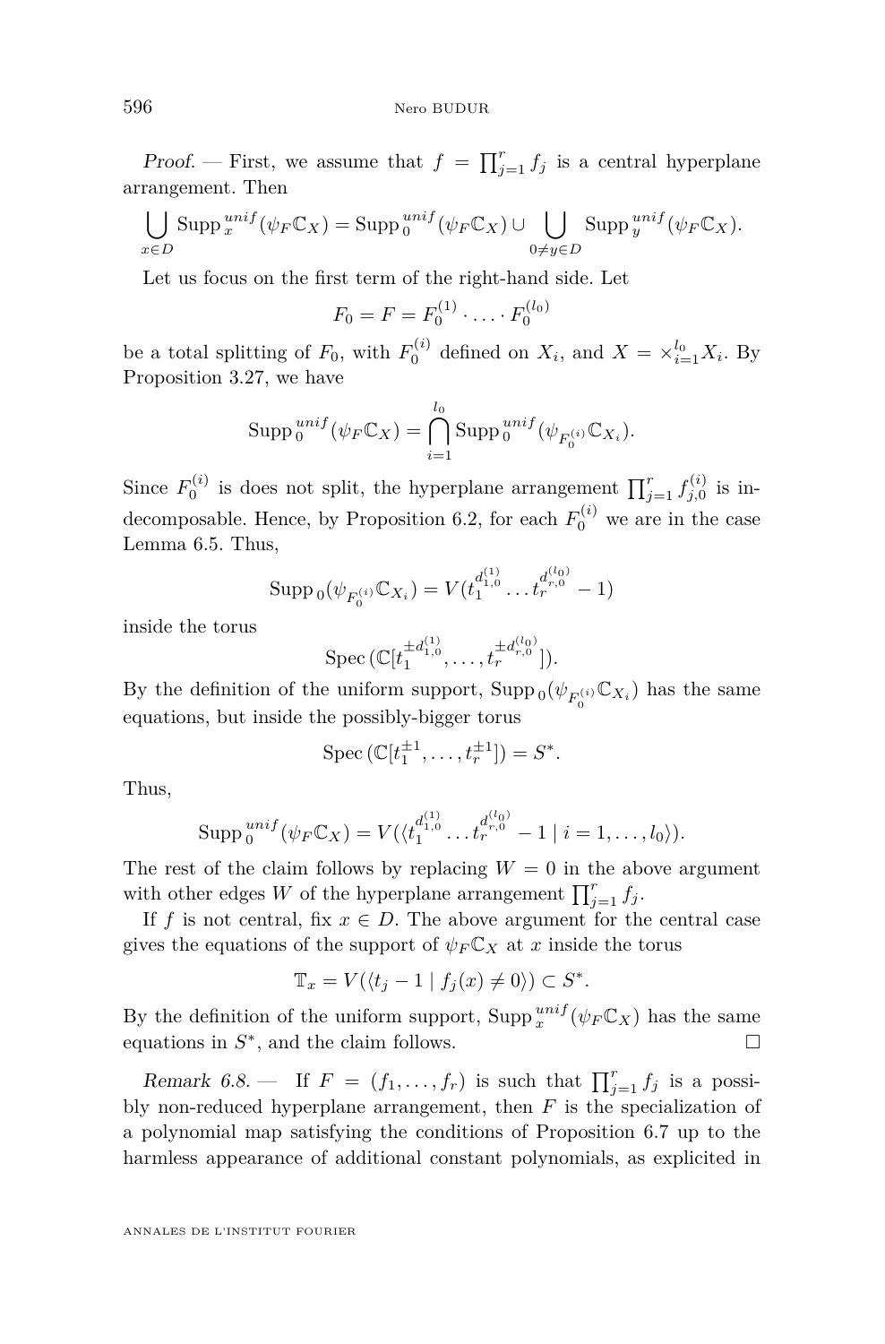*Proof.* — First, we assume that $f = \prod_{j=1}^{r} f_j$ is a central hyperplane arrangement. Then

$$\bigcup_{x\in D} \operatorname{Supp}_x^{unif}(\psi_F\mathbb{C}_X) = \operatorname{Supp}_0^{unif}(\psi_F\mathbb{C}_X) \cup \bigcup_{0\neq y\in D} \operatorname{Supp}_y^{unif}(\psi_F\mathbb{C}_X).$$

Let us focus on the first term of the right-hand side. Let

$$F_0 = F = F_0^{(1)} \cdot \ldots \cdot F_0^{(l_0)}$$

be a total splitting of $F_0$, with $F_0^{(i)}$ defined on $X_i$, and $X = \times_{i=1}^{l_0} X_i$. By Proposition 3.27, we have

$$\operatorname{Supp}_0^{unif}(\psi_F\mathbb{C}_X) = \bigcap_{i=1}^{l_0} \operatorname{Supp}_0^{unif}(\psi_{F_0^{(i)}}\mathbb{C}_{X_i}).$$

Since $F_0^{(i)}$ is does not split, the hyperplane arrangement $\prod_{j=1}^{r} f_{j,0}^{(i)}$ is indecomposable. Hence, by Proposition 6.2, for each $F_0^{(i)}$ we are in the case Lemma 6.5. Thus,

$$\operatorname{Supp}_0(\psi_{F_0^{(i)}}\mathbb{C}_{X_i}) = V(t_1^{d_{1,0}^{(1)}} \ldots t_r^{d_{r,0}^{(l_0)}} - 1)$$

inside the torus

$$\operatorname{Spec}(\mathbb{C}[t_1^{\pm d_{1,0}^{(1)}}, \ldots, t_r^{\pm d_{r,0}^{(l_0)}}]).$$

By the definition of the uniform support, $\operatorname{Supp}_0(\psi_{F_0^{(i)}}\mathbb{C}_{X_i})$ has the same equations, but inside the possibly-bigger torus

$$\operatorname{Spec}(\mathbb{C}[t_1^{\pm 1}, \ldots, t_r^{\pm 1}]) = S^*.$$

Thus,

$$\operatorname{Supp}_0^{unif}(\psi_F\mathbb{C}_X) = V(\langle t_1^{d_{1,0}^{(1)}} \ldots t_r^{d_{r,0}^{(l_0)}} - 1 \mid i = 1, \ldots, l_0\rangle).$$

The rest of the claim follows by replacing $W = 0$ in the above argument with other edges $W$ of the hyperplane arrangement $\prod_{j=1}^{r} f_j$.

If $f$ is not central, fix $x \in D$. The above argument for the central case gives the equations of the support of $\psi_F\mathbb{C}_X$ at $x$ inside the torus

$$\mathbb{T}_x = V(\langle t_j - 1 \mid f_j(x) \neq 0\rangle) \subset S^*.$$

By the definition of the uniform support, $\operatorname{Supp}_x^{unif}(\psi_F\mathbb{C}_X)$ has the same equations in $S^*$, and the claim follows. □

*Remark 6.8.* — If $F = (f_1, \ldots, f_r)$ is such that $\prod_{j=1}^{r} f_j$ is a possibly non-reduced hyperplane arrangement, then $F$ is the specialization of a polynomial map satisfying the conditions of Proposition 6.7 up to the harmless appearance of additional constant polynomials, as explicited in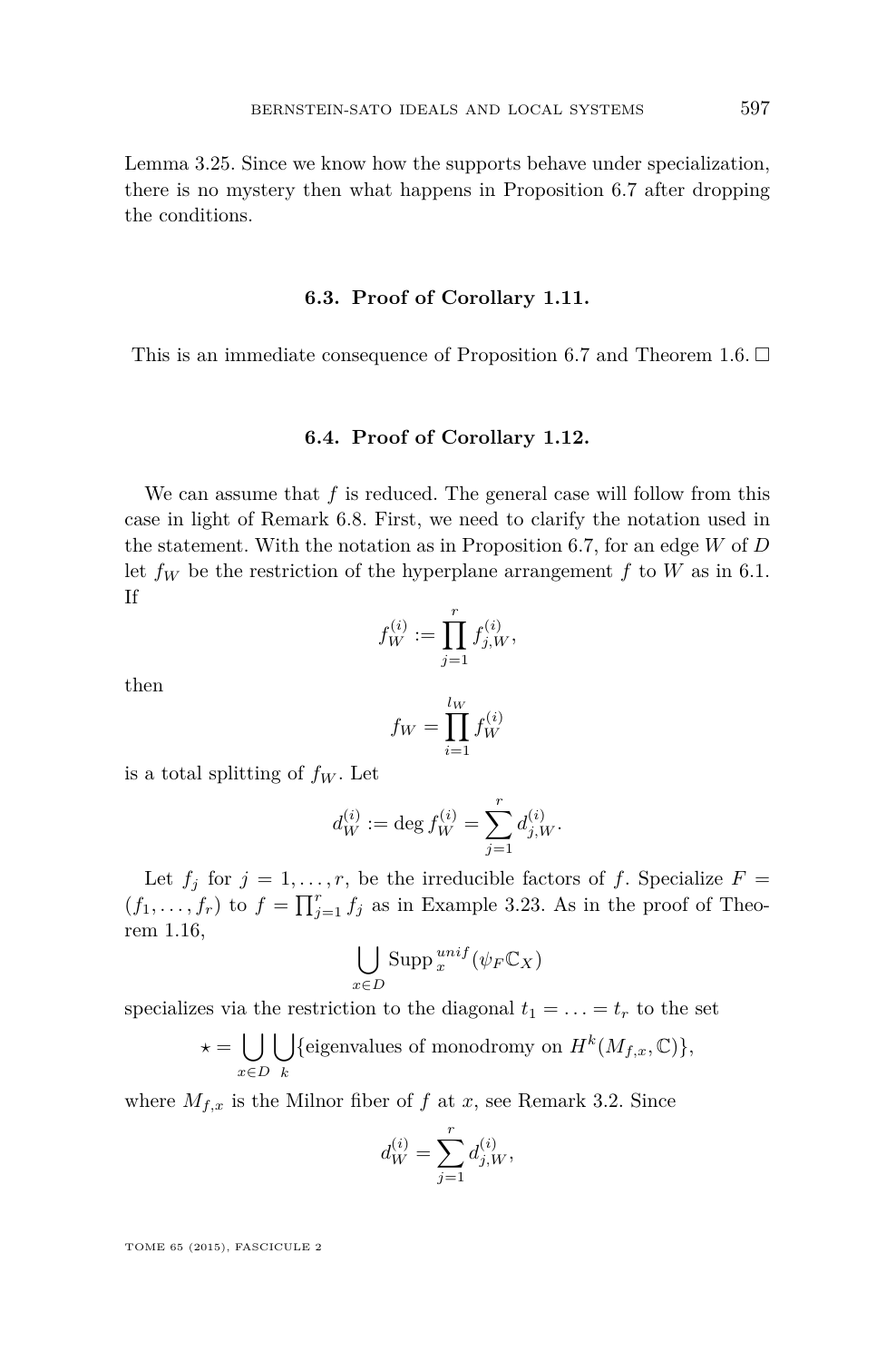Lemma 3.25. Since we know how the supports behave under specialization, there is no mystery then what happens in Proposition 6.7 after dropping the conditions.

### 6.3. Proof of Corollary 1.11.

This is an immediate consequence of Proposition 6.7 and Theorem 1.6. □

### 6.4. Proof of Corollary 1.12.

We can assume that $f$ is reduced. The general case will follow from this case in light of Remark 6.8. First, we need to clarify the notation used in the statement. With the notation as in Proposition 6.7, for an edge $W$ of $D$ let $f_W$ be the restriction of the hyperplane arrangement $f$ to $W$ as in 6.1. If

$$f_W^{(i)} := \prod_{j=1}^{r} f_{j,W}^{(i)},$$

then

$$f_W = \prod_{i=1}^{l_W} f_W^{(i)}$$

is a total splitting of $f_W$. Let

$$d_W^{(i)} := \deg f_W^{(i)} = \sum_{j=1}^{r} d_{j,W}^{(i)}.$$

Let $f_j$ for $j = 1, \dots, r$, be the irreducible factors of $f$. Specialize $F = (f_1, \dots, f_r)$ to $f = \prod_{j=1}^{r} f_j$ as in Example 3.23. As in the proof of Theorem 1.16,

$$\bigcup_{x \in D} \operatorname{Supp}_x^{unif}(\psi_F \mathbb{C}_X)$$

specializes via the restriction to the diagonal $t_1 = \ldots = t_r$ to the set

$$\star = \bigcup_{x \in D} \bigcup_{k} \{\text{eigenvalues of monodromy on } H^k(M_{f,x}, \mathbb{C})\},$$

where $M_{f,x}$ is the Milnor fiber of $f$ at $x$, see Remark 3.2. Since

$$d_W^{(i)} = \sum_{j=1}^{r} d_{j,W}^{(i)},$$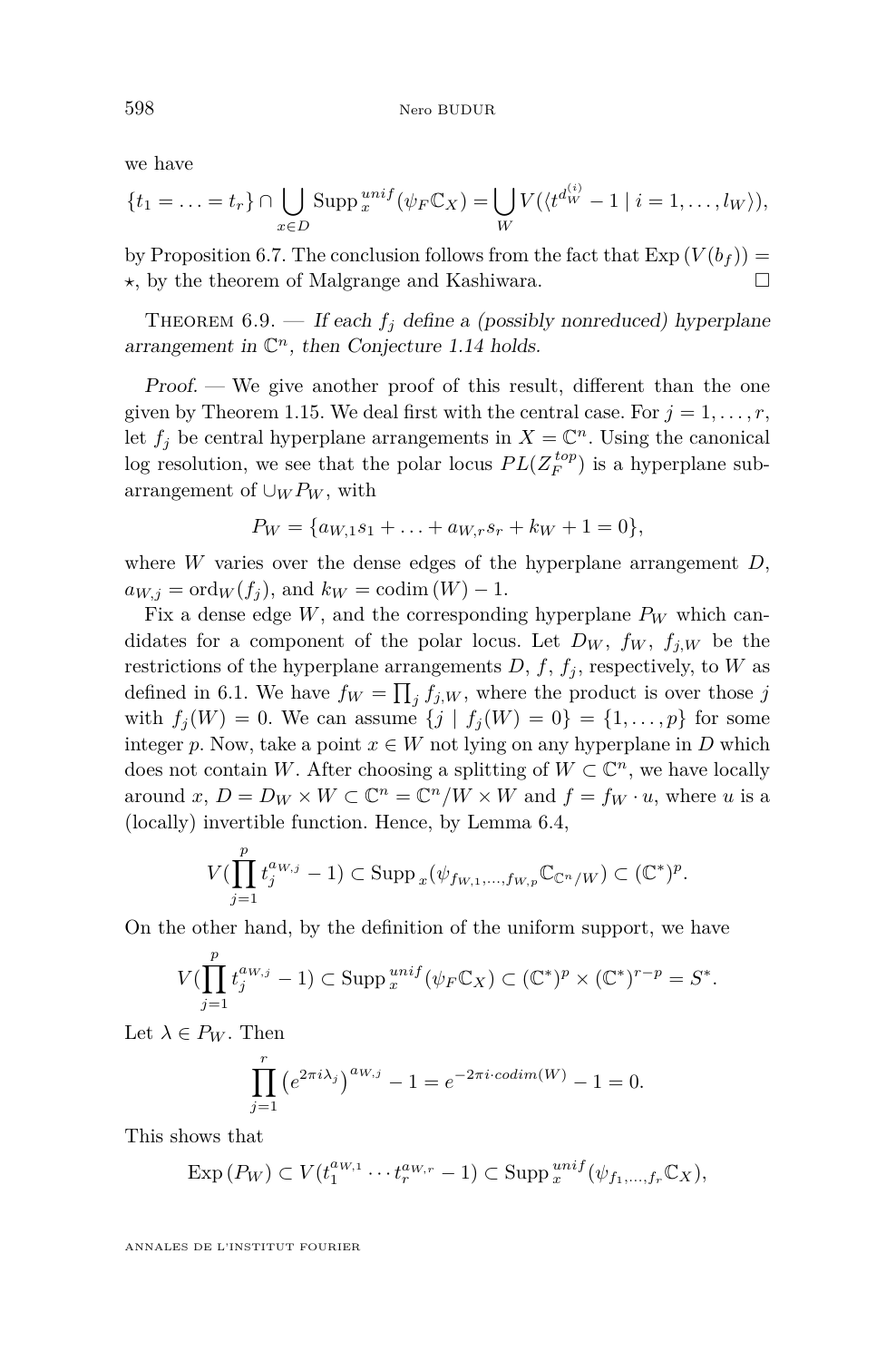we have

$$\{t_1 = \ldots = t_r\} \cap \bigcup_{x\in D} \operatorname{Supp}_x^{unif}(\psi_F \mathbb{C}_X) = \bigcup_W V(\langle t^{d_W^{(i)}} - 1 \mid i = 1, \ldots, l_W \rangle),$$

by Proposition 6.7. The conclusion follows from the fact that $\operatorname{Exp}(V(b_f)) = \star$, by the theorem of Malgrange and Kashiwara. □

Theorem 6.9. — *If each $f_j$ define a (possibly nonreduced) hyperplane arrangement in $\mathbb{C}^n$, then Conjecture 1.14 holds.*

*Proof.* — We give another proof of this result, different than the one given by Theorem 1.15. We deal first with the central case. For $j = 1, \ldots, r$, let $f_j$ be central hyperplane arrangements in $X = \mathbb{C}^n$. Using the canonical log resolution, we see that the polar locus $PL(Z_F^{top})$ is a hyperplane subarrangement of $\cup_W P_W$, with

$$P_W = \{a_{W,1}s_1 + \ldots + a_{W,r}s_r + k_W + 1 = 0\},$$

where $W$ varies over the dense edges of the hyperplane arrangement $D$, $a_{W,j} = \operatorname{ord}_W(f_j)$, and $k_W = \operatorname{codim}(W) - 1$.

Fix a dense edge $W$, and the corresponding hyperplane $P_W$ which candidates for a component of the polar locus. Let $D_W$, $f_W$, $f_{j,W}$ be the restrictions of the hyperplane arrangements $D$, $f$, $f_j$, respectively, to $W$ as defined in 6.1. We have $f_W = \prod_j f_{j,W}$, where the product is over those $j$ with $f_j(W) = 0$. We can assume $\{j \mid f_j(W) = 0\} = \{1, \ldots, p\}$ for some integer $p$. Now, take a point $x \in W$ not lying on any hyperplane in $D$ which does not contain $W$. After choosing a splitting of $W \subset \mathbb{C}^n$, we have locally around $x$, $D = D_W \times W \subset \mathbb{C}^n = \mathbb{C}^n/W \times W$ and $f = f_W \cdot u$, where $u$ is a (locally) invertible function. Hence, by Lemma 6.4,

$$V(\prod_{j=1}^{p} t_j^{a_{W,j}} - 1) \subset \operatorname{Supp}_x(\psi_{f_{W,1},\ldots,f_{W,p}} \mathbb{C}_{\mathbb{C}^n/W}) \subset (\mathbb{C}^*)^p.$$

On the other hand, by the definition of the uniform support, we have

$$V(\prod_{j=1}^{p} t_j^{a_{W,j}} - 1) \subset \operatorname{Supp}_x^{unif}(\psi_F \mathbb{C}_X) \subset (\mathbb{C}^*)^p \times (\mathbb{C}^*)^{r-p} = S^*.$$

Let $\lambda \in P_W$. Then

$$\prod_{j=1}^{r} \left(e^{2\pi i \lambda_j}\right)^{a_{W,j}} - 1 = e^{-2\pi i \cdot codim(W)} - 1 = 0.$$

This shows that

$$\operatorname{Exp}(P_W) \subset V(t_1^{a_{W,1}} \cdots t_r^{a_{W,r}} - 1) \subset \operatorname{Supp}_x^{unif}(\psi_{f_1,\ldots,f_r} \mathbb{C}_X),$$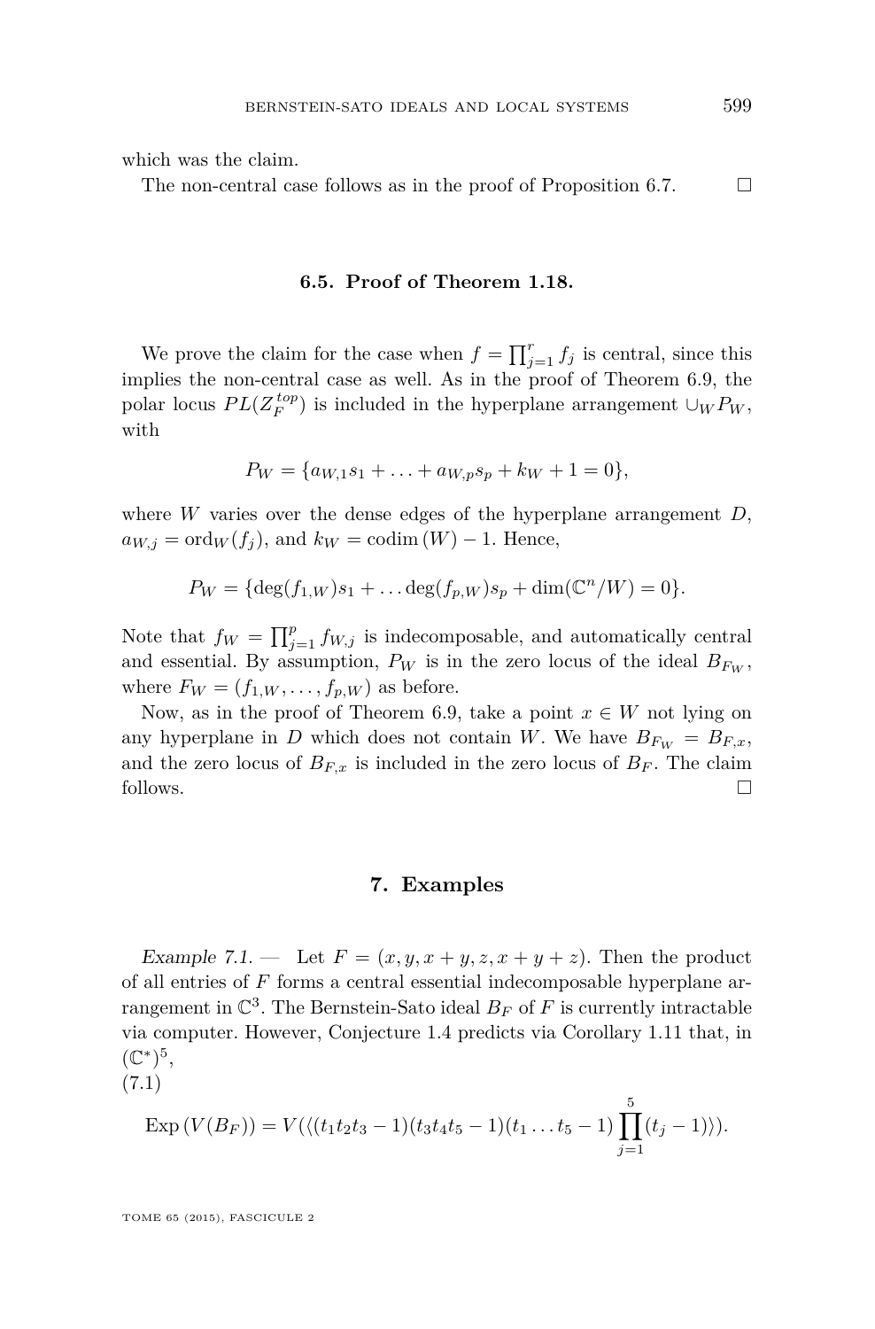which was the claim.

The non-central case follows as in the proof of Proposition 6.7. $\square$

### 6.5. Proof of Theorem 1.18.

We prove the claim for the case when $f = \prod_{j=1}^{r} f_j$ is central, since this implies the non-central case as well. As in the proof of Theorem 6.9, the polar locus $PL(Z_F^{top})$ is included in the hyperplane arrangement $\cup_W P_W$, with

$$P_W = \{a_{W,1}s_1 + \ldots + a_{W,p}s_p + k_W + 1 = 0\},$$

where $W$ varies over the dense edges of the hyperplane arrangement $D$, $a_{W,j} = \mathrm{ord}_W(f_j)$, and $k_W = \mathrm{codim}\,(W) - 1$. Hence,

$$P_W = \{\deg(f_{1,W})s_1 + \ldots \deg(f_{p,W})s_p + \dim(\mathbb{C}^n/W) = 0\}.$$

Note that $f_W = \prod_{j=1}^{p} f_{W,j}$ is indecomposable, and automatically central and essential. By assumption, $P_W$ is in the zero locus of the ideal $B_{F_W}$, where $F_W = (f_{1,W}, \ldots, f_{p,W})$ as before.

Now, as in the proof of Theorem 6.9, take a point $x \in W$ not lying on any hyperplane in $D$ which does not contain $W$. We have $B_{F_W} = B_{F,x}$, and the zero locus of $B_{F,x}$ is included in the zero locus of $B_F$. The claim follows. $\square$

## 7. Examples

*Example 7.1.* — Let $F = (x, y, x+y, z, x+y+z)$. Then the product of all entries of $F$ forms a central essential indecomposable hyperplane arrangement in $\mathbb{C}^3$. The Bernstein-Sato ideal $B_F$ of $F$ is currently intractable via computer. However, Conjecture 1.4 predicts via Corollary 1.11 that, in $(\mathbb{C}^*)^5$,

(7.1)
$$\mathrm{Exp}\,(V(B_F)) = V(\langle (t_1t_2t_3 - 1)(t_3t_4t_5 - 1)(t_1 \ldots t_5 - 1)\prod_{j=1}^{5}(t_j - 1)\rangle).$$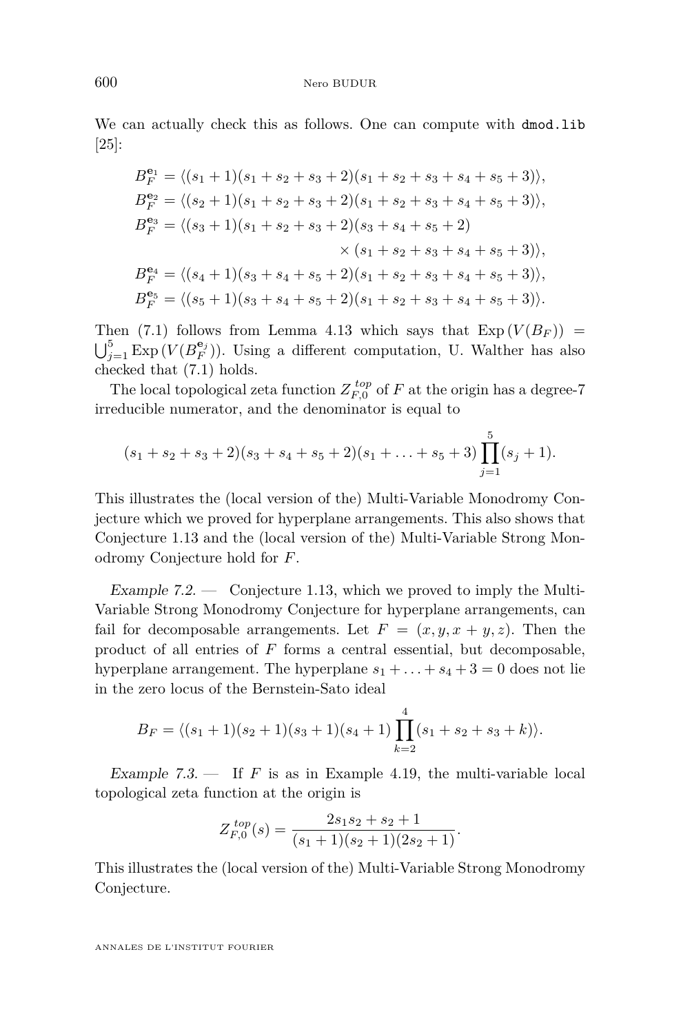We can actually check this as follows. One can compute with `dmod.lib` [25]:

$$
\begin{aligned}
B_F^{\mathbf{e}_1} &= \langle (s_1+1)(s_1+s_2+s_3+2)(s_1+s_2+s_3+s_4+s_5+3)\rangle,\\
B_F^{\mathbf{e}_2} &= \langle (s_2+1)(s_1+s_2+s_3+2)(s_1+s_2+s_3+s_4+s_5+3)\rangle,\\
B_F^{\mathbf{e}_3} &= \langle (s_3+1)(s_1+s_2+s_3+2)(s_3+s_4+s_5+2)\\
&\qquad\qquad\qquad\qquad \times (s_1+s_2+s_3+s_4+s_5+3)\rangle,\\
B_F^{\mathbf{e}_4} &= \langle (s_4+1)(s_3+s_4+s_5+2)(s_1+s_2+s_3+s_4+s_5+3)\rangle,\\
B_F^{\mathbf{e}_5} &= \langle (s_5+1)(s_3+s_4+s_5+2)(s_1+s_2+s_3+s_4+s_5+3)\rangle.
\end{aligned}
$$

Then (7.1) follows from Lemma 4.13 which says that $\operatorname{Exp}(V(B_F)) = \bigcup_{j=1}^{5}\operatorname{Exp}(V(B_F^{\mathbf{e}_j}))$. Using a different computation, U. Walther has also checked that (7.1) holds.

The local topological zeta function $Z_{F,0}^{top}$ of $F$ at the origin has a degree-7 irreducible numerator, and the denominator is equal to

$$
(s_1+s_2+s_3+2)(s_3+s_4+s_5+2)(s_1+\ldots+s_5+3)\prod_{j=1}^{5}(s_j+1).
$$

This illustrates the (local version of the) Multi-Variable Monodromy Conjecture which we proved for hyperplane arrangements. This also shows that Conjecture 1.13 and the (local version of the) Multi-Variable Strong Monodromy Conjecture hold for $F$.

*Example 7.2.* — Conjecture 1.13, which we proved to imply the Multi-Variable Strong Monodromy Conjecture for hyperplane arrangements, can fail for decomposable arrangements. Let $F = (x, y, x+y, z)$. Then the product of all entries of $F$ forms a central essential, but decomposable, hyperplane arrangement. The hyperplane $s_1+\ldots+s_4+3=0$ does not lie in the zero locus of the Bernstein-Sato ideal

$$
B_F = \langle (s_1+1)(s_2+1)(s_3+1)(s_4+1)\prod_{k=2}^{4}(s_1+s_2+s_3+k)\rangle.
$$

*Example 7.3.* — If $F$ is as in Example 4.19, the multi-variable local topological zeta function at the origin is

$$
Z_{F,0}^{top}(s) = \frac{2s_1s_2+s_2+1}{(s_1+1)(s_2+1)(2s_2+1)}.
$$

This illustrates the (local version of the) Multi-Variable Strong Monodromy Conjecture.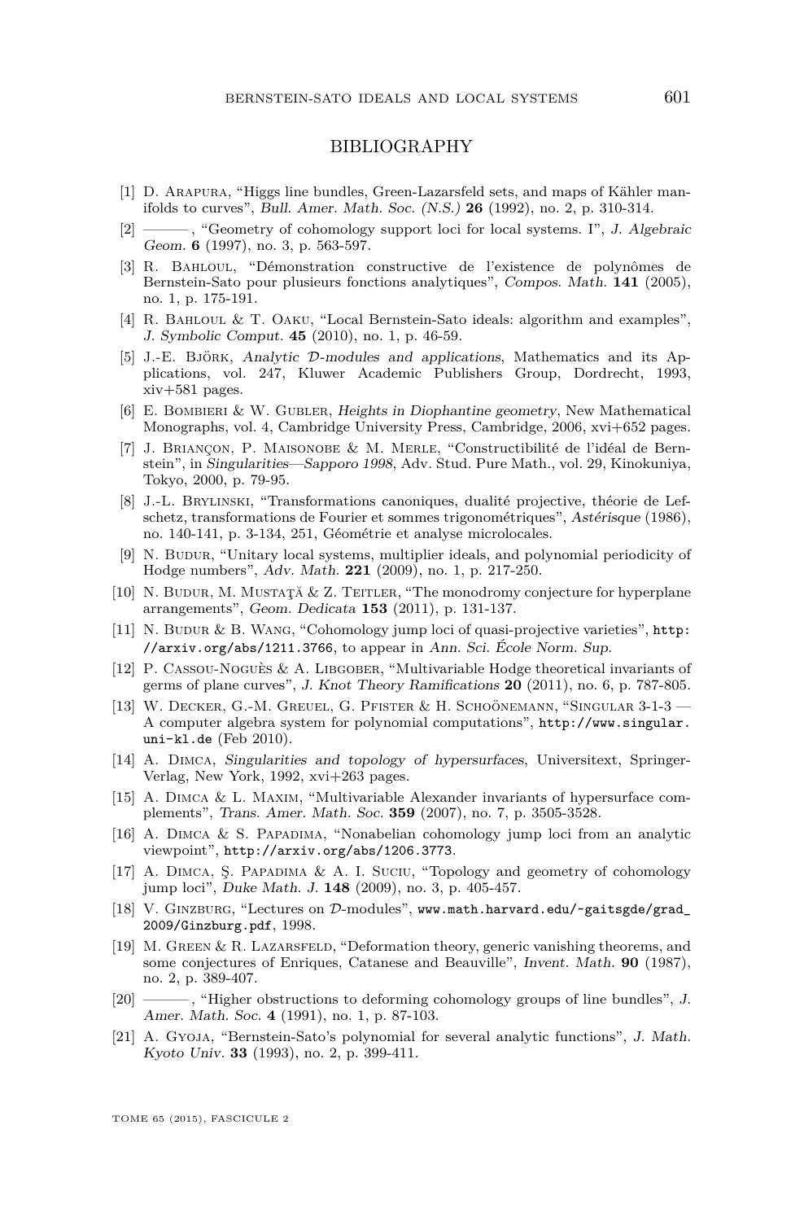# BIBLIOGRAPHY

[1] D. Arapura, "Higgs line bundles, Green-Lazarsfeld sets, and maps of Kähler manifolds to curves", *Bull. Amer. Math. Soc. (N.S.)* **26** (1992), no. 2, p. 310-314.

[2] ———, "Geometry of cohomology support loci for local systems. I", *J. Algebraic Geom.* **6** (1997), no. 3, p. 563-597.

[3] R. Bahloul, "Démonstration constructive de l'existence de polynômes de Bernstein-Sato pour plusieurs fonctions analytiques", *Compos. Math.* **141** (2005), no. 1, p. 175-191.

[4] R. Bahloul & T. Oaku, "Local Bernstein-Sato ideals: algorithm and examples", *J. Symbolic Comput.* **45** (2010), no. 1, p. 46-59.

[5] J.-E. Björk, *Analytic $\mathcal{D}$-modules and applications*, Mathematics and its Applications, vol. 247, Kluwer Academic Publishers Group, Dordrecht, 1993, xiv+581 pages.

[6] E. Bombieri & W. Gubler, *Heights in Diophantine geometry*, New Mathematical Monographs, vol. 4, Cambridge University Press, Cambridge, 2006, xvi+652 pages.

[7] J. Briançon, P. Maisonobe & M. Merle, "Constructibilité de l'idéal de Bernstein", in *Singularities—Sapporo 1998*, Adv. Stud. Pure Math., vol. 29, Kinokuniya, Tokyo, 2000, p. 79-95.

[8] J.-L. Brylinski, "Transformations canoniques, dualité projective, théorie de Lefschetz, transformations de Fourier et sommes trigonométriques", *Astérisque* (1986), no. 140-141, p. 3-134, 251, Géométrie et analyse microlocales.

[9] N. Budur, "Unitary local systems, multiplier ideals, and polynomial periodicity of Hodge numbers", *Adv. Math.* **221** (2009), no. 1, p. 217-250.

[10] N. Budur, M. Mustaţă & Z. Teitler, "The monodromy conjecture for hyperplane arrangements", *Geom. Dedicata* **153** (2011), p. 131-137.

[11] N. Budur & B. Wang, "Cohomology jump loci of quasi-projective varieties", http://arxiv.org/abs/1211.3766, to appear in *Ann. Sci. École Norm. Sup.*

[12] P. Cassou-Noguès & A. Libgober, "Multivariable Hodge theoretical invariants of germs of plane curves", *J. Knot Theory Ramifications* **20** (2011), no. 6, p. 787-805.

[13] W. Decker, G.-M. Greuel, G. Pfister & H. Schoönemann, "Singular 3-1-3 — A computer algebra system for polynomial computations", http://www.singular.uni-kl.de (Feb 2010).

[14] A. Dimca, *Singularities and topology of hypersurfaces*, Universitext, Springer-Verlag, New York, 1992, xvi+263 pages.

[15] A. Dimca & L. Maxim, "Multivariable Alexander invariants of hypersurface complements", *Trans. Amer. Math. Soc.* **359** (2007), no. 7, p. 3505-3528.

[16] A. Dimca & S. Papadima, "Nonabelian cohomology jump loci from an analytic viewpoint", http://arxiv.org/abs/1206.3773.

[17] A. Dimca, Ş. Papadima & A. I. Suciu, "Topology and geometry of cohomology jump loci", *Duke Math. J.* **148** (2009), no. 3, p. 405-457.

[18] V. Ginzburg, "Lectures on $\mathcal{D}$-modules", www.math.harvard.edu/~gaitsgde/grad_2009/Ginzburg.pdf, 1998.

[19] M. Green & R. Lazarsfeld, "Deformation theory, generic vanishing theorems, and some conjectures of Enriques, Catanese and Beauville", *Invent. Math.* **90** (1987), no. 2, p. 389-407.

[20] ———, "Higher obstructions to deforming cohomology groups of line bundles", *J. Amer. Math. Soc.* **4** (1991), no. 1, p. 87-103.

[21] A. Gyoja, "Bernstein-Sato's polynomial for several analytic functions", *J. Math. Kyoto Univ.* **33** (1993), no. 2, p. 399-411.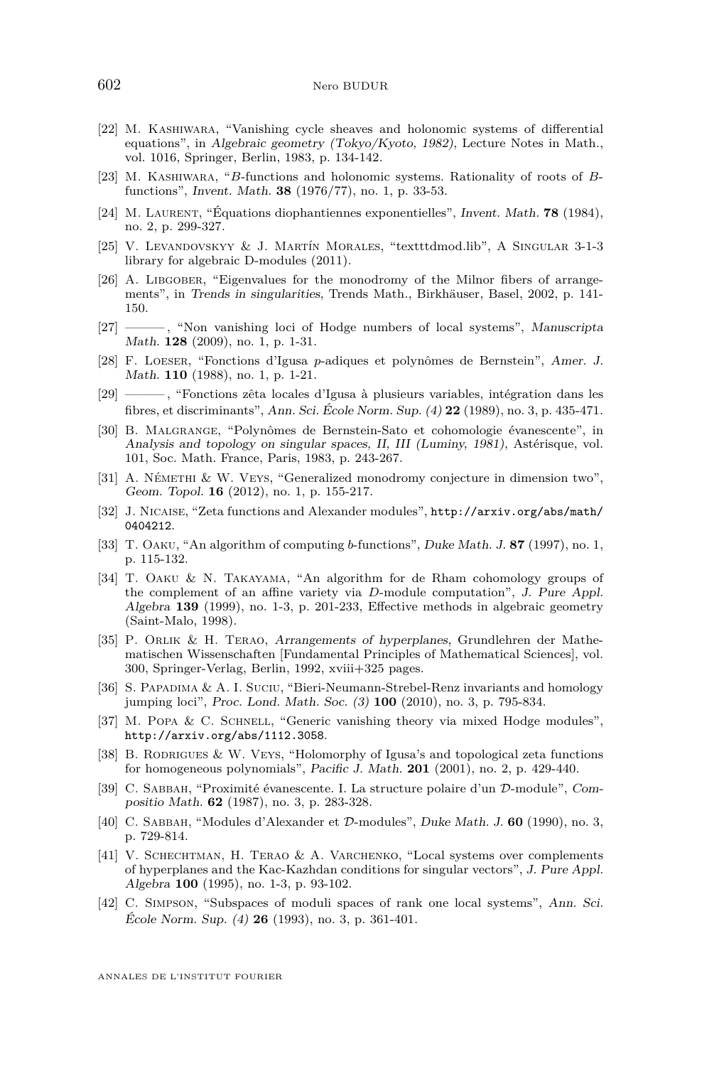[22] M. Kashiwara, "Vanishing cycle sheaves and holonomic systems of differential equations", in *Algebraic geometry (Tokyo/Kyoto, 1982)*, Lecture Notes in Math., vol. 1016, Springer, Berlin, 1983, p. 134-142.

[23] M. Kashiwara, "$B$-functions and holonomic systems. Rationality of roots of $B$-functions", *Invent. Math.* **38** (1976/77), no. 1, p. 33-53.

[24] M. Laurent, "Équations diophantiennes exponentielles", *Invent. Math.* **78** (1984), no. 2, p. 299-327.

[25] V. Levandovskyy & J. Martín Morales, "texttdmod.lib", A Singular 3-1-3 library for algebraic D-modules (2011).

[26] A. Libgober, "Eigenvalues for the monodromy of the Milnor fibers of arrangements", in *Trends in singularities*, Trends Math., Birkhäuser, Basel, 2002, p. 141-150.

[27] ———, "Non vanishing loci of Hodge numbers of local systems", *Manuscripta Math.* **128** (2009), no. 1, p. 1-31.

[28] F. Loeser, "Fonctions d'Igusa $p$-adiques et polynômes de Bernstein", *Amer. J. Math.* **110** (1988), no. 1, p. 1-21.

[29] ———, "Fonctions zêta locales d'Igusa à plusieurs variables, intégration dans les fibres, et discriminants", *Ann. Sci. École Norm. Sup. (4)* **22** (1989), no. 3, p. 435-471.

[30] B. Malgrange, "Polynômes de Bernstein-Sato et cohomologie évanescente", in *Analysis and topology on singular spaces, II, III (Luminy, 1981)*, Astérisque, vol. 101, Soc. Math. France, Paris, 1983, p. 243-267.

[31] A. Némethi & W. Veys, "Generalized monodromy conjecture in dimension two", *Geom. Topol.* **16** (2012), no. 1, p. 155-217.

[32] J. Nicaise, "Zeta functions and Alexander modules", http://arxiv.org/abs/math/0404212.

[33] T. Oaku, "An algorithm of computing $b$-functions", *Duke Math. J.* **87** (1997), no. 1, p. 115-132.

[34] T. Oaku & N. Takayama, "An algorithm for de Rham cohomology groups of the complement of an affine variety via $D$-module computation", *J. Pure Appl. Algebra* **139** (1999), no. 1-3, p. 201-233, Effective methods in algebraic geometry (Saint-Malo, 1998).

[35] P. Orlik & H. Terao, *Arrangements of hyperplanes*, Grundlehren der Mathematischen Wissenschaften [Fundamental Principles of Mathematical Sciences], vol. 300, Springer-Verlag, Berlin, 1992, xviii+325 pages.

[36] S. Papadima & A. I. Suciu, "Bieri-Neumann-Strebel-Renz invariants and homology jumping loci", *Proc. Lond. Math. Soc. (3)* **100** (2010), no. 3, p. 795-834.

[37] M. Popa & C. Schnell, "Generic vanishing theory via mixed Hodge modules", http://arxiv.org/abs/1112.3058.

[38] B. Rodrigues & W. Veys, "Holomorphy of Igusa's and topological zeta functions for homogeneous polynomials", *Pacific J. Math.* **201** (2001), no. 2, p. 429-440.

[39] C. Sabbah, "Proximité évanescente. I. La structure polaire d'un $\mathcal{D}$-module", *Compositio Math.* **62** (1987), no. 3, p. 283-328.

[40] C. Sabbah, "Modules d'Alexander et $\mathcal{D}$-modules", *Duke Math. J.* **60** (1990), no. 3, p. 729-814.

[41] V. Schechtman, H. Terao & A. Varchenko, "Local systems over complements of hyperplanes and the Kac-Kazhdan conditions for singular vectors", *J. Pure Appl. Algebra* **100** (1995), no. 1-3, p. 93-102.

[42] C. Simpson, "Subspaces of moduli spaces of rank one local systems", *Ann. Sci. École Norm. Sup. (4)* **26** (1993), no. 3, p. 361-401.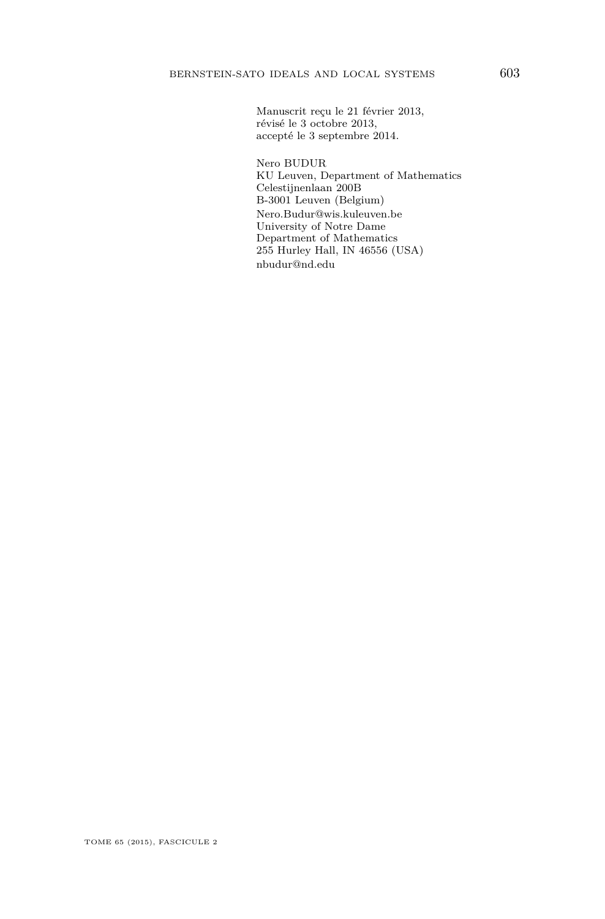Manuscrit reçu le 21 février 2013,
révisé le 3 octobre 2013,
accepté le 3 septembre 2014.

Nero BUDUR
KU Leuven, Department of Mathematics
Celestijnenlaan 200B
B-3001 Leuven (Belgium)
Nero.Budur@wis.kuleuven.be
University of Notre Dame
Department of Mathematics
255 Hurley Hall, IN 46556 (USA)
nbudur@nd.edu